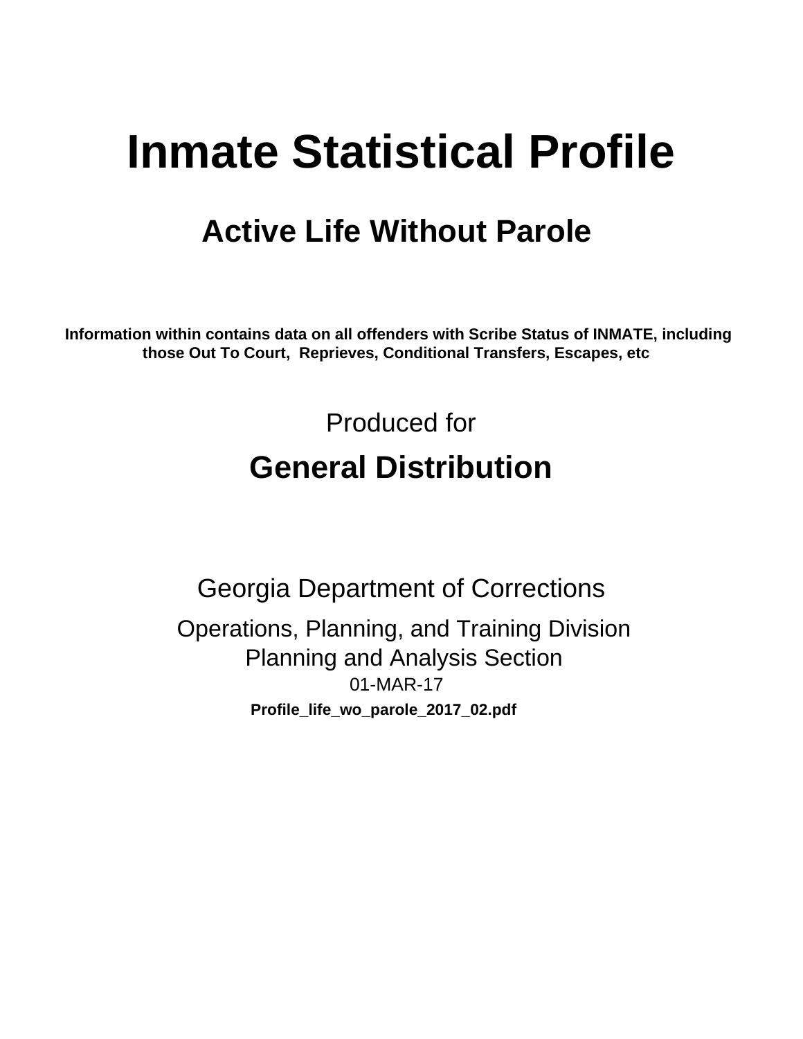# Inmate Statistical Profile

## Active Life Without Parole

**Information within contains data on all offenders with Scribe Status of INMATE, including those Out To Court, Reprieves, Conditional Transfers, Escapes, etc**

Produced for

## General Distribution

Georgia Department of Corrections

Operations, Planning, and Training Division
Planning and Analysis Section
01-MAR-17

**Profile_life_wo_parole_2017_02.pdf**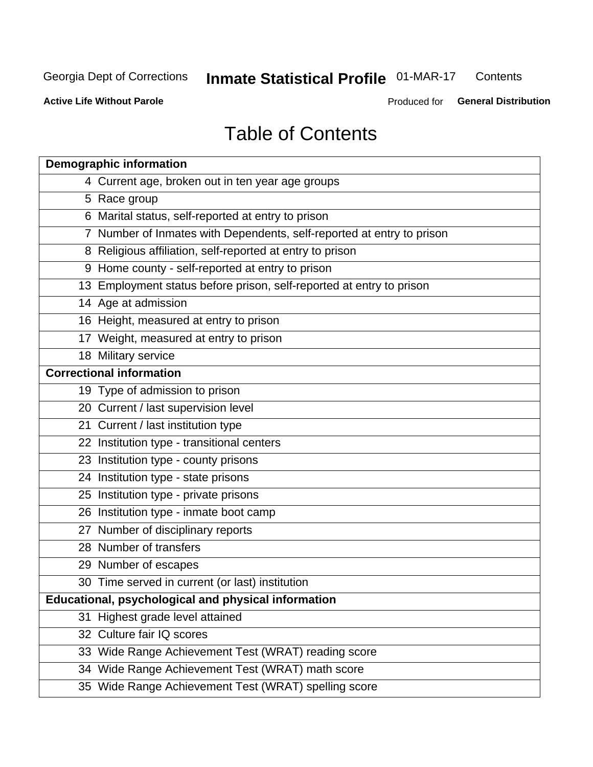Georgia Dept of Corrections **Inmate Statistical Profile** 01-MAR-17 Contents

**Active Life Without Parole** Produced for **General Distribution**

# Table of Contents

| **Demographic information** | |
|---|---|
| 4 | Current age, broken out in ten year age groups |
| 5 | Race group |
| 6 | Marital status, self-reported at entry to prison |
| 7 | Number of Inmates with Dependents, self-reported at entry to prison |
| 8 | Religious affiliation, self-reported at entry to prison |
| 9 | Home county - self-reported at entry to prison |
| 13 | Employment status before prison, self-reported at entry to prison |
| 14 | Age at admission |
| 16 | Height, measured at entry to prison |
| 17 | Weight, measured at entry to prison |
| 18 | Military service |
| **Correctional information** | |
| 19 | Type of admission to prison |
| 20 | Current / last supervision level |
| 21 | Current / last institution type |
| 22 | Institution type - transitional centers |
| 23 | Institution type - county prisons |
| 24 | Institution type - state prisons |
| 25 | Institution type - private prisons |
| 26 | Institution type - inmate boot camp |
| 27 | Number of disciplinary reports |
| 28 | Number of transfers |
| 29 | Number of escapes |
| 30 | Time served in current (or last) institution |
| **Educational, psychological and physical information** | |
| 31 | Highest grade level attained |
| 32 | Culture fair IQ scores |
| 33 | Wide Range Achievement Test (WRAT) reading score |
| 34 | Wide Range Achievement Test (WRAT) math score |
| 35 | Wide Range Achievement Test (WRAT) spelling score |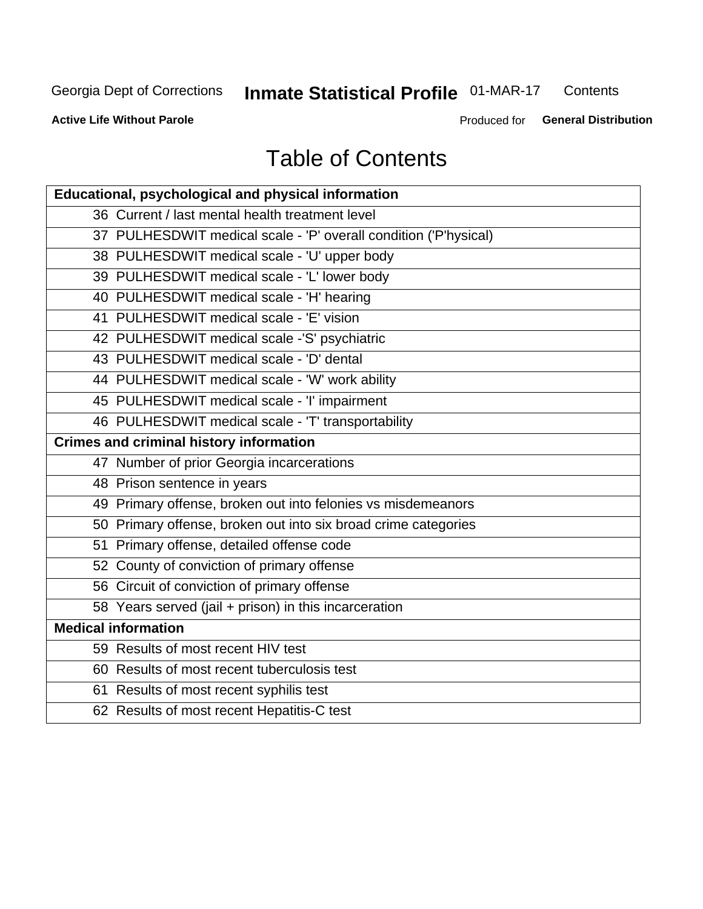# Table of Contents

| Educational, psychological and physical information |
|---|
| 36 Current / last mental health treatment level |
| 37 PULHESDWIT medical scale - 'P' overall condition ('P'hysical) |
| 38 PULHESDWIT medical scale - 'U' upper body |
| 39 PULHESDWIT medical scale - 'L' lower body |
| 40 PULHESDWIT medical scale - 'H' hearing |
| 41 PULHESDWIT medical scale - 'E' vision |
| 42 PULHESDWIT medical scale -'S' psychiatric |
| 43 PULHESDWIT medical scale - 'D' dental |
| 44 PULHESDWIT medical scale - 'W' work ability |
| 45 PULHESDWIT medical scale - 'I' impairment |
| 46 PULHESDWIT medical scale - 'T' transportability |
| **Crimes and criminal history information** |
| 47 Number of prior Georgia incarcerations |
| 48 Prison sentence in years |
| 49 Primary offense, broken out into felonies vs misdemeanors |
| 50 Primary offense, broken out into six broad crime categories |
| 51 Primary offense, detailed offense code |
| 52 County of conviction of primary offense |
| 56 Circuit of conviction of primary offense |
| 58 Years served (jail + prison) in this incarceration |
| **Medical information** |
| 59 Results of most recent HIV test |
| 60 Results of most recent tuberculosis test |
| 61 Results of most recent syphilis test |
| 62 Results of most recent Hepatitis-C test |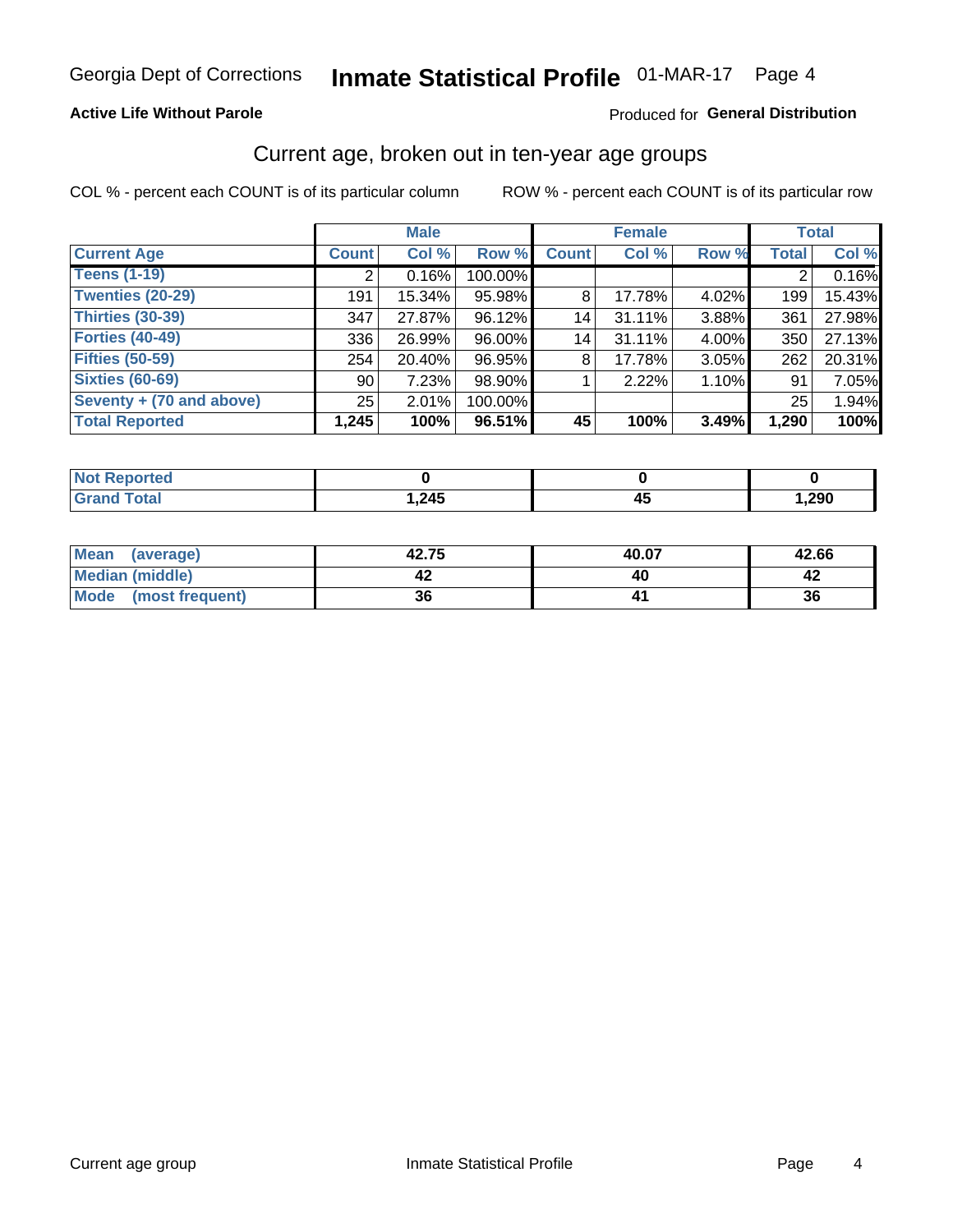Georgia Dept of Corrections **Inmate Statistical Profile** 01-MAR-17

**Active Life Without Parole**

Produced for **General Distribution**

## Current age, broken out in ten-year age groups

COL % - percent each COUNT is of its particular column

ROW % - percent each COUNT is of its particular row

| | Male | | | Female | | | Total | |
|---|---|---|---|---|---|---|---|---|
| **Current Age** | **Count** | **Col %** | **Row %** | **Count** | **Col %** | **Row %** | **Total** | **Col %** |
| **Teens (1-19)** | 2 | 0.16% | 100.00% | | | | 2 | 0.16% |
| **Twenties (20-29)** | 191 | 15.34% | 95.98% | 8 | 17.78% | 4.02% | 199 | 15.43% |
| **Thirties (30-39)** | 347 | 27.87% | 96.12% | 14 | 31.11% | 3.88% | 361 | 27.98% |
| **Forties (40-49)** | 336 | 26.99% | 96.00% | 14 | 31.11% | 4.00% | 350 | 27.13% |
| **Fifties (50-59)** | 254 | 20.40% | 96.95% | 8 | 17.78% | 3.05% | 262 | 20.31% |
| **Sixties (60-69)** | 90 | 7.23% | 98.90% | 1 | 2.22% | 1.10% | 91 | 7.05% |
| **Seventy + (70 and above)** | 25 | 2.01% | 100.00% | | | | 25 | 1.94% |
| **Total Reported** | **1,245** | **100%** | **96.51%** | **45** | **100%** | **3.49%** | **1,290** | **100%** |

| | Male | Female | Total |
|---|---|---|---|
| **Not Reported** | **0** | **0** | **0** |
| **Grand Total** | **1,245** | **45** | **1,290** |

| | Male | Female | Total |
|---|---|---|---|
| **Mean (average)** | **42.75** | **40.07** | **42.66** |
| **Median (middle)** | **42** | **40** | **42** |
| **Mode (most frequent)** | **36** | **41** | **36** |

Current age group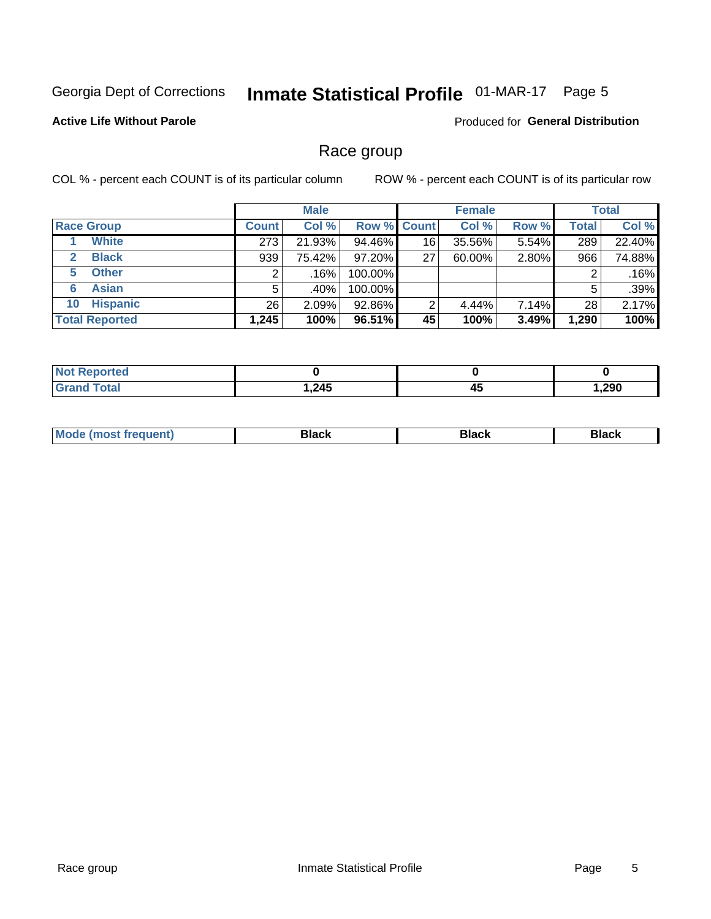Georgia Dept of Corrections **Inmate Statistical Profile** 01-MAR-17 Page 5

**Active Life Without Parole**

Produced for **General Distribution**

## Race group

COL % - percent each COUNT is of its particular column

ROW % - percent each COUNT is of its particular row

| | Male | | | Female | | | Total | |
|---|---|---|---|---|---|---|---|---|
| **Race Group** | **Count** | **Col %** | **Row %** | **Count** | **Col %** | **Row %** | **Total** | **Col %** |
| 1 **White** | 273 | 21.93% | 94.46% | 16 | 35.56% | 5.54% | 289 | 22.40% |
| 2 **Black** | 939 | 75.42% | 97.20% | 27 | 60.00% | 2.80% | 966 | 74.88% |
| 5 **Other** | 2 | .16% | 100.00% | | | | 2 | .16% |
| 6 **Asian** | 5 | .40% | 100.00% | | | | 5 | .39% |
| 10 **Hispanic** | 26 | 2.09% | 92.86% | 2 | 4.44% | 7.14% | 28 | 2.17% |
| **Total Reported** | **1,245** | **100%** | **96.51%** | **45** | **100%** | **3.49%** | **1,290** | **100%** |

| | Male | Female | Total |
|---|---|---|---|
| **Not Reported** | **0** | **0** | **0** |
| **Grand Total** | **1,245** | **45** | **1,290** |

| | Male | Female | Total |
|---|---|---|---|
| **Mode (most frequent)** | **Black** | **Black** | **Black** |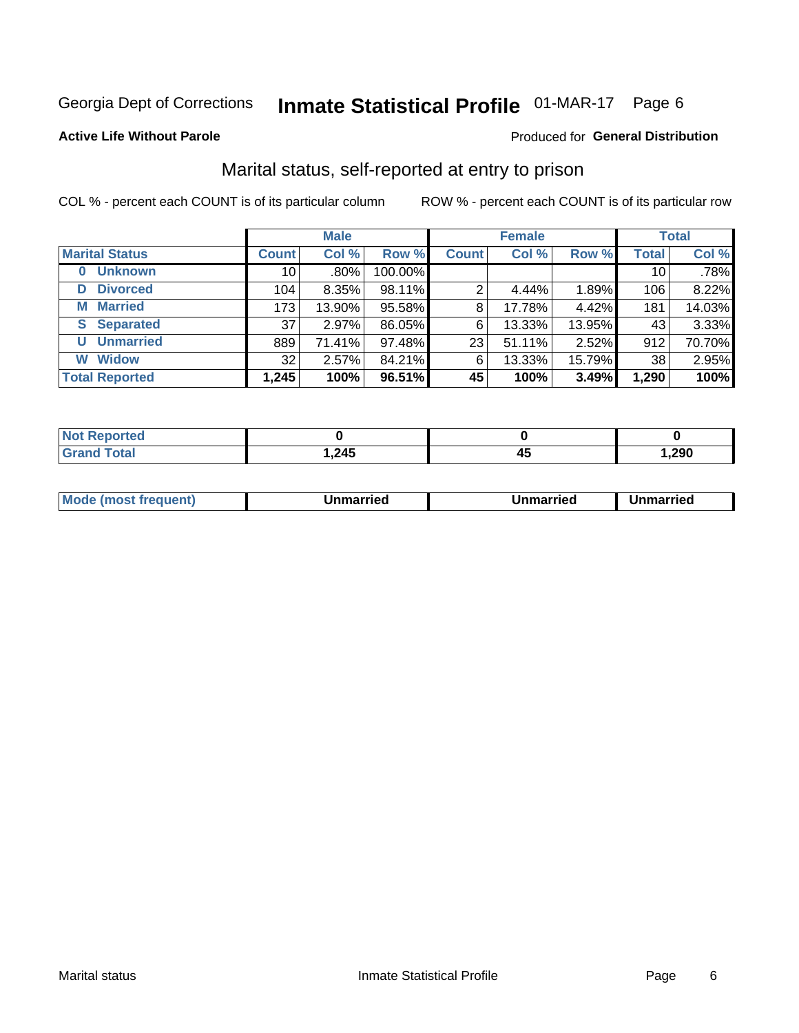Georgia Dept of Corrections **Inmate Statistical Profile** 01-MAR-17 Page 6

**Active Life Without Parole**

Produced for **General Distribution**

## Marital status, self-reported at entry to prison

COL % - percent each COUNT is of its particular column

ROW % - percent each COUNT is of its particular row

| | Male | | | Female | | | Total | |
|---|---|---|---|---|---|---|---|---|
| **Marital Status** | **Count** | **Col %** | **Row %** | **Count** | **Col %** | **Row %** | **Total** | **Col %** |
| **0 Unknown** | 10 | .80% | 100.00% | | | | 10 | .78% |
| **D Divorced** | 104 | 8.35% | 98.11% | 2 | 4.44% | 1.89% | 106 | 8.22% |
| **M Married** | 173 | 13.90% | 95.58% | 8 | 17.78% | 4.42% | 181 | 14.03% |
| **S Separated** | 37 | 2.97% | 86.05% | 6 | 13.33% | 13.95% | 43 | 3.33% |
| **U Unmarried** | 889 | 71.41% | 97.48% | 23 | 51.11% | 2.52% | 912 | 70.70% |
| **W Widow** | 32 | 2.57% | 84.21% | 6 | 13.33% | 15.79% | 38 | 2.95% |
| **Total Reported** | **1,245** | **100%** | **96.51%** | **45** | **100%** | **3.49%** | **1,290** | **100%** |

| | Male | Female | Total |
|---|---|---|---|
| **Not Reported** | **0** | **0** | **0** |
| **Grand Total** | **1,245** | **45** | **1,290** |

| | Male | Female | Total |
|---|---|---|---|
| **Mode (most frequent)** | **Unmarried** | **Unmarried** | **Unmarried** |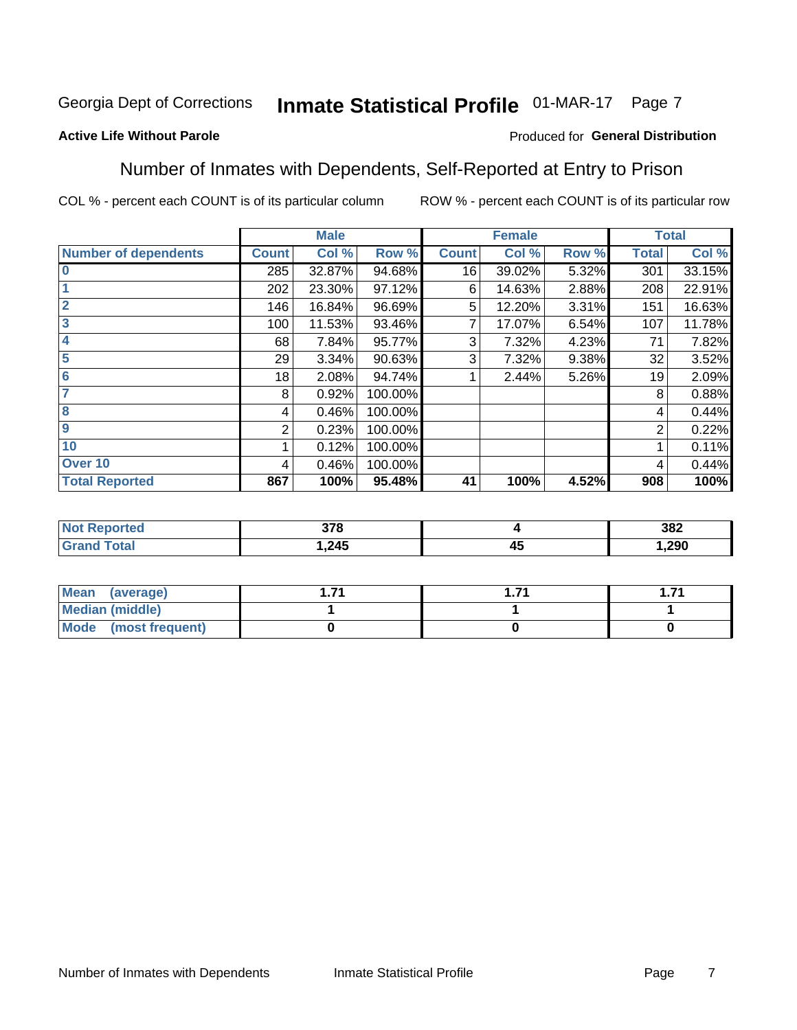Georgia Dept of Corrections **Inmate Statistical Profile** 01-MAR-17

**Active Life Without Parole**

Produced for **General Distribution**

## Number of Inmates with Dependents, Self-Reported at Entry to Prison

COL % - percent each COUNT is of its particular column

ROW % - percent each COUNT is of its particular row

| | Male | | | Female | | | Total | |
|---|---|---|---|---|---|---|---|---|
| **Number of dependents** | **Count** | **Col %** | **Row %** | **Count** | **Col %** | **Row %** | **Total** | **Col %** |
| **0** | 285 | 32.87% | 94.68% | 16 | 39.02% | 5.32% | 301 | 33.15% |
| **1** | 202 | 23.30% | 97.12% | 6 | 14.63% | 2.88% | 208 | 22.91% |
| **2** | 146 | 16.84% | 96.69% | 5 | 12.20% | 3.31% | 151 | 16.63% |
| **3** | 100 | 11.53% | 93.46% | 7 | 17.07% | 6.54% | 107 | 11.78% |
| **4** | 68 | 7.84% | 95.77% | 3 | 7.32% | 4.23% | 71 | 7.82% |
| **5** | 29 | 3.34% | 90.63% | 3 | 7.32% | 9.38% | 32 | 3.52% |
| **6** | 18 | 2.08% | 94.74% | 1 | 2.44% | 5.26% | 19 | 2.09% |
| **7** | 8 | 0.92% | 100.00% | | | | 8 | 0.88% |
| **8** | 4 | 0.46% | 100.00% | | | | 4 | 0.44% |
| **9** | 2 | 0.23% | 100.00% | | | | 2 | 0.22% |
| **10** | 1 | 0.12% | 100.00% | | | | 1 | 0.11% |
| **Over 10** | 4 | 0.46% | 100.00% | | | | 4 | 0.44% |
| **Total Reported** | **867** | **100%** | **95.48%** | **41** | **100%** | **4.52%** | **908** | **100%** |

| | Male | Female | Total |
|---|---|---|---|
| **Not Reported** | **378** | **4** | **382** |
| **Grand Total** | **1,245** | **45** | **1,290** |

| | Male | Female | Total |
|---|---|---|---|
| **Mean (average)** | **1.71** | **1.71** | **1.71** |
| **Median (middle)** | **1** | **1** | **1** |
| **Mode (most frequent)** | **0** | **0** | **0** |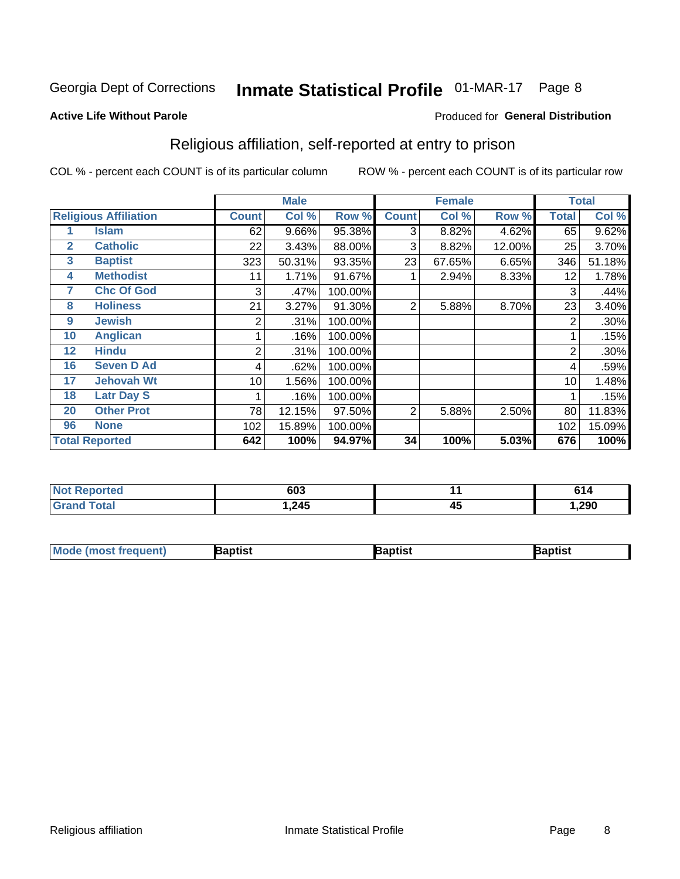Georgia Dept of Corrections **Inmate Statistical Profile** 01-MAR-17

**Active Life Without Parole**

Produced for **General Distribution**

## Religious affiliation, self-reported at entry to prison

COL % - percent each COUNT is of its particular column

ROW % - percent each COUNT is of its particular row

| | | Male | | | Female | | | Total | |
|---|---|---|---|---|---|---|---|---|---|
| **Religious Affiliation** | | **Count** | **Col %** | **Row %** | **Count** | **Col %** | **Row %** | **Total** | **Col %** |
| 1 | Islam | 62 | 9.66% | 95.38% | 3 | 8.82% | 4.62% | 65 | 9.62% |
| 2 | Catholic | 22 | 3.43% | 88.00% | 3 | 8.82% | 12.00% | 25 | 3.70% |
| 3 | Baptist | 323 | 50.31% | 93.35% | 23 | 67.65% | 6.65% | 346 | 51.18% |
| 4 | Methodist | 11 | 1.71% | 91.67% | 1 | 2.94% | 8.33% | 12 | 1.78% |
| 7 | Chc Of God | 3 | .47% | 100.00% | | | | 3 | .44% |
| 8 | Holiness | 21 | 3.27% | 91.30% | 2 | 5.88% | 8.70% | 23 | 3.40% |
| 9 | Jewish | 2 | .31% | 100.00% | | | | 2 | .30% |
| 10 | Anglican | 1 | .16% | 100.00% | | | | 1 | .15% |
| 12 | Hindu | 2 | .31% | 100.00% | | | | 2 | .30% |
| 16 | Seven D Ad | 4 | .62% | 100.00% | | | | 4 | .59% |
| 17 | Jehovah Wt | 10 | 1.56% | 100.00% | | | | 10 | 1.48% |
| 18 | Latr Day S | 1 | .16% | 100.00% | | | | 1 | .15% |
| 20 | Other Prot | 78 | 12.15% | 97.50% | 2 | 5.88% | 2.50% | 80 | 11.83% |
| 96 | None | 102 | 15.89% | 100.00% | | | | 102 | 15.09% |
| **Total Reported** | | **642** | **100%** | **94.97%** | **34** | **100%** | **5.03%** | **676** | **100%** |

| | Male | Female | Total |
|---|---|---|---|
| Not Reported | 603 | 11 | 614 |
| Grand Total | 1,245 | 45 | 1,290 |

| | Male | Female | Total |
|---|---|---|---|
| Mode (most frequent) | Baptist | Baptist | Baptist |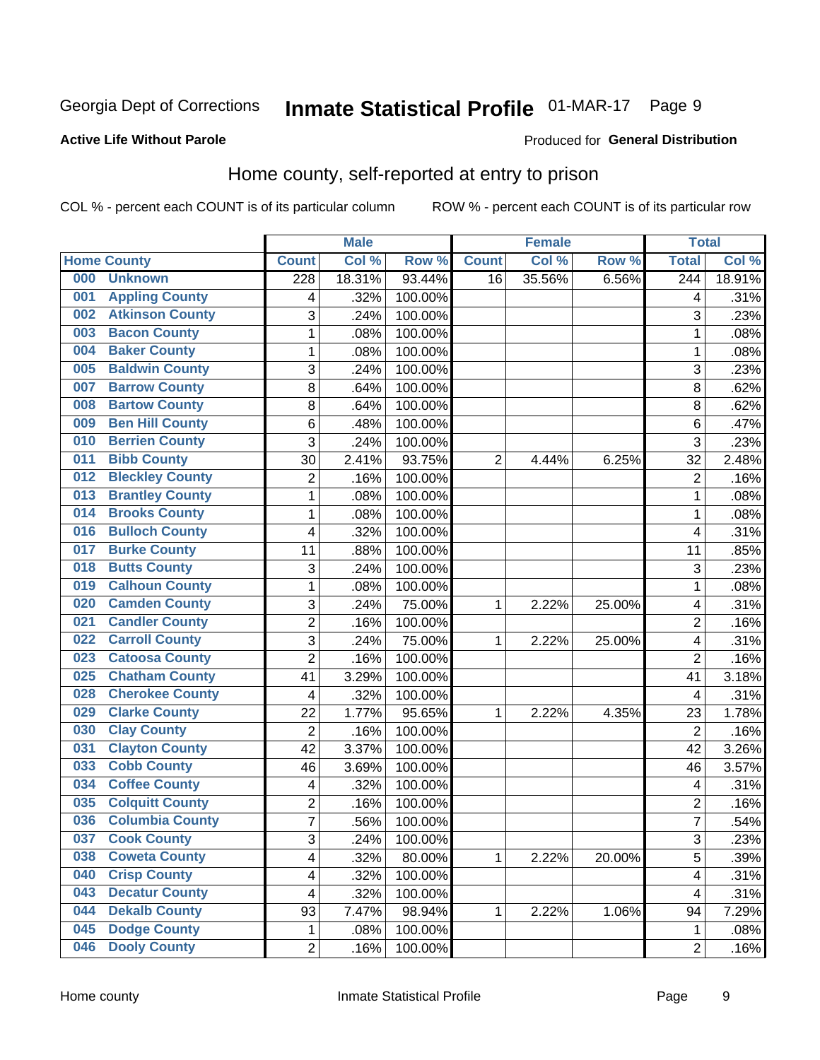Georgia Dept of Corrections **Inmate Statistical Profile** 01-MAR-17

**Active Life Without Parole**

Produced for **General Distribution**

## Home county, self-reported at entry to prison

COL % - percent each COUNT is of its particular column ROW % - percent each COUNT is of its particular row

| Home County | | Male | | | Female | | | Total | |
|---|---|---|---|---|---|---|---|---|---|
| | | Count | Col % | Row % | Count | Col % | Row % | Total | Col % |
| 000 | Unknown | 228 | 18.31% | 93.44% | 16 | 35.56% | 6.56% | 244 | 18.91% |
| 001 | Appling County | 4 | .32% | 100.00% | | | | 4 | .31% |
| 002 | Atkinson County | 3 | .24% | 100.00% | | | | 3 | .23% |
| 003 | Bacon County | 1 | .08% | 100.00% | | | | 1 | .08% |
| 004 | Baker County | 1 | .08% | 100.00% | | | | 1 | .08% |
| 005 | Baldwin County | 3 | .24% | 100.00% | | | | 3 | .23% |
| 007 | Barrow County | 8 | .64% | 100.00% | | | | 8 | .62% |
| 008 | Bartow County | 8 | .64% | 100.00% | | | | 8 | .62% |
| 009 | Ben Hill County | 6 | .48% | 100.00% | | | | 6 | .47% |
| 010 | Berrien County | 3 | .24% | 100.00% | | | | 3 | .23% |
| 011 | Bibb County | 30 | 2.41% | 93.75% | 2 | 4.44% | 6.25% | 32 | 2.48% |
| 012 | Bleckley County | 2 | .16% | 100.00% | | | | 2 | .16% |
| 013 | Brantley County | 1 | .08% | 100.00% | | | | 1 | .08% |
| 014 | Brooks County | 1 | .08% | 100.00% | | | | 1 | .08% |
| 016 | Bulloch County | 4 | .32% | 100.00% | | | | 4 | .31% |
| 017 | Burke County | 11 | .88% | 100.00% | | | | 11 | .85% |
| 018 | Butts County | 3 | .24% | 100.00% | | | | 3 | .23% |
| 019 | Calhoun County | 1 | .08% | 100.00% | | | | 1 | .08% |
| 020 | Camden County | 3 | .24% | 75.00% | 1 | 2.22% | 25.00% | 4 | .31% |
| 021 | Candler County | 2 | .16% | 100.00% | | | | 2 | .16% |
| 022 | Carroll County | 3 | .24% | 75.00% | 1 | 2.22% | 25.00% | 4 | .31% |
| 023 | Catoosa County | 2 | .16% | 100.00% | | | | 2 | .16% |
| 025 | Chatham County | 41 | 3.29% | 100.00% | | | | 41 | 3.18% |
| 028 | Cherokee County | 4 | .32% | 100.00% | | | | 4 | .31% |
| 029 | Clarke County | 22 | 1.77% | 95.65% | 1 | 2.22% | 4.35% | 23 | 1.78% |
| 030 | Clay County | 2 | .16% | 100.00% | | | | 2 | .16% |
| 031 | Clayton County | 42 | 3.37% | 100.00% | | | | 42 | 3.26% |
| 033 | Cobb County | 46 | 3.69% | 100.00% | | | | 46 | 3.57% |
| 034 | Coffee County | 4 | .32% | 100.00% | | | | 4 | .31% |
| 035 | Colquitt County | 2 | .16% | 100.00% | | | | 2 | .16% |
| 036 | Columbia County | 7 | .56% | 100.00% | | | | 7 | .54% |
| 037 | Cook County | 3 | .24% | 100.00% | | | | 3 | .23% |
| 038 | Coweta County | 4 | .32% | 80.00% | 1 | 2.22% | 20.00% | 5 | .39% |
| 040 | Crisp County | 4 | .32% | 100.00% | | | | 4 | .31% |
| 043 | Decatur County | 4 | .32% | 100.00% | | | | 4 | .31% |
| 044 | Dekalb County | 93 | 7.47% | 98.94% | 1 | 2.22% | 1.06% | 94 | 7.29% |
| 045 | Dodge County | 1 | .08% | 100.00% | | | | 1 | .08% |
| 046 | Dooly County | 2 | .16% | 100.00% | | | | 2 | .16% |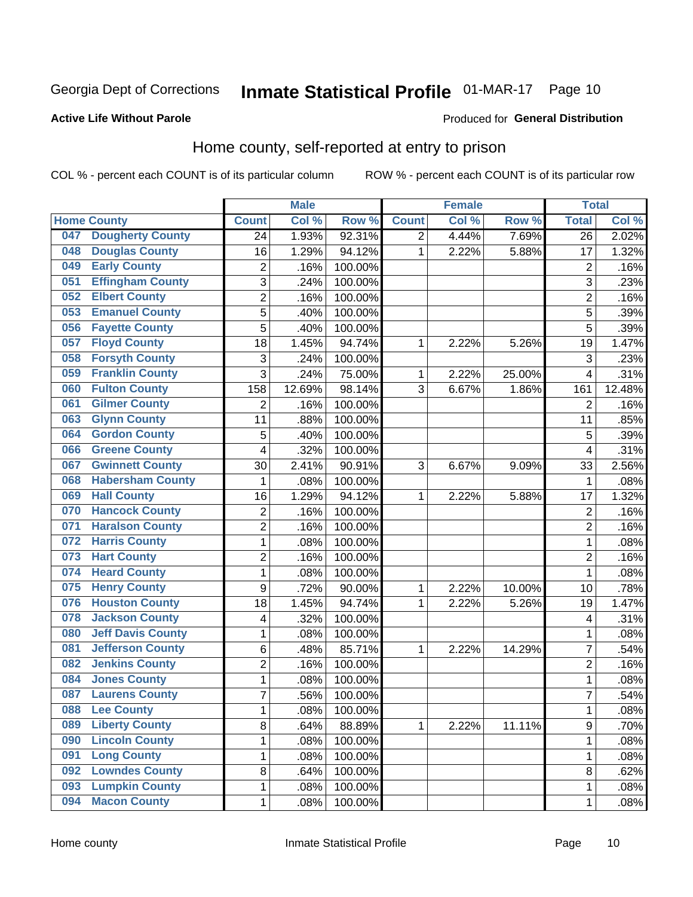Georgia Dept of Corrections **Inmate Statistical Profile** 01-MAR-17

**Active Life Without Parole**

Produced for **General Distribution**

## Home county, self-reported at entry to prison

COL % - percent each COUNT is of its particular column ROW % - percent each COUNT is of its particular row

| Home County | | Male | | | Female | | | Total | |
|---|---|---|---|---|---|---|---|---|---|
| | | Count | Col % | Row % | Count | Col % | Row % | Total | Col % |
| 047 | Dougherty County | 24 | 1.93% | 92.31% | 2 | 4.44% | 7.69% | 26 | 2.02% |
| 048 | Douglas County | 16 | 1.29% | 94.12% | 1 | 2.22% | 5.88% | 17 | 1.32% |
| 049 | Early County | 2 | .16% | 100.00% | | | | 2 | .16% |
| 051 | Effingham County | 3 | .24% | 100.00% | | | | 3 | .23% |
| 052 | Elbert County | 2 | .16% | 100.00% | | | | 2 | .16% |
| 053 | Emanuel County | 5 | .40% | 100.00% | | | | 5 | .39% |
| 056 | Fayette County | 5 | .40% | 100.00% | | | | 5 | .39% |
| 057 | Floyd County | 18 | 1.45% | 94.74% | 1 | 2.22% | 5.26% | 19 | 1.47% |
| 058 | Forsyth County | 3 | .24% | 100.00% | | | | 3 | .23% |
| 059 | Franklin County | 3 | .24% | 75.00% | 1 | 2.22% | 25.00% | 4 | .31% |
| 060 | Fulton County | 158 | 12.69% | 98.14% | 3 | 6.67% | 1.86% | 161 | 12.48% |
| 061 | Gilmer County | 2 | .16% | 100.00% | | | | 2 | .16% |
| 063 | Glynn County | 11 | .88% | 100.00% | | | | 11 | .85% |
| 064 | Gordon County | 5 | .40% | 100.00% | | | | 5 | .39% |
| 066 | Greene County | 4 | .32% | 100.00% | | | | 4 | .31% |
| 067 | Gwinnett County | 30 | 2.41% | 90.91% | 3 | 6.67% | 9.09% | 33 | 2.56% |
| 068 | Habersham County | 1 | .08% | 100.00% | | | | 1 | .08% |
| 069 | Hall County | 16 | 1.29% | 94.12% | 1 | 2.22% | 5.88% | 17 | 1.32% |
| 070 | Hancock County | 2 | .16% | 100.00% | | | | 2 | .16% |
| 071 | Haralson County | 2 | .16% | 100.00% | | | | 2 | .16% |
| 072 | Harris County | 1 | .08% | 100.00% | | | | 1 | .08% |
| 073 | Hart County | 2 | .16% | 100.00% | | | | 2 | .16% |
| 074 | Heard County | 1 | .08% | 100.00% | | | | 1 | .08% |
| 075 | Henry County | 9 | .72% | 90.00% | 1 | 2.22% | 10.00% | 10 | .78% |
| 076 | Houston County | 18 | 1.45% | 94.74% | 1 | 2.22% | 5.26% | 19 | 1.47% |
| 078 | Jackson County | 4 | .32% | 100.00% | | | | 4 | .31% |
| 080 | Jeff Davis County | 1 | .08% | 100.00% | | | | 1 | .08% |
| 081 | Jefferson County | 6 | .48% | 85.71% | 1 | 2.22% | 14.29% | 7 | .54% |
| 082 | Jenkins County | 2 | .16% | 100.00% | | | | 2 | .16% |
| 084 | Jones County | 1 | .08% | 100.00% | | | | 1 | .08% |
| 087 | Laurens County | 7 | .56% | 100.00% | | | | 7 | .54% |
| 088 | Lee County | 1 | .08% | 100.00% | | | | 1 | .08% |
| 089 | Liberty County | 8 | .64% | 88.89% | 1 | 2.22% | 11.11% | 9 | .70% |
| 090 | Lincoln County | 1 | .08% | 100.00% | | | | 1 | .08% |
| 091 | Long County | 1 | .08% | 100.00% | | | | 1 | .08% |
| 092 | Lowndes County | 8 | .64% | 100.00% | | | | 8 | .62% |
| 093 | Lumpkin County | 1 | .08% | 100.00% | | | | 1 | .08% |
| 094 | Macon County | 1 | .08% | 100.00% | | | | 1 | .08% |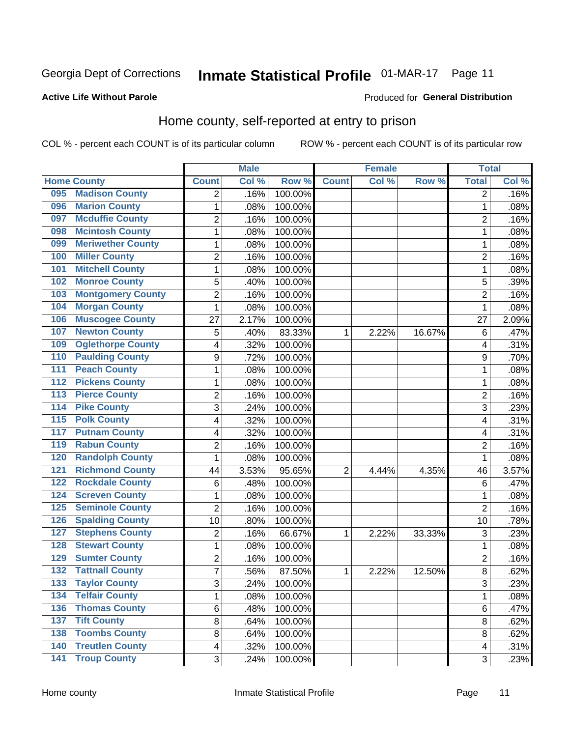Georgia Dept of Corrections **Inmate Statistical Profile** 01-MAR-17

**Active Life Without Parole**

Produced for **General Distribution**

## Home county, self-reported at entry to prison

COL % - percent each COUNT is of its particular column     ROW % - percent each COUNT is of its particular row

| Home County | | Male | | | Female | | | Total | |
|---|---|---|---|---|---|---|---|---|---|
| | | Count | Col % | Row % | Count | Col % | Row % | Total | Col % |
| 095 | Madison County | 2 | .16% | 100.00% | | | | 2 | .16% |
| 096 | Marion County | 1 | .08% | 100.00% | | | | 1 | .08% |
| 097 | Mcduffie County | 2 | .16% | 100.00% | | | | 2 | .16% |
| 098 | Mcintosh County | 1 | .08% | 100.00% | | | | 1 | .08% |
| 099 | Meriwether County | 1 | .08% | 100.00% | | | | 1 | .08% |
| 100 | Miller County | 2 | .16% | 100.00% | | | | 2 | .16% |
| 101 | Mitchell County | 1 | .08% | 100.00% | | | | 1 | .08% |
| 102 | Monroe County | 5 | .40% | 100.00% | | | | 5 | .39% |
| 103 | Montgomery County | 2 | .16% | 100.00% | | | | 2 | .16% |
| 104 | Morgan County | 1 | .08% | 100.00% | | | | 1 | .08% |
| 106 | Muscogee County | 27 | 2.17% | 100.00% | | | | 27 | 2.09% |
| 107 | Newton County | 5 | .40% | 83.33% | 1 | 2.22% | 16.67% | 6 | .47% |
| 109 | Oglethorpe County | 4 | .32% | 100.00% | | | | 4 | .31% |
| 110 | Paulding County | 9 | .72% | 100.00% | | | | 9 | .70% |
| 111 | Peach County | 1 | .08% | 100.00% | | | | 1 | .08% |
| 112 | Pickens County | 1 | .08% | 100.00% | | | | 1 | .08% |
| 113 | Pierce County | 2 | .16% | 100.00% | | | | 2 | .16% |
| 114 | Pike County | 3 | .24% | 100.00% | | | | 3 | .23% |
| 115 | Polk County | 4 | .32% | 100.00% | | | | 4 | .31% |
| 117 | Putnam County | 4 | .32% | 100.00% | | | | 4 | .31% |
| 119 | Rabun County | 2 | .16% | 100.00% | | | | 2 | .16% |
| 120 | Randolph County | 1 | .08% | 100.00% | | | | 1 | .08% |
| 121 | Richmond County | 44 | 3.53% | 95.65% | 2 | 4.44% | 4.35% | 46 | 3.57% |
| 122 | Rockdale County | 6 | .48% | 100.00% | | | | 6 | .47% |
| 124 | Screven County | 1 | .08% | 100.00% | | | | 1 | .08% |
| 125 | Seminole County | 2 | .16% | 100.00% | | | | 2 | .16% |
| 126 | Spalding County | 10 | .80% | 100.00% | | | | 10 | .78% |
| 127 | Stephens County | 2 | .16% | 66.67% | 1 | 2.22% | 33.33% | 3 | .23% |
| 128 | Stewart County | 1 | .08% | 100.00% | | | | 1 | .08% |
| 129 | Sumter County | 2 | .16% | 100.00% | | | | 2 | .16% |
| 132 | Tattnall County | 7 | .56% | 87.50% | 1 | 2.22% | 12.50% | 8 | .62% |
| 133 | Taylor County | 3 | .24% | 100.00% | | | | 3 | .23% |
| 134 | Telfair County | 1 | .08% | 100.00% | | | | 1 | .08% |
| 136 | Thomas County | 6 | .48% | 100.00% | | | | 6 | .47% |
| 137 | Tift County | 8 | .64% | 100.00% | | | | 8 | .62% |
| 138 | Toombs County | 8 | .64% | 100.00% | | | | 8 | .62% |
| 140 | Treutlen County | 4 | .32% | 100.00% | | | | 4 | .31% |
| 141 | Troup County | 3 | .24% | 100.00% | | | | 3 | .23% |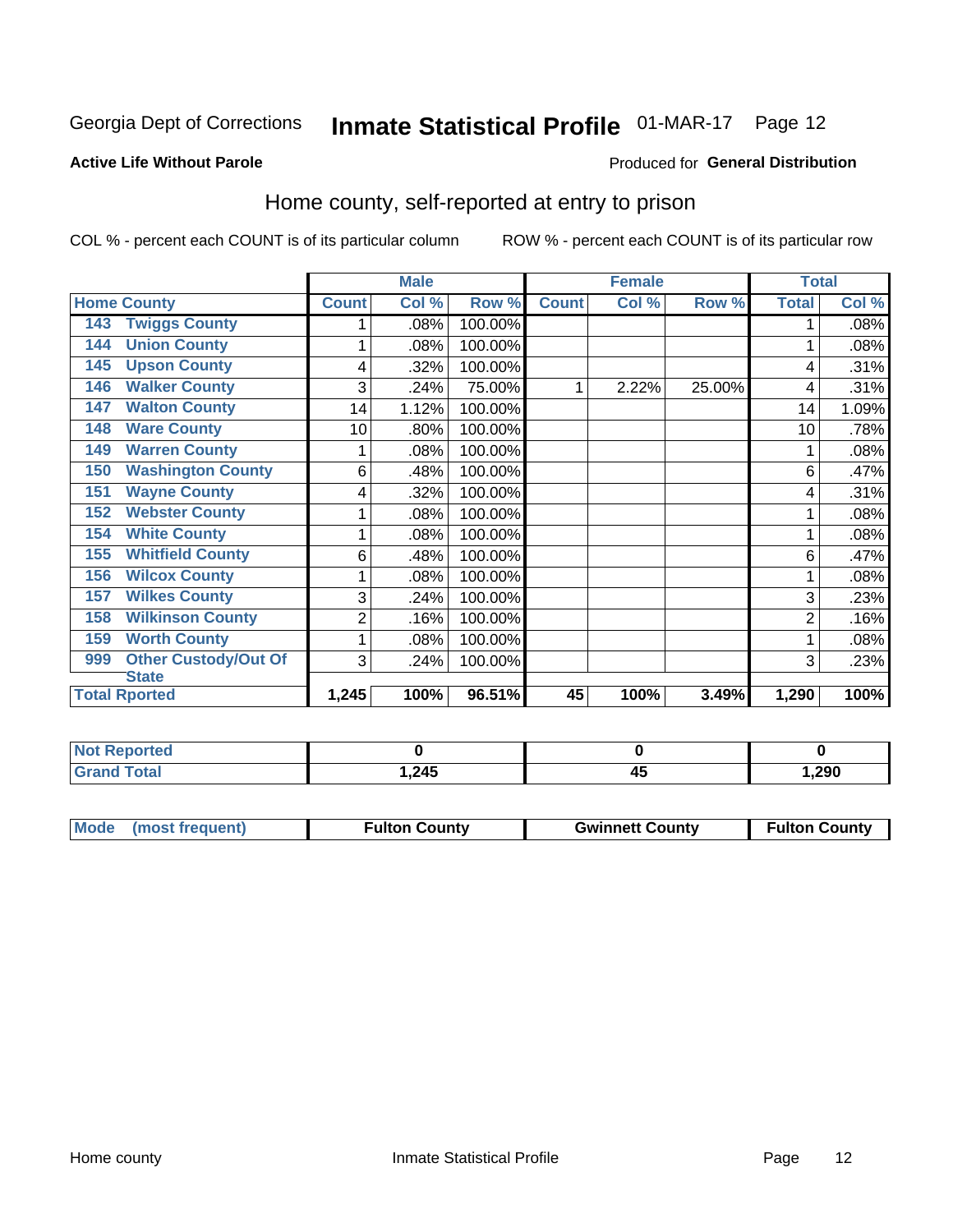Georgia Dept of Corrections **Inmate Statistical Profile** 01-MAR-17

**Active Life Without Parole**

Produced for **General Distribution**

## Home county, self-reported at entry to prison

COL % - percent each COUNT is of its particular column

ROW % - percent each COUNT is of its particular row

| Home County | | Male | | | Female | | | Total | |
|---|---|---|---|---|---|---|---|---|---|
| | | Count | Col % | Row % | Count | Col % | Row % | Total | Col % |
| 143 | Twiggs County | 1 | .08% | 100.00% | | | | 1 | .08% |
| 144 | Union County | 1 | .08% | 100.00% | | | | 1 | .08% |
| 145 | Upson County | 4 | .32% | 100.00% | | | | 4 | .31% |
| 146 | Walker County | 3 | .24% | 75.00% | 1 | 2.22% | 25.00% | 4 | .31% |
| 147 | Walton County | 14 | 1.12% | 100.00% | | | | 14 | 1.09% |
| 148 | Ware County | 10 | .80% | 100.00% | | | | 10 | .78% |
| 149 | Warren County | 1 | .08% | 100.00% | | | | 1 | .08% |
| 150 | Washington County | 6 | .48% | 100.00% | | | | 6 | .47% |
| 151 | Wayne County | 4 | .32% | 100.00% | | | | 4 | .31% |
| 152 | Webster County | 1 | .08% | 100.00% | | | | 1 | .08% |
| 154 | White County | 1 | .08% | 100.00% | | | | 1 | .08% |
| 155 | Whitfield County | 6 | .48% | 100.00% | | | | 6 | .47% |
| 156 | Wilcox County | 1 | .08% | 100.00% | | | | 1 | .08% |
| 157 | Wilkes County | 3 | .24% | 100.00% | | | | 3 | .23% |
| 158 | Wilkinson County | 2 | .16% | 100.00% | | | | 2 | .16% |
| 159 | Worth County | 1 | .08% | 100.00% | | | | 1 | .08% |
| 999 | Other Custody/Out Of State | 3 | .24% | 100.00% | | | | 3 | .23% |
| Total Rported | | 1,245 | 100% | 96.51% | 45 | 100% | 3.49% | 1,290 | 100% |

| | Male | Female | Total |
|---|---|---|---|
| Not Reported | 0 | 0 | 0 |
| Grand Total | 1,245 | 45 | 1,290 |

| | Male | Female | Total |
|---|---|---|---|
| Mode (most frequent) | Fulton County | Gwinnett County | Fulton County |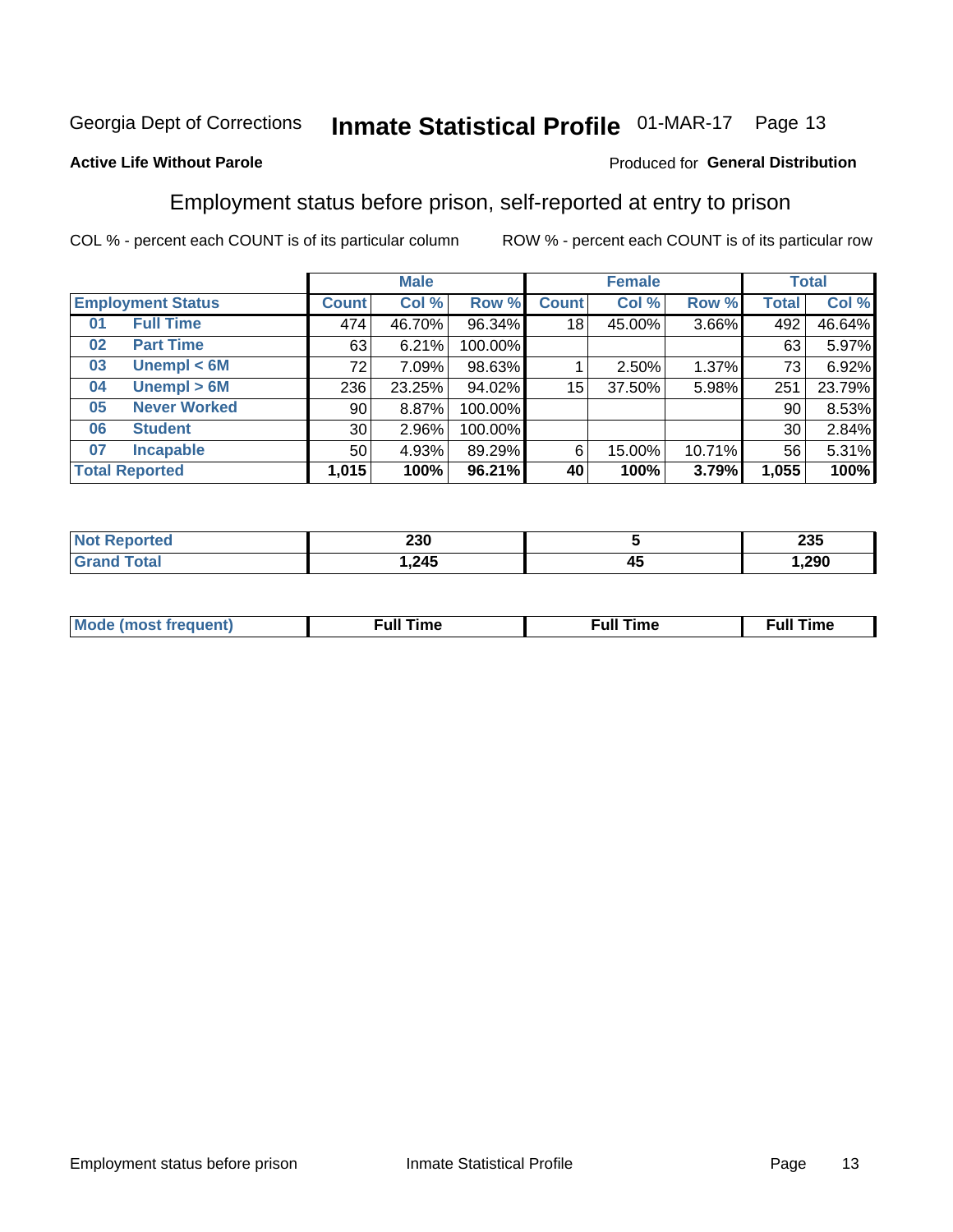Georgia Dept of Corrections **Inmate Statistical Profile** 01-MAR-17 Page 13

**Active Life Without Parole**

Produced for **General Distribution**

## Employment status before prison, self-reported at entry to prison

COL % - percent each COUNT is of its particular column    ROW % - percent each COUNT is of its particular row

| Employment Status | | Male | | | Female | | | Total | |
|---|---|---|---|---|---|---|---|---|---|
| | | Count | Col % | Row % | Count | Col % | Row % | Total | Col % |
| 01 | Full Time | 474 | 46.70% | 96.34% | 18 | 45.00% | 3.66% | 492 | 46.64% |
| 02 | Part Time | 63 | 6.21% | 100.00% | | | | 63 | 5.97% |
| 03 | Unempl < 6M | 72 | 7.09% | 98.63% | 1 | 2.50% | 1.37% | 73 | 6.92% |
| 04 | Unempl > 6M | 236 | 23.25% | 94.02% | 15 | 37.50% | 5.98% | 251 | 23.79% |
| 05 | Never Worked | 90 | 8.87% | 100.00% | | | | 90 | 8.53% |
| 06 | Student | 30 | 2.96% | 100.00% | | | | 30 | 2.84% |
| 07 | Incapable | 50 | 4.93% | 89.29% | 6 | 15.00% | 10.71% | 56 | 5.31% |
| **Total Reported** | | **1,015** | **100%** | **96.21%** | **40** | **100%** | **3.79%** | **1,055** | **100%** |

| | Male | Female | Total |
|---|---|---|---|
| Not Reported | 230 | 5 | 235 |
| Grand Total | 1,245 | 45 | 1,290 |

| | Male | Female | Total |
|---|---|---|---|
| Mode (most frequent) | Full Time | Full Time | Full Time |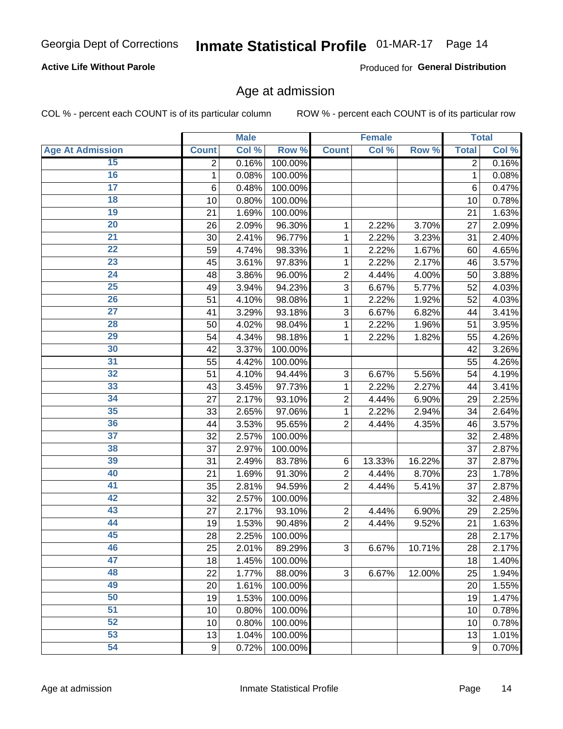Georgia Dept of Corrections **Inmate Statistical Profile** 01-MAR-17

**Active Life Without Parole**

Produced for **General Distribution**

## Age at admission

COL % - percent each COUNT is of its particular column ROW % - percent each COUNT is of its particular row

| | Male | | | Female | | | Total | |
|---|---|---|---|---|---|---|---|---|
| Age At Admission | Count | Col % | Row % | Count | Col % | Row % | Total | Col % |
| 15 | 2 | 0.16% | 100.00% | | | | 2 | 0.16% |
| 16 | 1 | 0.08% | 100.00% | | | | 1 | 0.08% |
| 17 | 6 | 0.48% | 100.00% | | | | 6 | 0.47% |
| 18 | 10 | 0.80% | 100.00% | | | | 10 | 0.78% |
| 19 | 21 | 1.69% | 100.00% | | | | 21 | 1.63% |
| 20 | 26 | 2.09% | 96.30% | 1 | 2.22% | 3.70% | 27 | 2.09% |
| 21 | 30 | 2.41% | 96.77% | 1 | 2.22% | 3.23% | 31 | 2.40% |
| 22 | 59 | 4.74% | 98.33% | 1 | 2.22% | 1.67% | 60 | 4.65% |
| 23 | 45 | 3.61% | 97.83% | 1 | 2.22% | 2.17% | 46 | 3.57% |
| 24 | 48 | 3.86% | 96.00% | 2 | 4.44% | 4.00% | 50 | 3.88% |
| 25 | 49 | 3.94% | 94.23% | 3 | 6.67% | 5.77% | 52 | 4.03% |
| 26 | 51 | 4.10% | 98.08% | 1 | 2.22% | 1.92% | 52 | 4.03% |
| 27 | 41 | 3.29% | 93.18% | 3 | 6.67% | 6.82% | 44 | 3.41% |
| 28 | 50 | 4.02% | 98.04% | 1 | 2.22% | 1.96% | 51 | 3.95% |
| 29 | 54 | 4.34% | 98.18% | 1 | 2.22% | 1.82% | 55 | 4.26% |
| 30 | 42 | 3.37% | 100.00% | | | | 42 | 3.26% |
| 31 | 55 | 4.42% | 100.00% | | | | 55 | 4.26% |
| 32 | 51 | 4.10% | 94.44% | 3 | 6.67% | 5.56% | 54 | 4.19% |
| 33 | 43 | 3.45% | 97.73% | 1 | 2.22% | 2.27% | 44 | 3.41% |
| 34 | 27 | 2.17% | 93.10% | 2 | 4.44% | 6.90% | 29 | 2.25% |
| 35 | 33 | 2.65% | 97.06% | 1 | 2.22% | 2.94% | 34 | 2.64% |
| 36 | 44 | 3.53% | 95.65% | 2 | 4.44% | 4.35% | 46 | 3.57% |
| 37 | 32 | 2.57% | 100.00% | | | | 32 | 2.48% |
| 38 | 37 | 2.97% | 100.00% | | | | 37 | 2.87% |
| 39 | 31 | 2.49% | 83.78% | 6 | 13.33% | 16.22% | 37 | 2.87% |
| 40 | 21 | 1.69% | 91.30% | 2 | 4.44% | 8.70% | 23 | 1.78% |
| 41 | 35 | 2.81% | 94.59% | 2 | 4.44% | 5.41% | 37 | 2.87% |
| 42 | 32 | 2.57% | 100.00% | | | | 32 | 2.48% |
| 43 | 27 | 2.17% | 93.10% | 2 | 4.44% | 6.90% | 29 | 2.25% |
| 44 | 19 | 1.53% | 90.48% | 2 | 4.44% | 9.52% | 21 | 1.63% |
| 45 | 28 | 2.25% | 100.00% | | | | 28 | 2.17% |
| 46 | 25 | 2.01% | 89.29% | 3 | 6.67% | 10.71% | 28 | 2.17% |
| 47 | 18 | 1.45% | 100.00% | | | | 18 | 1.40% |
| 48 | 22 | 1.77% | 88.00% | 3 | 6.67% | 12.00% | 25 | 1.94% |
| 49 | 20 | 1.61% | 100.00% | | | | 20 | 1.55% |
| 50 | 19 | 1.53% | 100.00% | | | | 19 | 1.47% |
| 51 | 10 | 0.80% | 100.00% | | | | 10 | 0.78% |
| 52 | 10 | 0.80% | 100.00% | | | | 10 | 0.78% |
| 53 | 13 | 1.04% | 100.00% | | | | 13 | 1.01% |
| 54 | 9 | 0.72% | 100.00% | | | | 9 | 0.70% |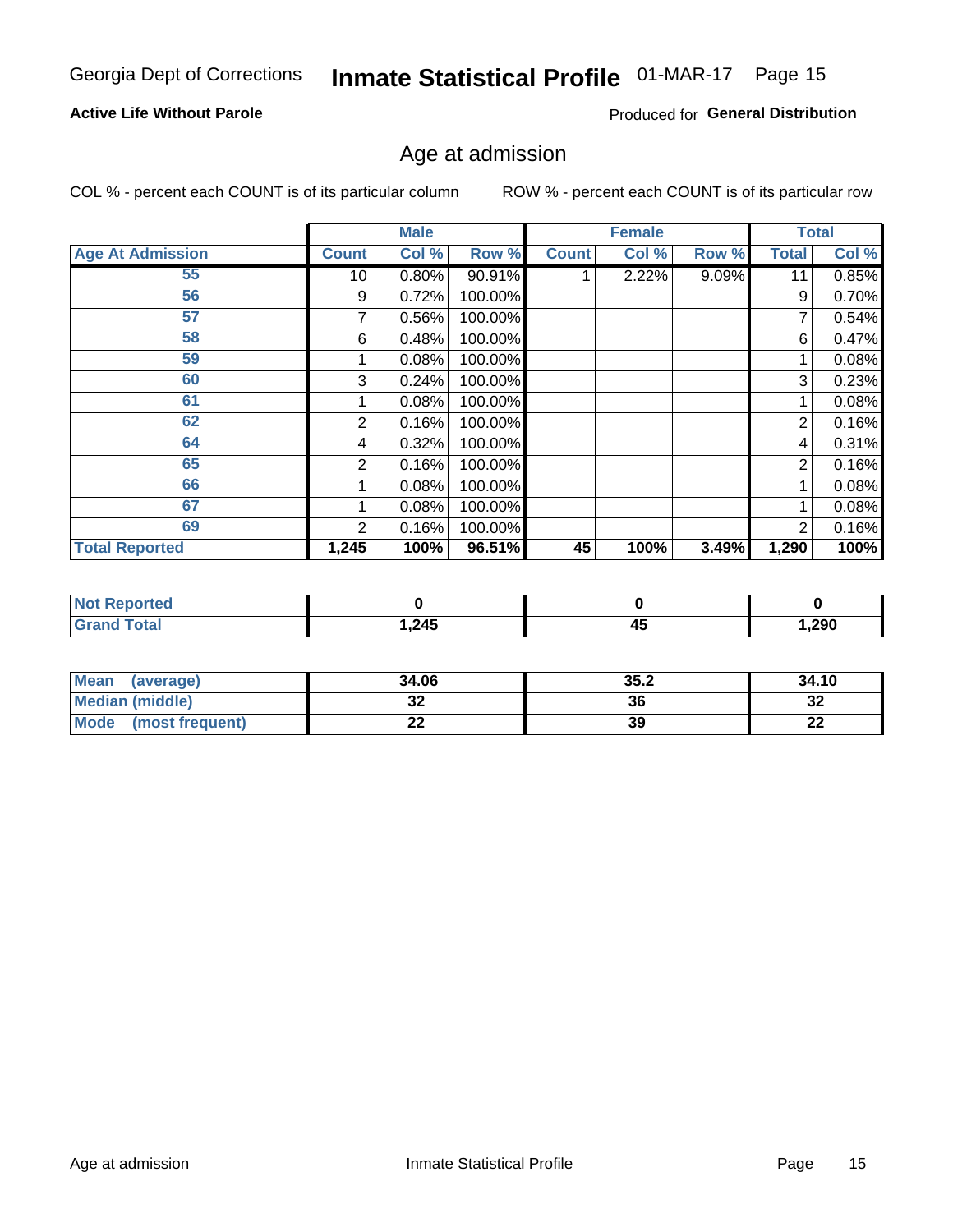Georgia Dept of Corrections **Inmate Statistical Profile** 01-MAR-17

**Active Life Without Parole**

Produced for **General Distribution**

## Age at admission

COL % - percent each COUNT is of its particular column     ROW % - percent each COUNT is of its particular row

| | Male | | | Female | | | Total | |
|---|---|---|---|---|---|---|---|---|
| **Age At Admission** | **Count** | **Col %** | **Row %** | **Count** | **Col %** | **Row %** | **Total** | **Col %** |
| 55 | 10 | 0.80% | 90.91% | 1 | 2.22% | 9.09% | 11 | 0.85% |
| 56 | 9 | 0.72% | 100.00% | | | | 9 | 0.70% |
| 57 | 7 | 0.56% | 100.00% | | | | 7 | 0.54% |
| 58 | 6 | 0.48% | 100.00% | | | | 6 | 0.47% |
| 59 | 1 | 0.08% | 100.00% | | | | 1 | 0.08% |
| 60 | 3 | 0.24% | 100.00% | | | | 3 | 0.23% |
| 61 | 1 | 0.08% | 100.00% | | | | 1 | 0.08% |
| 62 | 2 | 0.16% | 100.00% | | | | 2 | 0.16% |
| 64 | 4 | 0.32% | 100.00% | | | | 4 | 0.31% |
| 65 | 2 | 0.16% | 100.00% | | | | 2 | 0.16% |
| 66 | 1 | 0.08% | 100.00% | | | | 1 | 0.08% |
| 67 | 1 | 0.08% | 100.00% | | | | 1 | 0.08% |
| 69 | 2 | 0.16% | 100.00% | | | | 2 | 0.16% |
| **Total Reported** | **1,245** | **100%** | **96.51%** | **45** | **100%** | **3.49%** | **1,290** | **100%** |

| | Male | Female | Total |
|---|---|---|---|
| **Not Reported** | **0** | **0** | **0** |
| **Grand Total** | **1,245** | **45** | **1,290** |

| | Male | Female | Total |
|---|---|---|---|
| **Mean (average)** | **34.06** | **35.2** | **34.10** |
| **Median (middle)** | **32** | **36** | **32** |
| **Mode (most frequent)** | **22** | **39** | **22** |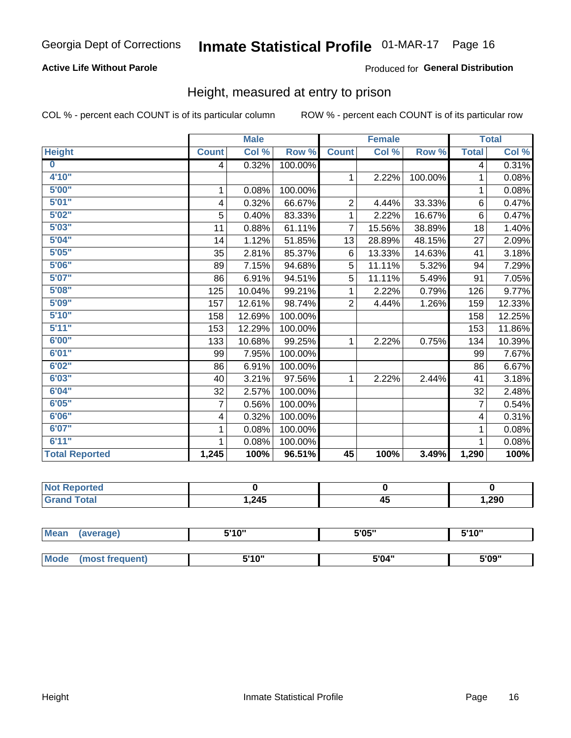Georgia Dept of Corrections **Inmate Statistical Profile** 01-MAR-17

**Active Life Without Parole**

Produced for **General Distribution**

## Height, measured at entry to prison

COL % - percent each COUNT is of its particular column     ROW % - percent each COUNT is of its particular row

| | Male | | | Female | | | Total | |
|---|---|---|---|---|---|---|---|---|
| Height | Count | Col % | Row % | Count | Col % | Row % | Total | Col % |
| 0 | 4 | 0.32% | 100.00% | | | | 4 | 0.31% |
| 4'10" | | | | 1 | 2.22% | 100.00% | 1 | 0.08% |
| 5'00" | 1 | 0.08% | 100.00% | | | | 1 | 0.08% |
| 5'01" | 4 | 0.32% | 66.67% | 2 | 4.44% | 33.33% | 6 | 0.47% |
| 5'02" | 5 | 0.40% | 83.33% | 1 | 2.22% | 16.67% | 6 | 0.47% |
| 5'03" | 11 | 0.88% | 61.11% | 7 | 15.56% | 38.89% | 18 | 1.40% |
| 5'04" | 14 | 1.12% | 51.85% | 13 | 28.89% | 48.15% | 27 | 2.09% |
| 5'05" | 35 | 2.81% | 85.37% | 6 | 13.33% | 14.63% | 41 | 3.18% |
| 5'06" | 89 | 7.15% | 94.68% | 5 | 11.11% | 5.32% | 94 | 7.29% |
| 5'07" | 86 | 6.91% | 94.51% | 5 | 11.11% | 5.49% | 91 | 7.05% |
| 5'08" | 125 | 10.04% | 99.21% | 1 | 2.22% | 0.79% | 126 | 9.77% |
| 5'09" | 157 | 12.61% | 98.74% | 2 | 4.44% | 1.26% | 159 | 12.33% |
| 5'10" | 158 | 12.69% | 100.00% | | | | 158 | 12.25% |
| 5'11" | 153 | 12.29% | 100.00% | | | | 153 | 11.86% |
| 6'00" | 133 | 10.68% | 99.25% | 1 | 2.22% | 0.75% | 134 | 10.39% |
| 6'01" | 99 | 7.95% | 100.00% | | | | 99 | 7.67% |
| 6'02" | 86 | 6.91% | 100.00% | | | | 86 | 6.67% |
| 6'03" | 40 | 3.21% | 97.56% | 1 | 2.22% | 2.44% | 41 | 3.18% |
| 6'04" | 32 | 2.57% | 100.00% | | | | 32 | 2.48% |
| 6'05" | 7 | 0.56% | 100.00% | | | | 7 | 0.54% |
| 6'06" | 4 | 0.32% | 100.00% | | | | 4 | 0.31% |
| 6'07" | 1 | 0.08% | 100.00% | | | | 1 | 0.08% |
| 6'11" | 1 | 0.08% | 100.00% | | | | 1 | 0.08% |
| **Total Reported** | **1,245** | **100%** | **96.51%** | **45** | **100%** | **3.49%** | **1,290** | **100%** |

| | Male | Female | Total |
|---|---|---|---|
| Not Reported | 0 | 0 | 0 |
| Grand Total | 1,245 | 45 | 1,290 |

| | Male | Female | Total |
|---|---|---|---|
| Mean (average) | 5'10" | 5'05" | 5'10" |
| Mode (most frequent) | 5'10" | 5'04" | 5'09" |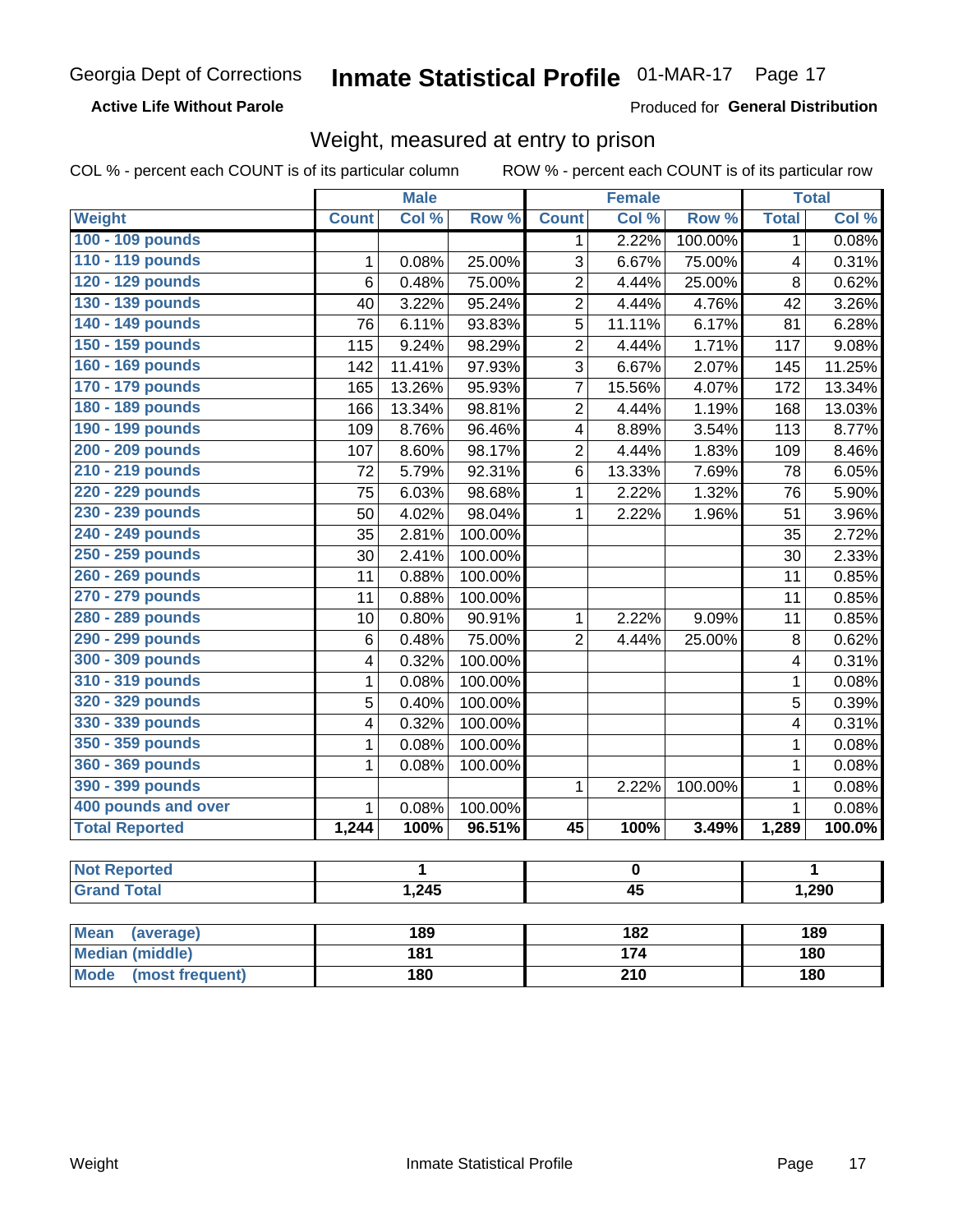Georgia Dept of Corrections **Inmate Statistical Profile** 01-MAR-17

**Active Life Without Parole**

Produced for **General Distribution**

## Weight, measured at entry to prison

COL % - percent each COUNT is of its particular column ROW % - percent each COUNT is of its particular row

| | Male | | | Female | | | Total | |
|---|---|---|---|---|---|---|---|---|
| **Weight** | **Count** | **Col %** | **Row %** | **Count** | **Col %** | **Row %** | **Total** | **Col %** |
| 100 - 109 pounds | | | | 1 | 2.22% | 100.00% | 1 | 0.08% |
| 110 - 119 pounds | 1 | 0.08% | 25.00% | 3 | 6.67% | 75.00% | 4 | 0.31% |
| 120 - 129 pounds | 6 | 0.48% | 75.00% | 2 | 4.44% | 25.00% | 8 | 0.62% |
| 130 - 139 pounds | 40 | 3.22% | 95.24% | 2 | 4.44% | 4.76% | 42 | 3.26% |
| 140 - 149 pounds | 76 | 6.11% | 93.83% | 5 | 11.11% | 6.17% | 81 | 6.28% |
| 150 - 159 pounds | 115 | 9.24% | 98.29% | 2 | 4.44% | 1.71% | 117 | 9.08% |
| 160 - 169 pounds | 142 | 11.41% | 97.93% | 3 | 6.67% | 2.07% | 145 | 11.25% |
| 170 - 179 pounds | 165 | 13.26% | 95.93% | 7 | 15.56% | 4.07% | 172 | 13.34% |
| 180 - 189 pounds | 166 | 13.34% | 98.81% | 2 | 4.44% | 1.19% | 168 | 13.03% |
| 190 - 199 pounds | 109 | 8.76% | 96.46% | 4 | 8.89% | 3.54% | 113 | 8.77% |
| 200 - 209 pounds | 107 | 8.60% | 98.17% | 2 | 4.44% | 1.83% | 109 | 8.46% |
| 210 - 219 pounds | 72 | 5.79% | 92.31% | 6 | 13.33% | 7.69% | 78 | 6.05% |
| 220 - 229 pounds | 75 | 6.03% | 98.68% | 1 | 2.22% | 1.32% | 76 | 5.90% |
| 230 - 239 pounds | 50 | 4.02% | 98.04% | 1 | 2.22% | 1.96% | 51 | 3.96% |
| 240 - 249 pounds | 35 | 2.81% | 100.00% | | | | 35 | 2.72% |
| 250 - 259 pounds | 30 | 2.41% | 100.00% | | | | 30 | 2.33% |
| 260 - 269 pounds | 11 | 0.88% | 100.00% | | | | 11 | 0.85% |
| 270 - 279 pounds | 11 | 0.88% | 100.00% | | | | 11 | 0.85% |
| 280 - 289 pounds | 10 | 0.80% | 90.91% | 1 | 2.22% | 9.09% | 11 | 0.85% |
| 290 - 299 pounds | 6 | 0.48% | 75.00% | 2 | 4.44% | 25.00% | 8 | 0.62% |
| 300 - 309 pounds | 4 | 0.32% | 100.00% | | | | 4 | 0.31% |
| 310 - 319 pounds | 1 | 0.08% | 100.00% | | | | 1 | 0.08% |
| 320 - 329 pounds | 5 | 0.40% | 100.00% | | | | 5 | 0.39% |
| 330 - 339 pounds | 4 | 0.32% | 100.00% | | | | 4 | 0.31% |
| 350 - 359 pounds | 1 | 0.08% | 100.00% | | | | 1 | 0.08% |
| 360 - 369 pounds | 1 | 0.08% | 100.00% | | | | 1 | 0.08% |
| 390 - 399 pounds | | | | 1 | 2.22% | 100.00% | 1 | 0.08% |
| 400 pounds and over | 1 | 0.08% | 100.00% | | | | 1 | 0.08% |
| **Total Reported** | **1,244** | **100%** | **96.51%** | **45** | **100%** | **3.49%** | **1,289** | **100.0%** |

| | Male | Female | Total |
|---|---|---|---|
| Not Reported | 1 | 0 | 1 |
| Grand Total | 1,245 | 45 | 1,290 |

| | Male | Female | Total |
|---|---|---|---|
| Mean (average) | 189 | 182 | 189 |
| Median (middle) | 181 | 174 | 180 |
| Mode (most frequent) | 180 | 210 | 180 |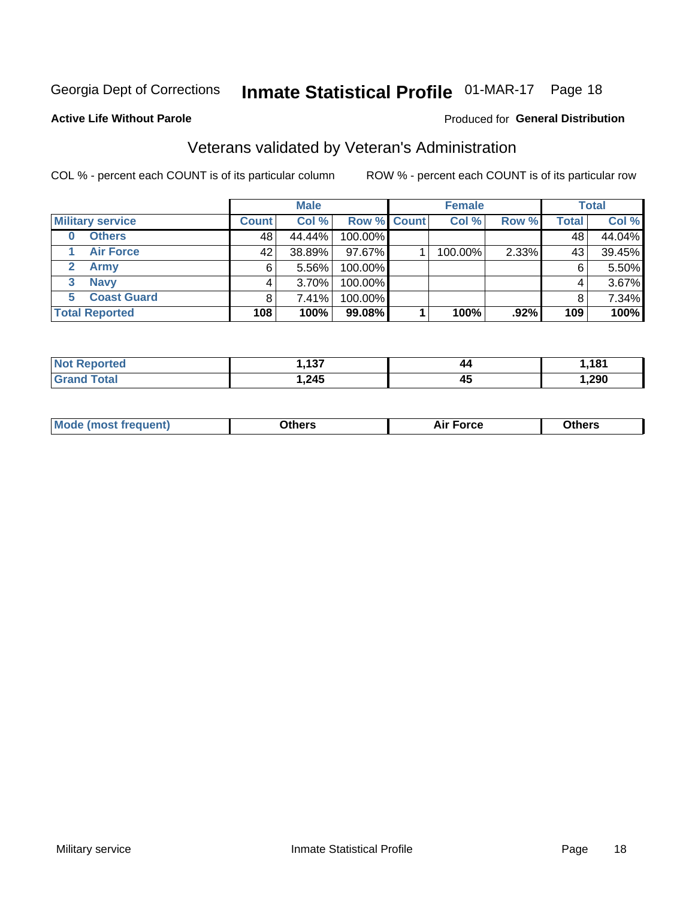Georgia Dept of Corrections **Inmate Statistical Profile** 01-MAR-17 Page 18

**Active Life Without Parole**

Produced for **General Distribution**

## Veterans validated by Veteran's Administration

COL % - percent each COUNT is of its particular column

ROW % - percent each COUNT is of its particular row

| | | Male | | | Female | | | Total | |
|---|---|---|---|---|---|---|---|---|---|
| Military service | | Count | Col % | Row % | Count | Col % | Row % | Total | Col % |
| 0 | Others | 48 | 44.44% | 100.00% | | | | 48 | 44.04% |
| 1 | Air Force | 42 | 38.89% | 97.67% | 1 | 100.00% | 2.33% | 43 | 39.45% |
| 2 | Army | 6 | 5.56% | 100.00% | | | | 6 | 5.50% |
| 3 | Navy | 4 | 3.70% | 100.00% | | | | 4 | 3.67% |
| 5 | Coast Guard | 8 | 7.41% | 100.00% | | | | 8 | 7.34% |
| **Total Reported** | | **108** | **100%** | **99.08%** | **1** | **100%** | **.92%** | **109** | **100%** |

| | Male | Female | Total |
|---|---|---|---|
| Not Reported | 1,137 | 44 | 1,181 |
| Grand Total | 1,245 | 45 | 1,290 |

| | Male | Female | Total |
|---|---|---|---|
| Mode (most frequent) | Others | Air Force | Others |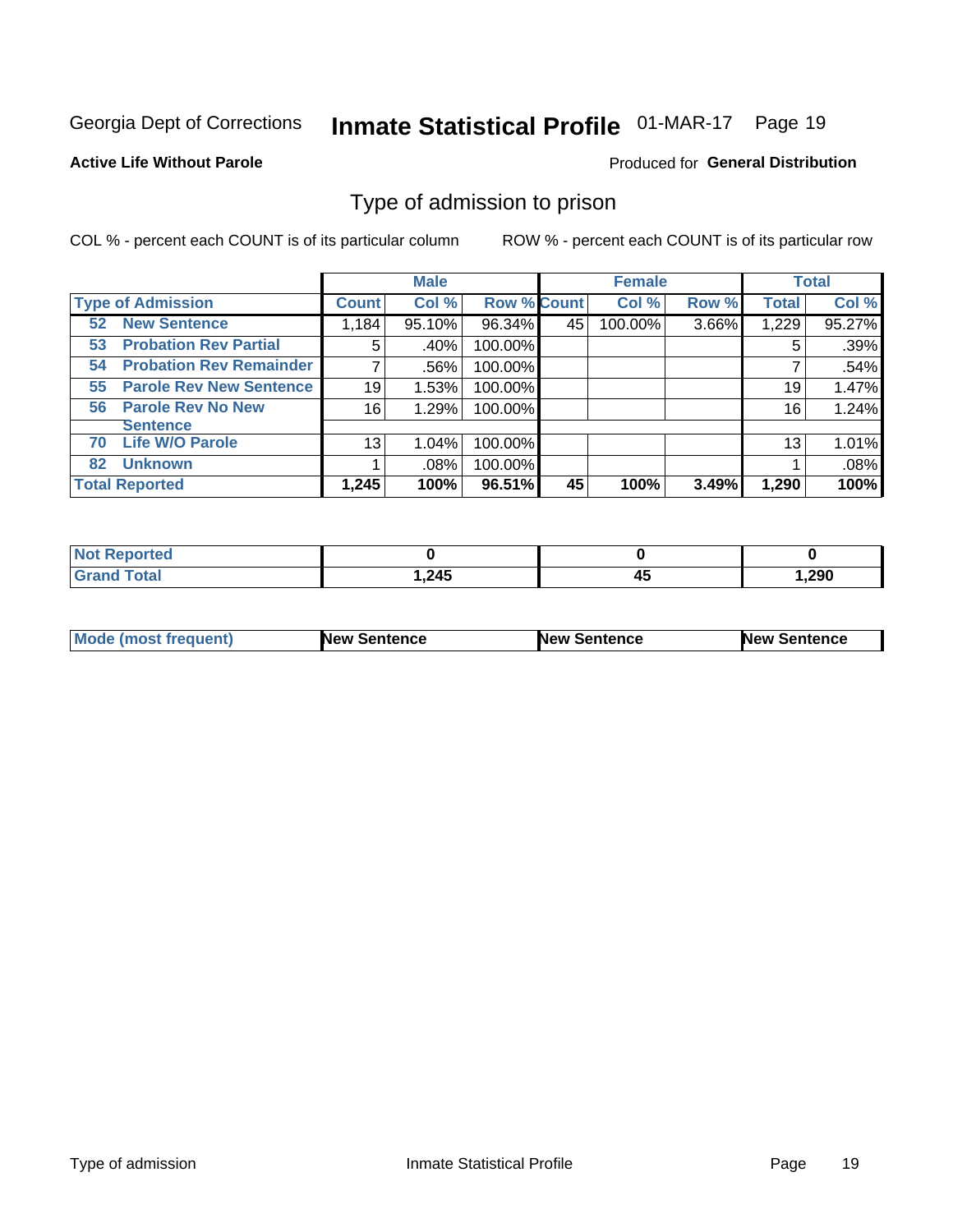Georgia Dept of Corrections **Inmate Statistical Profile** 01-MAR-17 Page 19

**Active Life Without Parole**

Produced for **General Distribution**

## Type of admission to prison

COL % - percent each COUNT is of its particular column

ROW % - percent each COUNT is of its particular row

| | Male | | | Female | | | Total | |
|---|---|---|---|---|---|---|---|---|
| **Type of Admission** | **Count** | **Col %** | **Row %** | **Count** | **Col %** | **Row %** | **Total** | **Col %** |
| **52 New Sentence** | 1,184 | 95.10% | 96.34% | 45 | 100.00% | 3.66% | 1,229 | 95.27% |
| **53 Probation Rev Partial** | 5 | .40% | 100.00% | | | | 5 | .39% |
| **54 Probation Rev Remainder** | 7 | .56% | 100.00% | | | | 7 | .54% |
| **55 Parole Rev New Sentence** | 19 | 1.53% | 100.00% | | | | 19 | 1.47% |
| **56 Parole Rev No New Sentence** | 16 | 1.29% | 100.00% | | | | 16 | 1.24% |
| **70 Life W/O Parole** | 13 | 1.04% | 100.00% | | | | 13 | 1.01% |
| **82 Unknown** | 1 | .08% | 100.00% | | | | 1 | .08% |
| **Total Reported** | **1,245** | **100%** | **96.51%** | **45** | **100%** | **3.49%** | **1,290** | **100%** |

| | Male | Female | Total |
|---|---|---|---|
| **Not Reported** | **0** | **0** | **0** |
| **Grand Total** | **1,245** | **45** | **1,290** |

| | Male | Female | Total |
|---|---|---|---|
| **Mode (most frequent)** | **New Sentence** | **New Sentence** | **New Sentence** |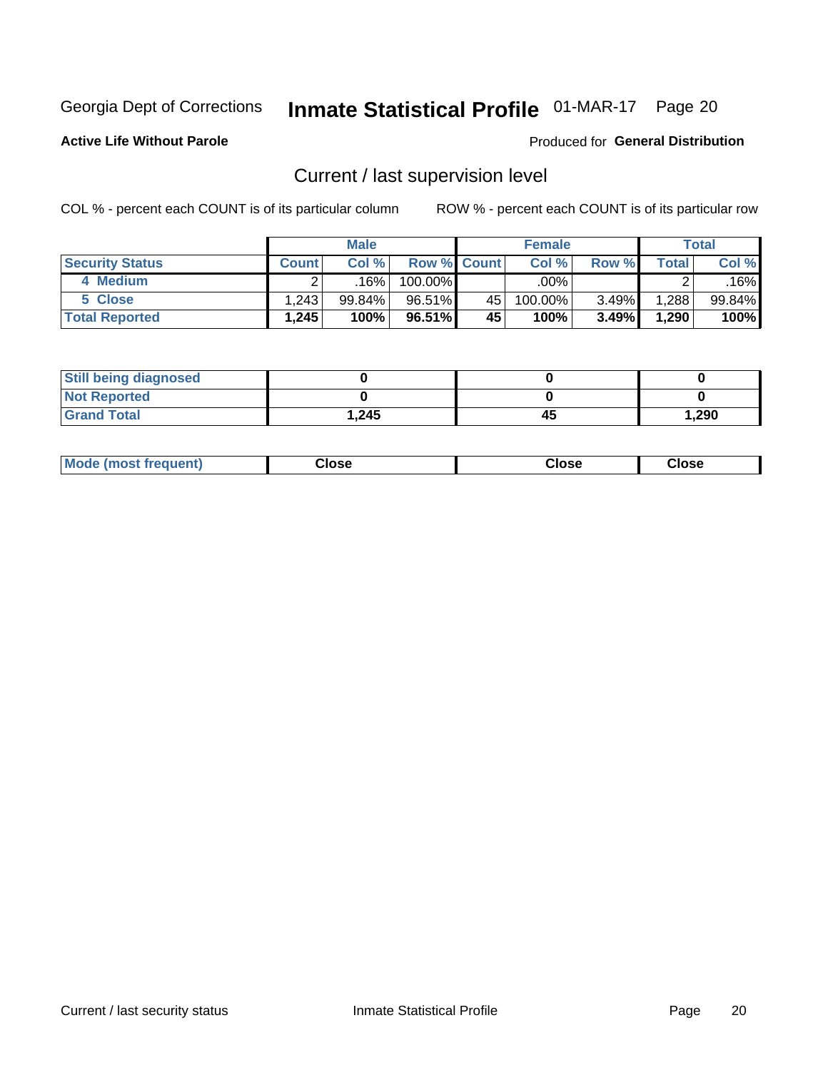Georgia Dept of Corrections **Inmate Statistical Profile** 01-MAR-17

**Active Life Without Parole**

Produced for **General Distribution**

## Current / last supervision level

COL % - percent each COUNT is of its particular column

ROW % - percent each COUNT is of its particular row

| | Male | | | Female | | | Total | |
|---|---|---|---|---|---|---|---|---|
| **Security Status** | **Count** | **Col %** | **Row %** | **Count** | **Col %** | **Row %** | **Total** | **Col %** |
| 4 Medium | 2 | .16% | 100.00% | | .00% | | 2 | .16% |
| 5 Close | 1,243 | 99.84% | 96.51% | 45 | 100.00% | 3.49% | 1,288 | 99.84% |
| **Total Reported** | **1,245** | **100%** | **96.51%** | **45** | **100%** | **3.49%** | **1,290** | **100%** |

| | Male | Female | Total |
|---|---|---|---|
| **Still being diagnosed** | **0** | **0** | **0** |
| **Not Reported** | **0** | **0** | **0** |
| **Grand Total** | **1,245** | **45** | **1,290** |

| | Male | Female | Total |
|---|---|---|---|
| **Mode (most frequent)** | **Close** | **Close** | **Close** |

Current / last security status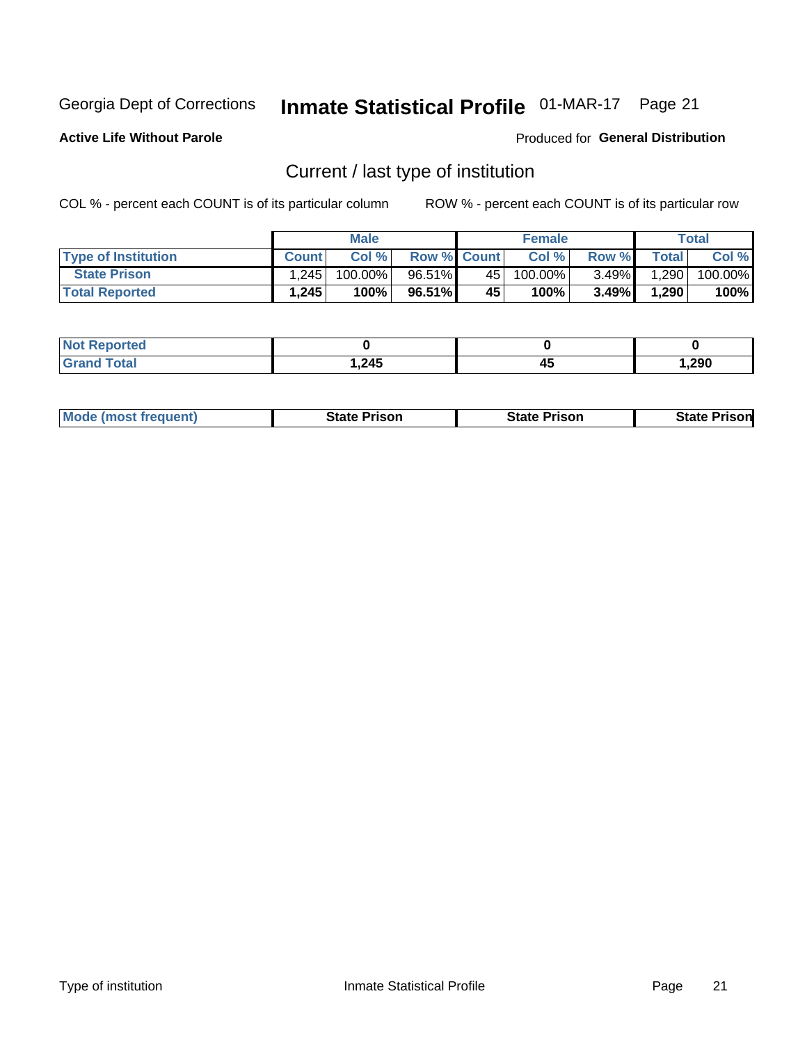Georgia Dept of Corrections **Inmate Statistical Profile** 01-MAR-17

**Active Life Without Parole**

Produced for **General Distribution**

## Current / last type of institution

COL % - percent each COUNT is of its particular column    ROW % - percent each COUNT is of its particular row

| | Male | | | Female | | | Total | |
|---|---|---|---|---|---|---|---|---|
| Type of Institution | Count | Col % | Row % | Count | Col % | Row % | Total | Col % |
| State Prison | 1,245 | 100.00% | 96.51% | 45 | 100.00% | 3.49% | 1,290 | 100.00% |
| **Total Reported** | **1,245** | **100%** | **96.51%** | **45** | **100%** | **3.49%** | **1,290** | **100%** |

| | Male | Female | Total |
|---|---|---|---|
| Not Reported | **0** | **0** | **0** |
| Grand Total | **1,245** | **45** | **1,290** |

| | Male | Female | Total |
|---|---|---|---|
| Mode (most frequent) | **State Prison** | **State Prison** | **State Prison** |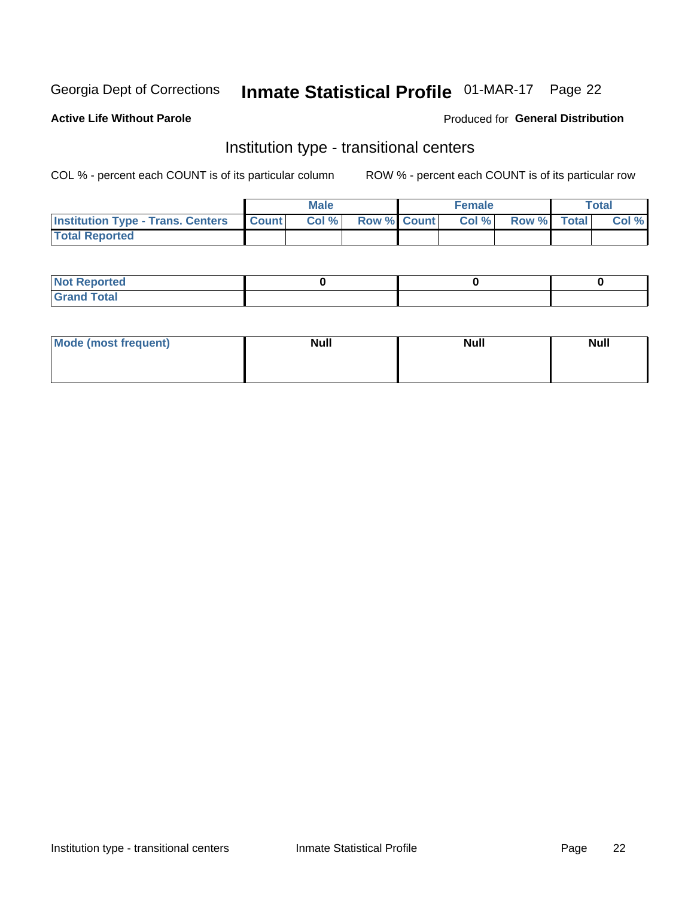Georgia Dept of Corrections **Inmate Statistical Profile** 01-MAR-17

**Active Life Without Parole**

Produced for **General Distribution**

## Institution type - transitional centers

COL % - percent each COUNT is of its particular column

ROW % - percent each COUNT is of its particular row

| | Male | | | Female | | | Total | |
|---|---|---|---|---|---|---|---|---|
| Institution Type - Trans. Centers | Count | Col % | Row % | Count | Col % | Row % | Total | Col % |
| Total Reported | | | | | | | | |

| | Male | Female | Total |
|---|---|---|---|
| Not Reported | 0 | 0 | 0 |
| Grand Total | | | |

| | Male | Female | Total |
|---|---|---|---|
| Mode (most frequent) | Null | Null | Null |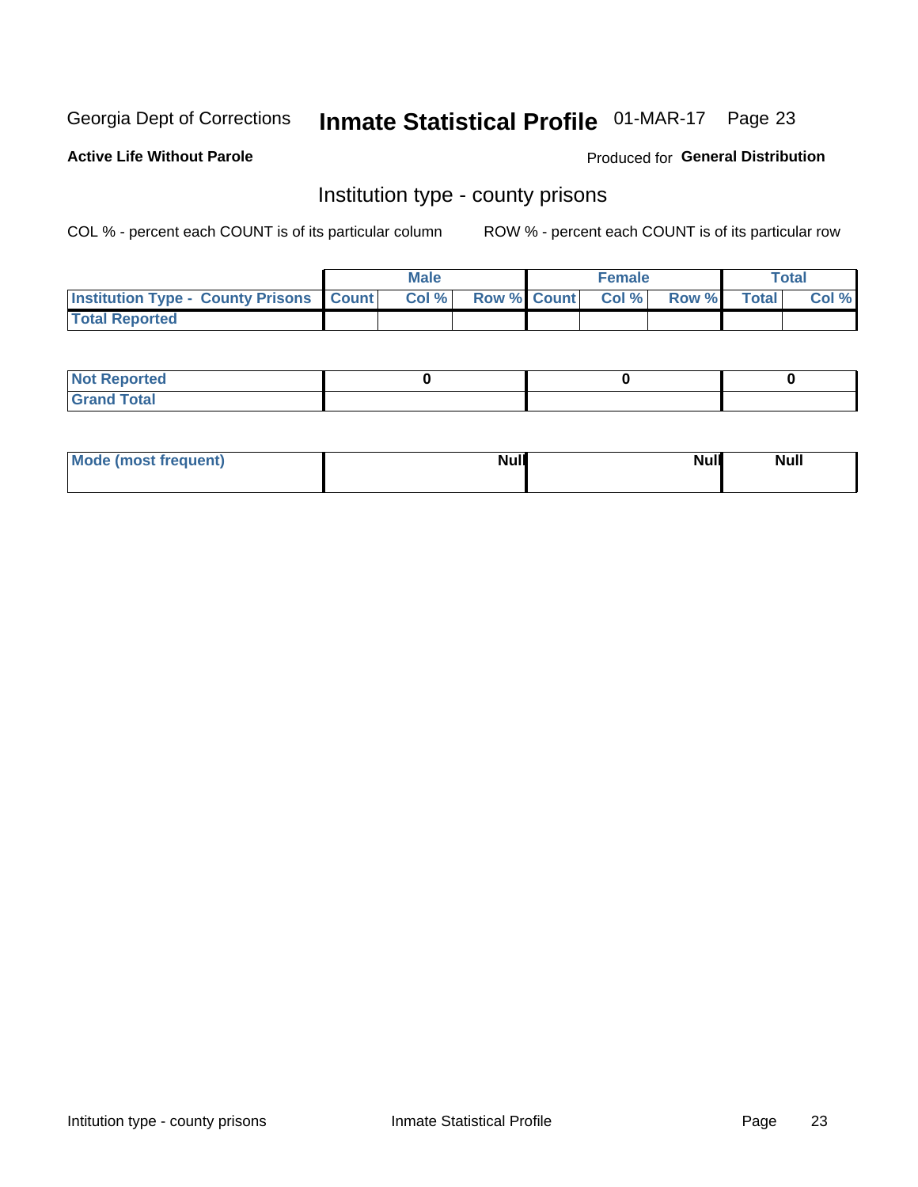Georgia Dept of Corrections **Inmate Statistical Profile** 01-MAR-17

**Active Life Without Parole**

Produced for **General Distribution**

## Institution type - county prisons

COL % - percent each COUNT is of its particular column

ROW % - percent each COUNT is of its particular row

| | Male | | | Female | | | Total | |
|---|---|---|---|---|---|---|---|---|
| **Institution Type - County Prisons** | **Count** | **Col %** | **Row %** | **Count** | **Col %** | **Row %** | **Total** | **Col %** |
| **Total Reported** | | | | | | | | |

| | Male | Female | Total |
|---|---|---|---|
| **Not Reported** | 0 | 0 | 0 |
| **Grand Total** | | | |

| | Male | Female | Total |
|---|---|---|---|
| **Mode (most frequent)** | Null | Null | Null |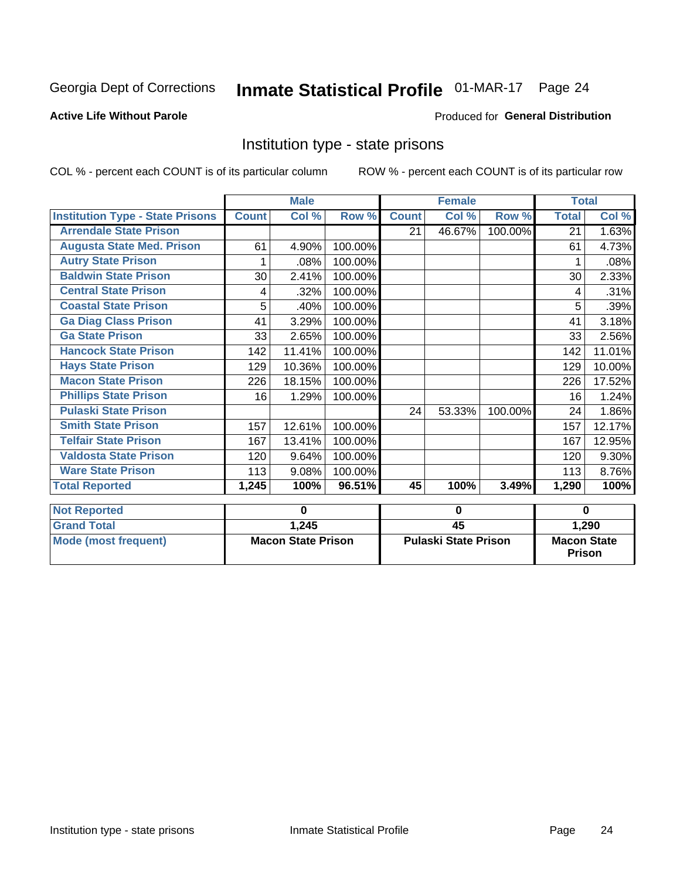Georgia Dept of Corrections **Inmate Statistical Profile** 01-MAR-17

**Active Life Without Parole**

Produced for **General Distribution**

## Institution type - state prisons

COL % - percent each COUNT is of its particular column

ROW % - percent each COUNT is of its particular row

| | Male | | | Female | | | Total | |
|---|---|---|---|---|---|---|---|---|
| **Institution Type - State Prisons** | **Count** | **Col %** | **Row %** | **Count** | **Col %** | **Row %** | **Total** | **Col %** |
| **Arrendale State Prison** | | | | 21 | 46.67% | 100.00% | 21 | 1.63% |
| **Augusta State Med. Prison** | 61 | 4.90% | 100.00% | | | | 61 | 4.73% |
| **Autry State Prison** | 1 | .08% | 100.00% | | | | 1 | .08% |
| **Baldwin State Prison** | 30 | 2.41% | 100.00% | | | | 30 | 2.33% |
| **Central State Prison** | 4 | .32% | 100.00% | | | | 4 | .31% |
| **Coastal State Prison** | 5 | .40% | 100.00% | | | | 5 | .39% |
| **Ga Diag Class Prison** | 41 | 3.29% | 100.00% | | | | 41 | 3.18% |
| **Ga State Prison** | 33 | 2.65% | 100.00% | | | | 33 | 2.56% |
| **Hancock State Prison** | 142 | 11.41% | 100.00% | | | | 142 | 11.01% |
| **Hays State Prison** | 129 | 10.36% | 100.00% | | | | 129 | 10.00% |
| **Macon State Prison** | 226 | 18.15% | 100.00% | | | | 226 | 17.52% |
| **Phillips State Prison** | 16 | 1.29% | 100.00% | | | | 16 | 1.24% |
| **Pulaski State Prison** | | | | 24 | 53.33% | 100.00% | 24 | 1.86% |
| **Smith State Prison** | 157 | 12.61% | 100.00% | | | | 157 | 12.17% |
| **Telfair State Prison** | 167 | 13.41% | 100.00% | | | | 167 | 12.95% |
| **Valdosta State Prison** | 120 | 9.64% | 100.00% | | | | 120 | 9.30% |
| **Ware State Prison** | 113 | 9.08% | 100.00% | | | | 113 | 8.76% |
| **Total Reported** | **1,245** | **100%** | **96.51%** | **45** | **100%** | **3.49%** | **1,290** | **100%** |

| | Male | Female | Total |
|---|---|---|---|
| **Not Reported** | **0** | **0** | **0** |
| **Grand Total** | **1,245** | **45** | **1,290** |
| **Mode (most frequent)** | **Macon State Prison** | **Pulaski State Prison** | **Macon State Prison** |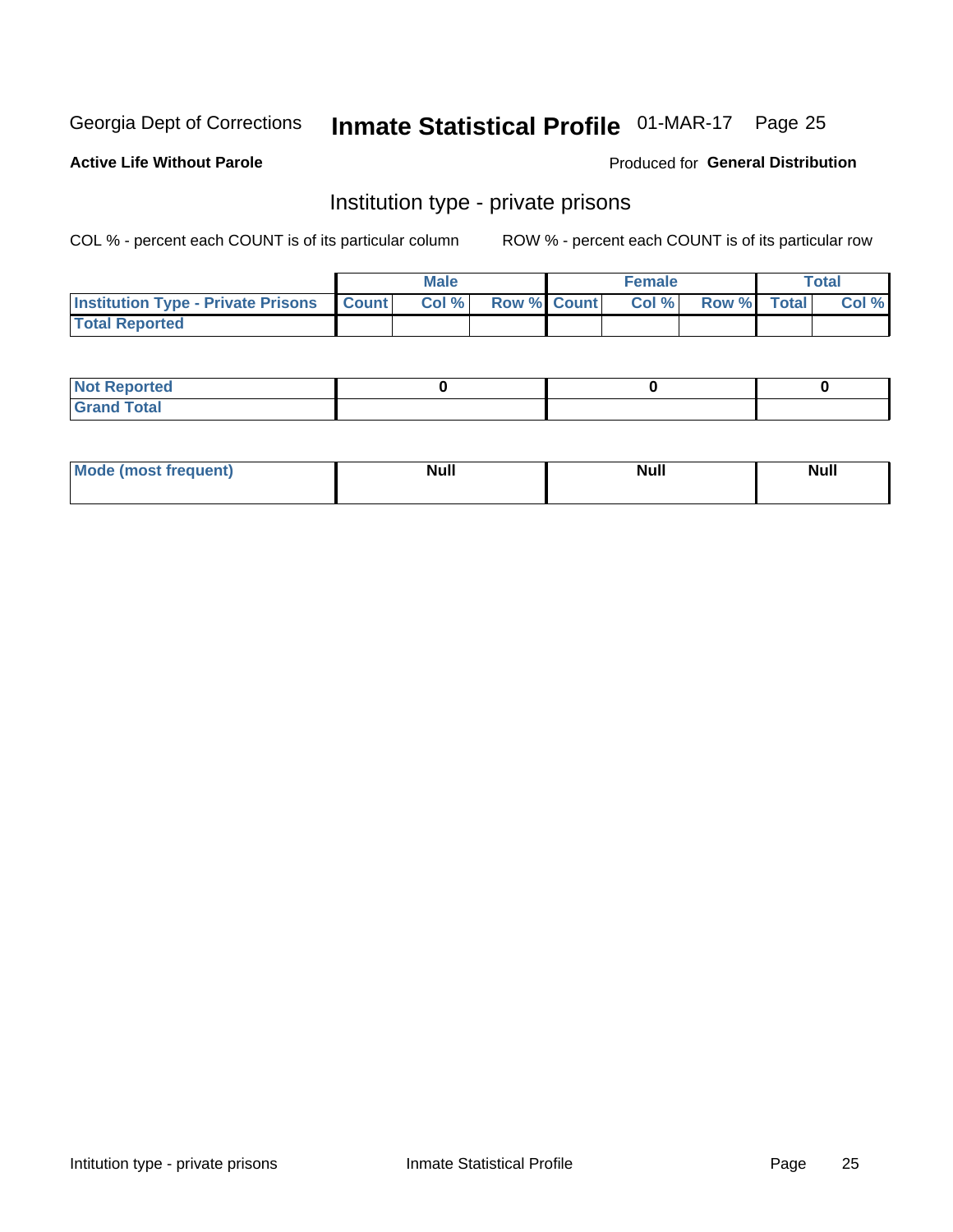Georgia Dept of Corrections **Inmate Statistical Profile** 01-MAR-17

**Active Life Without Parole**

Produced for **General Distribution**

## Institution type - private prisons

COL % - percent each COUNT is of its particular column

ROW % - percent each COUNT is of its particular row

| | Male | | | Female | | | Total | |
|---|---|---|---|---|---|---|---|---|
| **Institution Type - Private Prisons** | **Count** | **Col %** | **Row %** | **Count** | **Col %** | **Row %** | **Total** | **Col %** |
| **Total Reported** | | | | | | | | |

| | Male | Female | Total |
|---|---|---|---|
| **Not Reported** | 0 | 0 | 0 |
| **Grand Total** | | | |

| | Male | Female | Total |
|---|---|---|---|
| **Mode (most frequent)** | Null | Null | Null |

Intitution type - private prisons Inmate Statistical Profile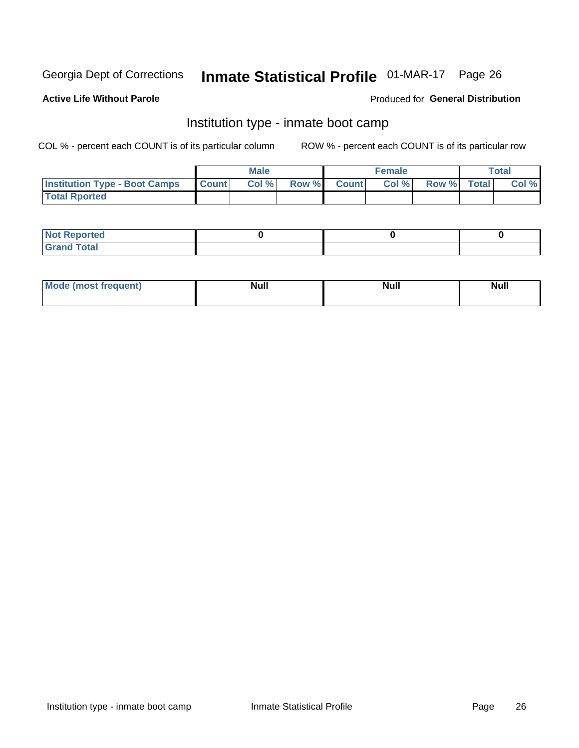Georgia Dept of Corrections **Inmate Statistical Profile** 01-MAR-17

**Active Life Without Parole**

Produced for **General Distribution**

## Institution type - inmate boot camp

COL % - percent each COUNT is of its particular column

ROW % - percent each COUNT is of its particular row

| | Male | | | Female | | | Total | |
|---|---|---|---|---|---|---|---|---|
| Institution Type - Boot Camps | Count | Col % | Row % | Count | Col % | Row % | Total | Col % |
| Total Rported | | | | | | | | |

| | Male | Female | Total |
|---|---|---|---|
| Not Reported | 0 | 0 | 0 |
| Grand Total | | | |

| | Male | Female | Total |
|---|---|---|---|
| Mode (most frequent) | Null | Null | Null |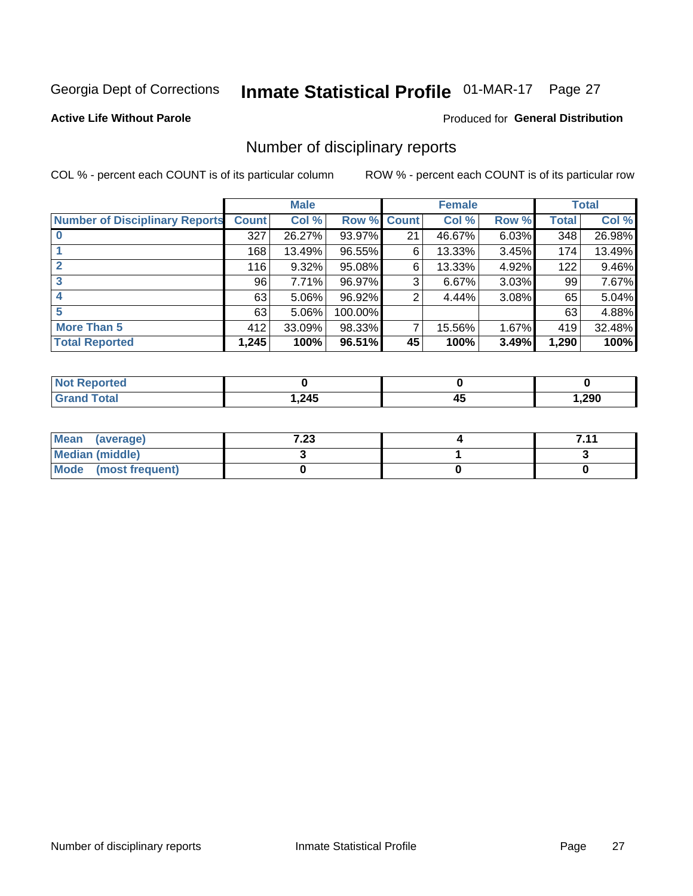Georgia Dept of Corrections **Inmate Statistical Profile** 01-MAR-17

**Active Life Without Parole**

Produced for **General Distribution**

## Number of disciplinary reports

COL % - percent each COUNT is of its particular column

ROW % - percent each COUNT is of its particular row

| Number of Disciplinary Reports | Male | | | Female | | | Total | |
|---|---|---|---|---|---|---|---|---|
| | Count | Col % | Row % | Count | Col % | Row % | Total | Col % |
| 0 | 327 | 26.27% | 93.97% | 21 | 46.67% | 6.03% | 348 | 26.98% |
| 1 | 168 | 13.49% | 96.55% | 6 | 13.33% | 3.45% | 174 | 13.49% |
| 2 | 116 | 9.32% | 95.08% | 6 | 13.33% | 4.92% | 122 | 9.46% |
| 3 | 96 | 7.71% | 96.97% | 3 | 6.67% | 3.03% | 99 | 7.67% |
| 4 | 63 | 5.06% | 96.92% | 2 | 4.44% | 3.08% | 65 | 5.04% |
| 5 | 63 | 5.06% | 100.00% | | | | 63 | 4.88% |
| More Than 5 | 412 | 33.09% | 98.33% | 7 | 15.56% | 1.67% | 419 | 32.48% |
| **Total Reported** | **1,245** | **100%** | **96.51%** | **45** | **100%** | **3.49%** | **1,290** | **100%** |

| | Male | Female | Total |
|---|---|---|---|
| Not Reported | 0 | 0 | 0 |
| Grand Total | 1,245 | 45 | 1,290 |

| | Male | Female | Total |
|---|---|---|---|
| Mean (average) | 7.23 | 4 | 7.11 |
| Median (middle) | 3 | 1 | 3 |
| Mode (most frequent) | 0 | 0 | 0 |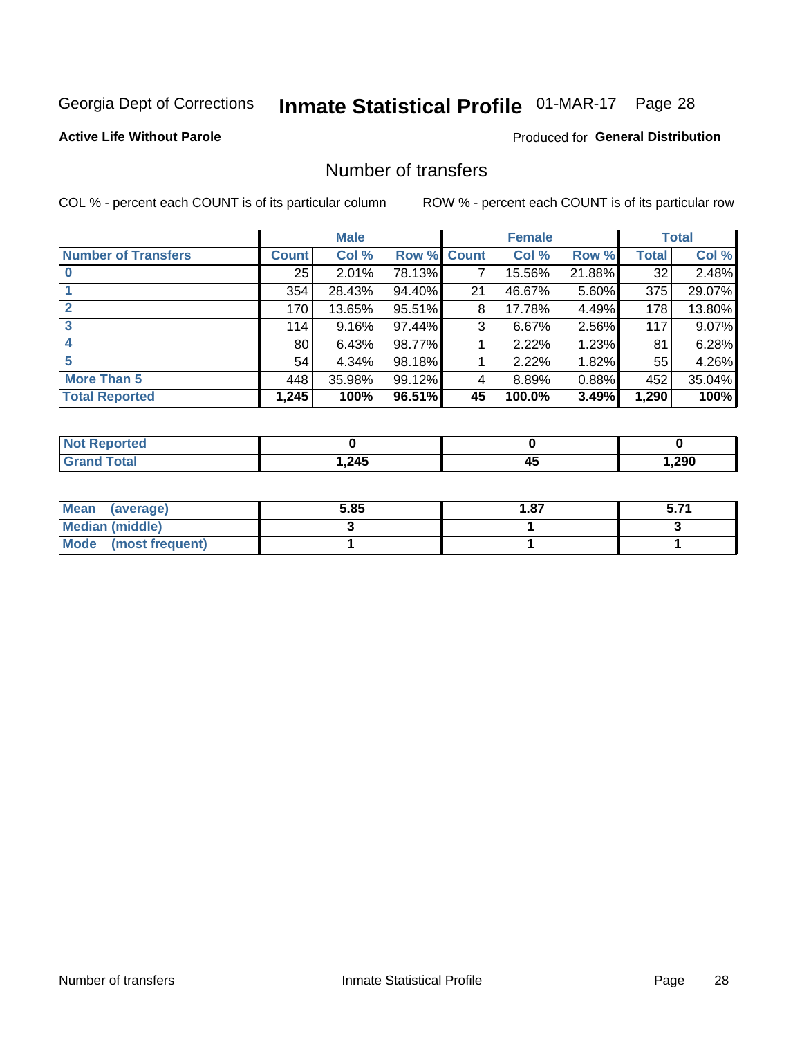Georgia Dept of Corrections **Inmate Statistical Profile** 01-MAR-17 Page 28

**Active Life Without Parole**

Produced for **General Distribution**

## Number of transfers

COL % - percent each COUNT is of its particular column ROW % - percent each COUNT is of its particular row

| | Male | | | Female | | | Total | |
|---|---|---|---|---|---|---|---|---|
| **Number of Transfers** | **Count** | **Col %** | **Row %** | **Count** | **Col %** | **Row %** | **Total** | **Col %** |
| **0** | 25 | 2.01% | 78.13% | 7 | 15.56% | 21.88% | 32 | 2.48% |
| **1** | 354 | 28.43% | 94.40% | 21 | 46.67% | 5.60% | 375 | 29.07% |
| **2** | 170 | 13.65% | 95.51% | 8 | 17.78% | 4.49% | 178 | 13.80% |
| **3** | 114 | 9.16% | 97.44% | 3 | 6.67% | 2.56% | 117 | 9.07% |
| **4** | 80 | 6.43% | 98.77% | 1 | 2.22% | 1.23% | 81 | 6.28% |
| **5** | 54 | 4.34% | 98.18% | 1 | 2.22% | 1.82% | 55 | 4.26% |
| **More Than 5** | 448 | 35.98% | 99.12% | 4 | 8.89% | 0.88% | 452 | 35.04% |
| **Total Reported** | **1,245** | **100%** | **96.51%** | **45** | **100.0%** | **3.49%** | **1,290** | **100%** |

| | Male | Female | Total |
|---|---|---|---|
| **Not Reported** | **0** | **0** | **0** |
| **Grand Total** | **1,245** | **45** | **1,290** |

| | Male | Female | Total |
|---|---|---|---|
| **Mean (average)** | **5.85** | **1.87** | **5.71** |
| **Median (middle)** | **3** | **1** | **3** |
| **Mode (most frequent)** | **1** | **1** | **1** |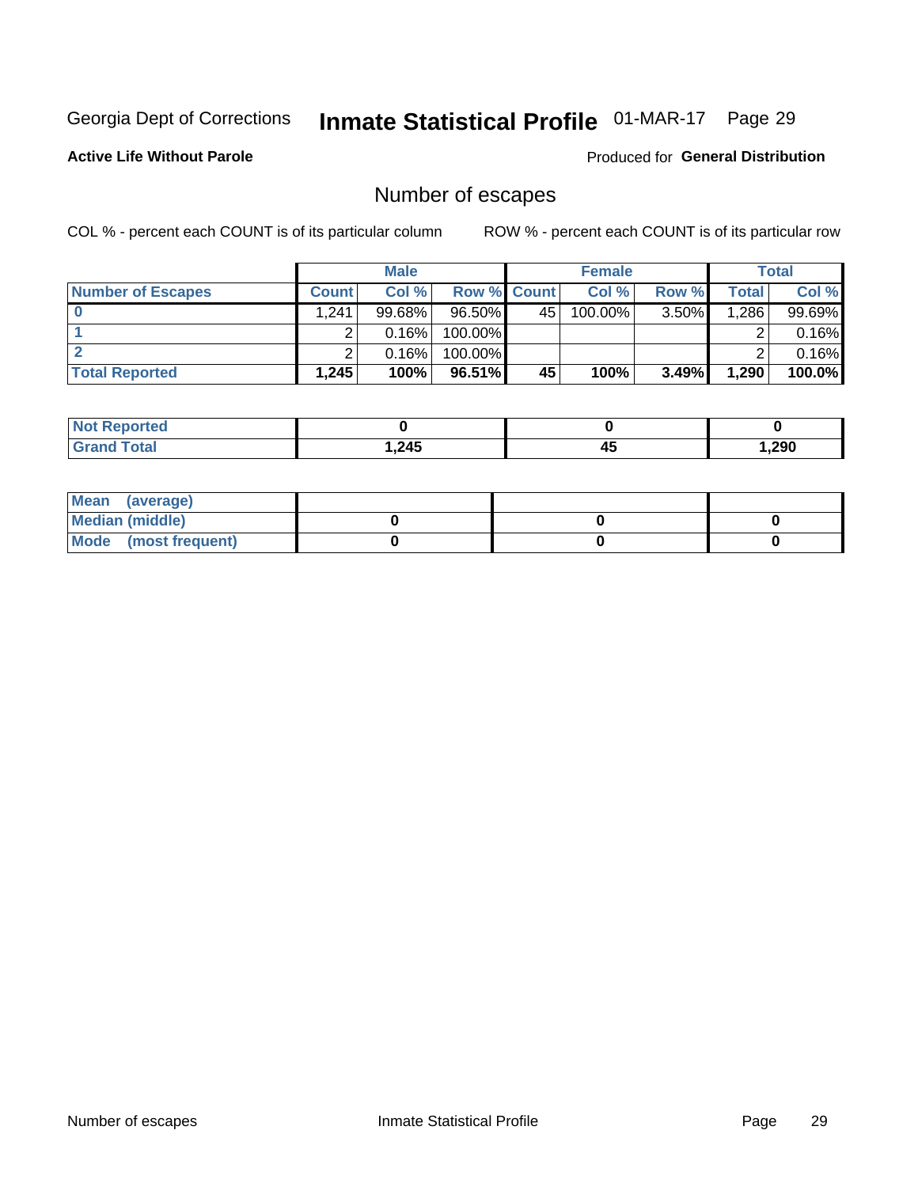Georgia Dept of Corrections **Inmate Statistical Profile** 01-MAR-17 Page 29

**Active Life Without Parole**

Produced for **General Distribution**

## Number of escapes

COL % - percent each COUNT is of its particular column

ROW % - percent each COUNT is of its particular row

| | Male | | | Female | | | Total | |
|---|---|---|---|---|---|---|---|---|
| **Number of Escapes** | **Count** | **Col %** | **Row %** | **Count** | **Col %** | **Row %** | **Total** | **Col %** |
| **0** | 1,241 | 99.68% | 96.50% | 45 | 100.00% | 3.50% | 1,286 | 99.69% |
| **1** | 2 | 0.16% | 100.00% | | | | 2 | 0.16% |
| **2** | 2 | 0.16% | 100.00% | | | | 2 | 0.16% |
| **Total Reported** | **1,245** | **100%** | **96.51%** | **45** | **100%** | **3.49%** | **1,290** | **100.0%** |

| | Male | Female | Total |
|---|---|---|---|
| **Not Reported** | **0** | **0** | **0** |
| **Grand Total** | **1,245** | **45** | **1,290** |

| | Male | Female | Total |
|---|---|---|---|
| **Mean (average)** | | | |
| **Median (middle)** | **0** | **0** | **0** |
| **Mode (most frequent)** | **0** | **0** | **0** |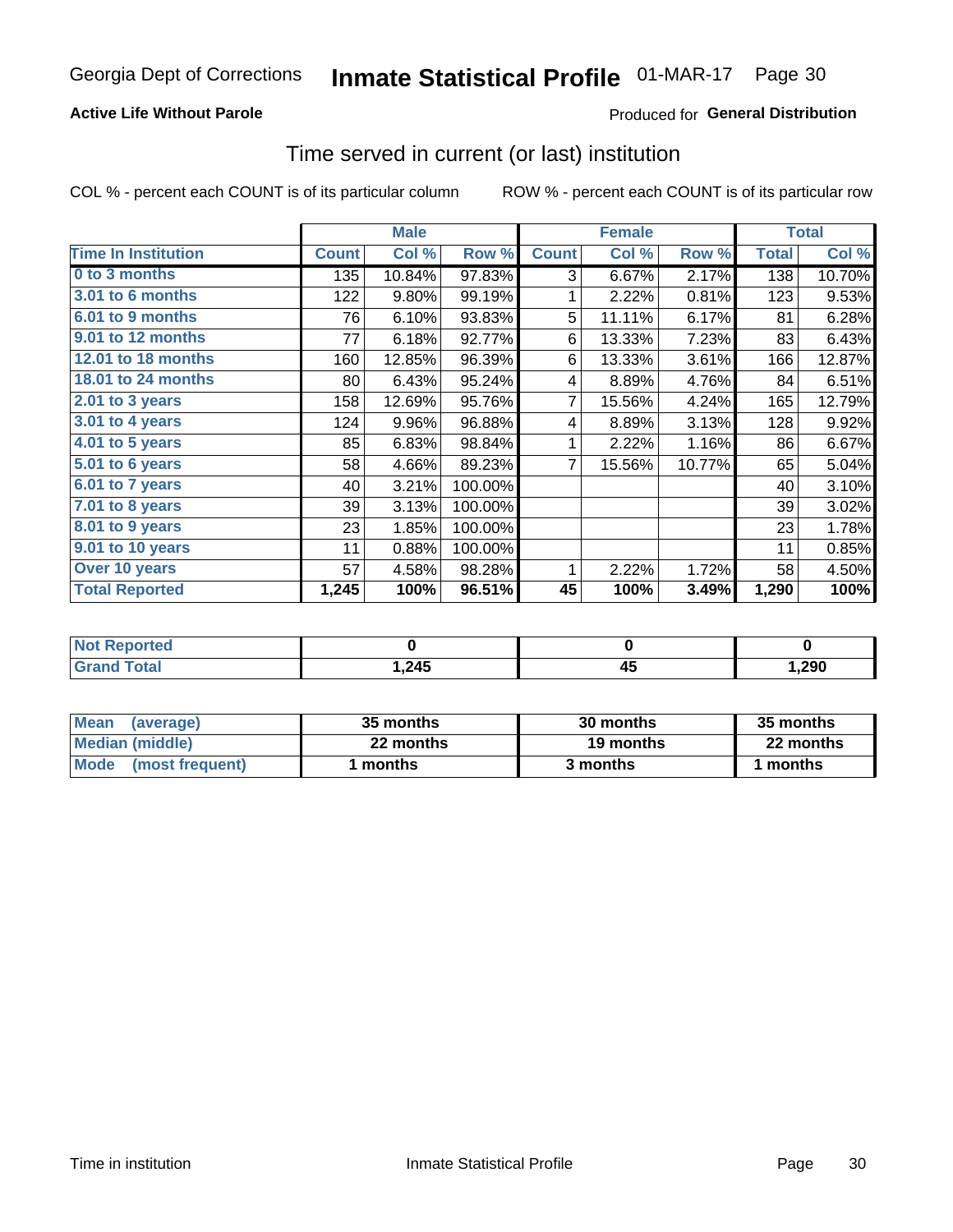Georgia Dept of Corrections **Inmate Statistical Profile** 01-MAR-17

**Active Life Without Parole**

Produced for **General Distribution**

## Time served in current (or last) institution

COL % - percent each COUNT is of its particular column     ROW % - percent each COUNT is of its particular row

| | Male | | | Female | | | Total | |
|---|---|---|---|---|---|---|---|---|
| **Time In Institution** | **Count** | **Col %** | **Row %** | **Count** | **Col %** | **Row %** | **Total** | **Col %** |
| **0 to 3 months** | 135 | 10.84% | 97.83% | 3 | 6.67% | 2.17% | 138 | 10.70% |
| **3.01 to 6 months** | 122 | 9.80% | 99.19% | 1 | 2.22% | 0.81% | 123 | 9.53% |
| **6.01 to 9 months** | 76 | 6.10% | 93.83% | 5 | 11.11% | 6.17% | 81 | 6.28% |
| **9.01 to 12 months** | 77 | 6.18% | 92.77% | 6 | 13.33% | 7.23% | 83 | 6.43% |
| **12.01 to 18 months** | 160 | 12.85% | 96.39% | 6 | 13.33% | 3.61% | 166 | 12.87% |
| **18.01 to 24 months** | 80 | 6.43% | 95.24% | 4 | 8.89% | 4.76% | 84 | 6.51% |
| **2.01 to 3 years** | 158 | 12.69% | 95.76% | 7 | 15.56% | 4.24% | 165 | 12.79% |
| **3.01 to 4 years** | 124 | 9.96% | 96.88% | 4 | 8.89% | 3.13% | 128 | 9.92% |
| **4.01 to 5 years** | 85 | 6.83% | 98.84% | 1 | 2.22% | 1.16% | 86 | 6.67% |
| **5.01 to 6 years** | 58 | 4.66% | 89.23% | 7 | 15.56% | 10.77% | 65 | 5.04% |
| **6.01 to 7 years** | 40 | 3.21% | 100.00% | | | | 40 | 3.10% |
| **7.01 to 8 years** | 39 | 3.13% | 100.00% | | | | 39 | 3.02% |
| **8.01 to 9 years** | 23 | 1.85% | 100.00% | | | | 23 | 1.78% |
| **9.01 to 10 years** | 11 | 0.88% | 100.00% | | | | 11 | 0.85% |
| **Over 10 years** | 57 | 4.58% | 98.28% | 1 | 2.22% | 1.72% | 58 | 4.50% |
| **Total Reported** | **1,245** | **100%** | **96.51%** | **45** | **100%** | **3.49%** | **1,290** | **100%** |

| | Male | Female | Total |
|---|---|---|---|
| **Not Reported** | **0** | **0** | **0** |
| **Grand Total** | **1,245** | **45** | **1,290** |

| | Male | Female | Total |
|---|---|---|---|
| **Mean (average)** | **35 months** | **30 months** | **35 months** |
| **Median (middle)** | **22 months** | **19 months** | **22 months** |
| **Mode (most frequent)** | **1 months** | **3 months** | **1 months** |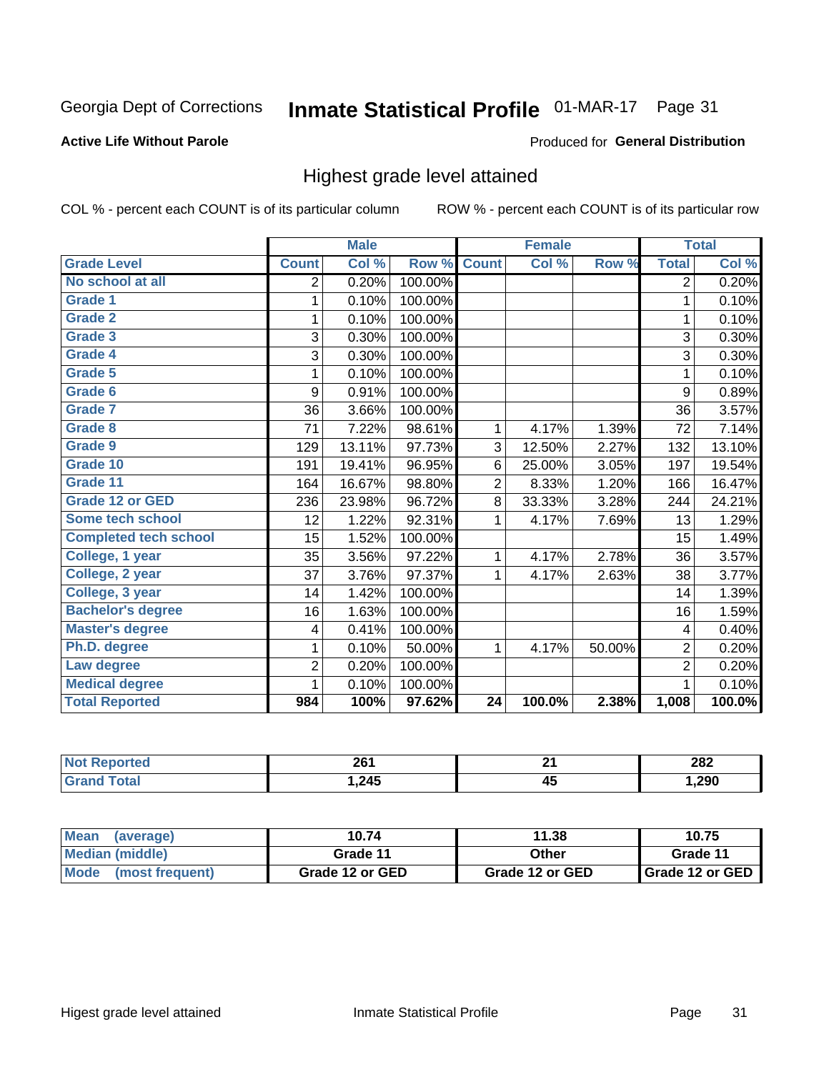Georgia Dept of Corrections **Inmate Statistical Profile** 01-MAR-17 Page 31

**Active Life Without Parole**

Produced for **General Distribution**

## Highest grade level attained

COL % - percent each COUNT is of its particular column ROW % - percent each COUNT is of its particular row

| Grade Level | Male | | | Female | | | Total | |
|---|---|---|---|---|---|---|---|---|
| | Count | Col % | Row % | Count | Col % | Row % | Total | Col % |
| No school at all | 2 | 0.20% | 100.00% | | | | 2 | 0.20% |
| Grade 1 | 1 | 0.10% | 100.00% | | | | 1 | 0.10% |
| Grade 2 | 1 | 0.10% | 100.00% | | | | 1 | 0.10% |
| Grade 3 | 3 | 0.30% | 100.00% | | | | 3 | 0.30% |
| Grade 4 | 3 | 0.30% | 100.00% | | | | 3 | 0.30% |
| Grade 5 | 1 | 0.10% | 100.00% | | | | 1 | 0.10% |
| Grade 6 | 9 | 0.91% | 100.00% | | | | 9 | 0.89% |
| Grade 7 | 36 | 3.66% | 100.00% | | | | 36 | 3.57% |
| Grade 8 | 71 | 7.22% | 98.61% | 1 | 4.17% | 1.39% | 72 | 7.14% |
| Grade 9 | 129 | 13.11% | 97.73% | 3 | 12.50% | 2.27% | 132 | 13.10% |
| Grade 10 | 191 | 19.41% | 96.95% | 6 | 25.00% | 3.05% | 197 | 19.54% |
| Grade 11 | 164 | 16.67% | 98.80% | 2 | 8.33% | 1.20% | 166 | 16.47% |
| Grade 12 or GED | 236 | 23.98% | 96.72% | 8 | 33.33% | 3.28% | 244 | 24.21% |
| Some tech school | 12 | 1.22% | 92.31% | 1 | 4.17% | 7.69% | 13 | 1.29% |
| Completed tech school | 15 | 1.52% | 100.00% | | | | 15 | 1.49% |
| College, 1 year | 35 | 3.56% | 97.22% | 1 | 4.17% | 2.78% | 36 | 3.57% |
| College, 2 year | 37 | 3.76% | 97.37% | 1 | 4.17% | 2.63% | 38 | 3.77% |
| College, 3 year | 14 | 1.42% | 100.00% | | | | 14 | 1.39% |
| Bachelor's degree | 16 | 1.63% | 100.00% | | | | 16 | 1.59% |
| Master's degree | 4 | 0.41% | 100.00% | | | | 4 | 0.40% |
| Ph.D. degree | 1 | 0.10% | 50.00% | 1 | 4.17% | 50.00% | 2 | 0.20% |
| Law degree | 2 | 0.20% | 100.00% | | | | 2 | 0.20% |
| Medical degree | 1 | 0.10% | 100.00% | | | | 1 | 0.10% |
| **Total Reported** | **984** | **100%** | **97.62%** | **24** | **100.0%** | **2.38%** | **1,008** | **100.0%** |

| | Male | Female | Total |
|---|---|---|---|
| Not Reported | 261 | 21 | 282 |
| Grand Total | 1,245 | 45 | 1,290 |

| | Male | Female | Total |
|---|---|---|---|
| Mean (average) | 10.74 | 11.38 | 10.75 |
| Median (middle) | Grade 11 | Other | Grade 11 |
| Mode (most frequent) | Grade 12 or GED | Grade 12 or GED | Grade 12 or GED |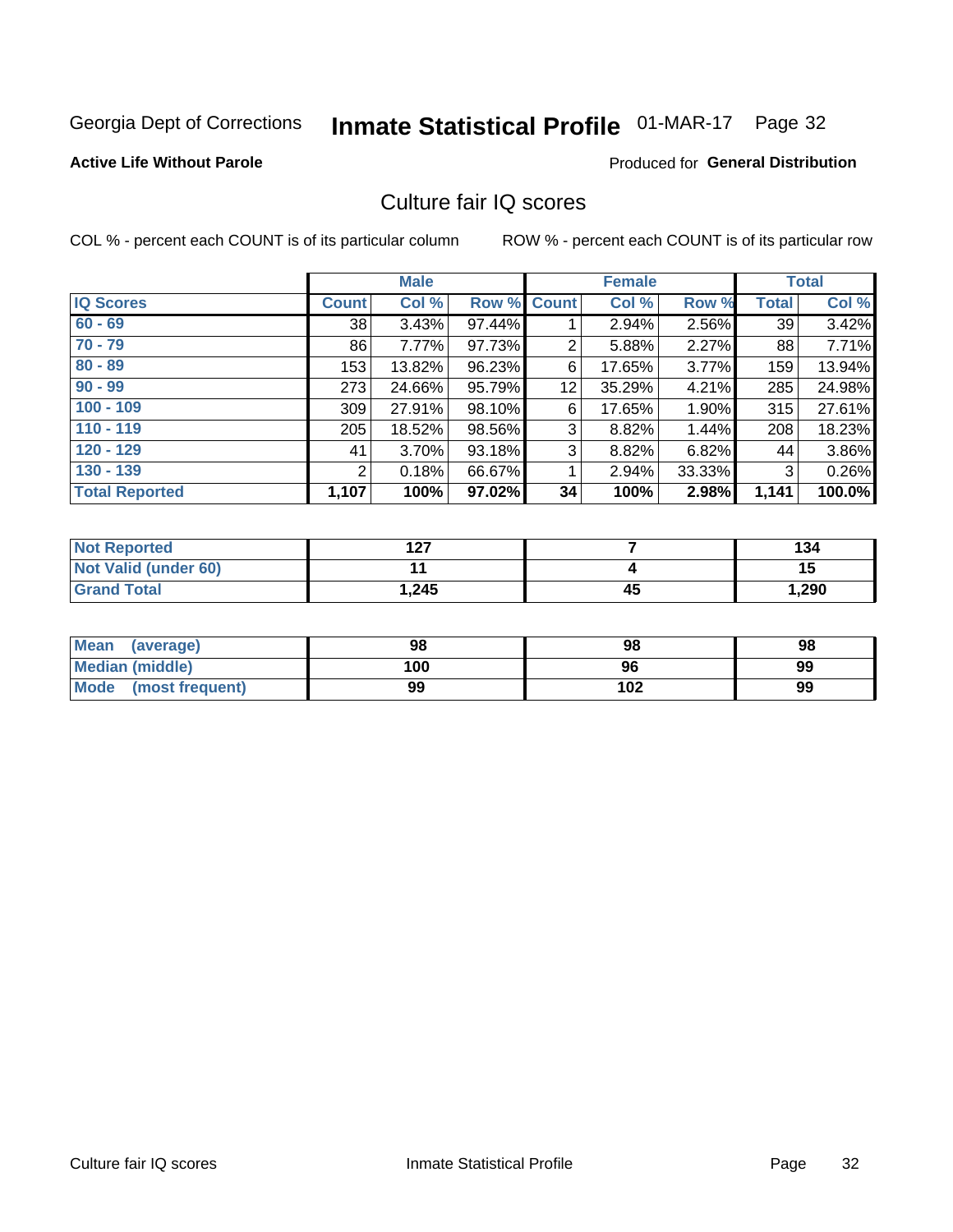Georgia Dept of Corrections **Inmate Statistical Profile** 01-MAR-17 Page 32

**Active Life Without Parole**

Produced for **General Distribution**

## Culture fair IQ scores

COL % - percent each COUNT is of its particular column

ROW % - percent each COUNT is of its particular row

| | Male | | | Female | | | Total | |
|---|---|---|---|---|---|---|---|---|
| **IQ Scores** | **Count** | **Col %** | **Row %** | **Count** | **Col %** | **Row %** | **Total** | **Col %** |
| 60 - 69 | 38 | 3.43% | 97.44% | 1 | 2.94% | 2.56% | 39 | 3.42% |
| 70 - 79 | 86 | 7.77% | 97.73% | 2 | 5.88% | 2.27% | 88 | 7.71% |
| 80 - 89 | 153 | 13.82% | 96.23% | 6 | 17.65% | 3.77% | 159 | 13.94% |
| 90 - 99 | 273 | 24.66% | 95.79% | 12 | 35.29% | 4.21% | 285 | 24.98% |
| 100 - 109 | 309 | 27.91% | 98.10% | 6 | 17.65% | 1.90% | 315 | 27.61% |
| 110 - 119 | 205 | 18.52% | 98.56% | 3 | 8.82% | 1.44% | 208 | 18.23% |
| 120 - 129 | 41 | 3.70% | 93.18% | 3 | 8.82% | 6.82% | 44 | 3.86% |
| 130 - 139 | 2 | 0.18% | 66.67% | 1 | 2.94% | 33.33% | 3 | 0.26% |
| **Total Reported** | **1,107** | **100%** | **97.02%** | **34** | **100%** | **2.98%** | **1,141** | **100.0%** |

| | Male | Female | Total |
|---|---|---|---|
| Not Reported | 127 | 7 | 134 |
| Not Valid (under 60) | 11 | 4 | 15 |
| Grand Total | 1,245 | 45 | 1,290 |

| | Male | Female | Total |
|---|---|---|---|
| Mean (average) | 98 | 98 | 98 |
| Median (middle) | 100 | 96 | 99 |
| Mode (most frequent) | 99 | 102 | 99 |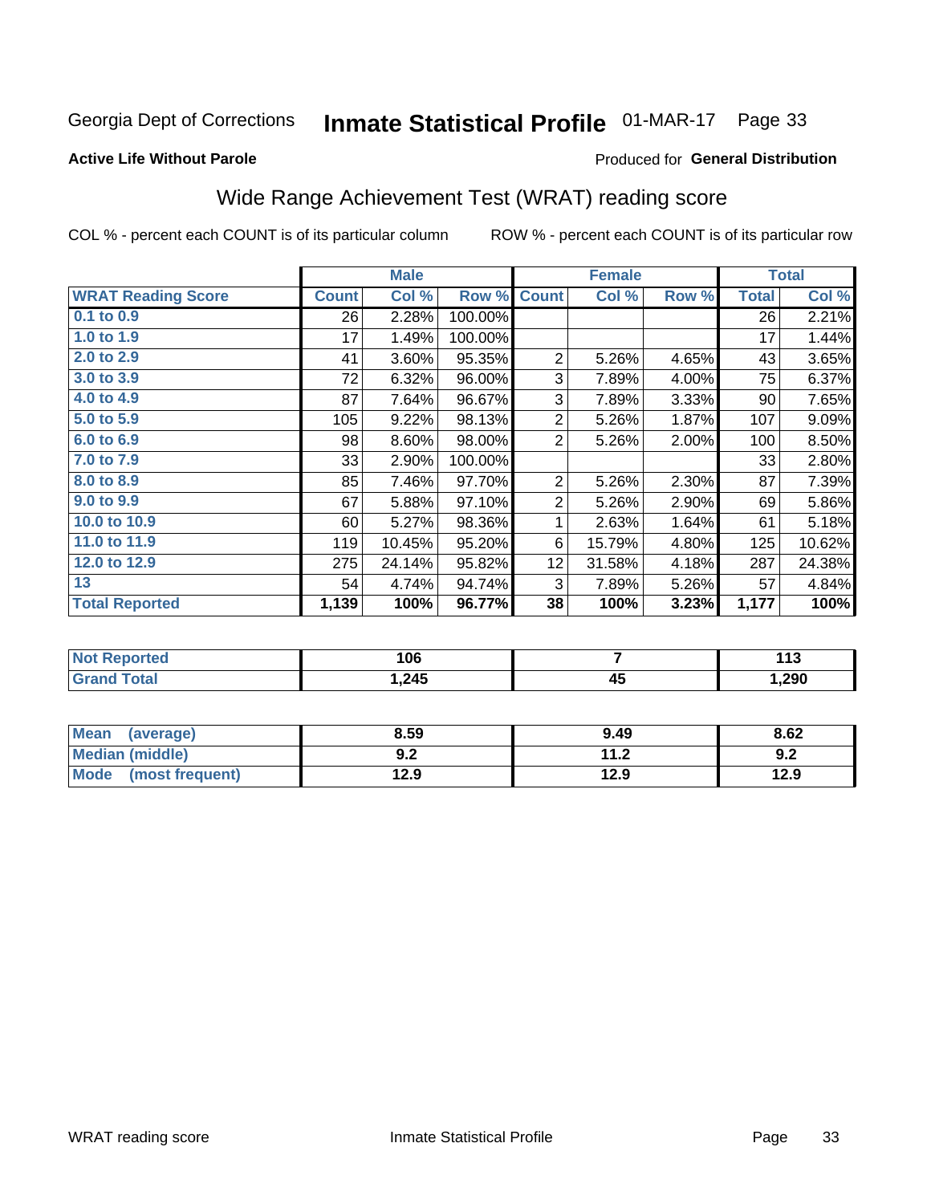Georgia Dept of Corrections **Inmate Statistical Profile** 01-MAR-17

**Active Life Without Parole**

Produced for **General Distribution**

## Wide Range Achievement Test (WRAT) reading score

COL % - percent each COUNT is of its particular column

ROW % - percent each COUNT is of its particular row

| | Male | | | Female | | | Total | |
|---|---|---|---|---|---|---|---|---|
| **WRAT Reading Score** | **Count** | **Col %** | **Row %** | **Count** | **Col %** | **Row %** | **Total** | **Col %** |
| 0.1 to 0.9 | 26 | 2.28% | 100.00% | | | | 26 | 2.21% |
| 1.0 to 1.9 | 17 | 1.49% | 100.00% | | | | 17 | 1.44% |
| 2.0 to 2.9 | 41 | 3.60% | 95.35% | 2 | 5.26% | 4.65% | 43 | 3.65% |
| 3.0 to 3.9 | 72 | 6.32% | 96.00% | 3 | 7.89% | 4.00% | 75 | 6.37% |
| 4.0 to 4.9 | 87 | 7.64% | 96.67% | 3 | 7.89% | 3.33% | 90 | 7.65% |
| 5.0 to 5.9 | 105 | 9.22% | 98.13% | 2 | 5.26% | 1.87% | 107 | 9.09% |
| 6.0 to 6.9 | 98 | 8.60% | 98.00% | 2 | 5.26% | 2.00% | 100 | 8.50% |
| 7.0 to 7.9 | 33 | 2.90% | 100.00% | | | | 33 | 2.80% |
| 8.0 to 8.9 | 85 | 7.46% | 97.70% | 2 | 5.26% | 2.30% | 87 | 7.39% |
| 9.0 to 9.9 | 67 | 5.88% | 97.10% | 2 | 5.26% | 2.90% | 69 | 5.86% |
| 10.0 to 10.9 | 60 | 5.27% | 98.36% | 1 | 2.63% | 1.64% | 61 | 5.18% |
| 11.0 to 11.9 | 119 | 10.45% | 95.20% | 6 | 15.79% | 4.80% | 125 | 10.62% |
| 12.0 to 12.9 | 275 | 24.14% | 95.82% | 12 | 31.58% | 4.18% | 287 | 24.38% |
| 13 | 54 | 4.74% | 94.74% | 3 | 7.89% | 5.26% | 57 | 4.84% |
| **Total Reported** | **1,139** | **100%** | **96.77%** | **38** | **100%** | **3.23%** | **1,177** | **100%** |

| | Male | Female | Total |
|---|---|---|---|
| Not Reported | 106 | 7 | 113 |
| Grand Total | 1,245 | 45 | 1,290 |

| | Male | Female | Total |
|---|---|---|---|
| Mean (average) | 8.59 | 9.49 | 8.62 |
| Median (middle) | 9.2 | 11.2 | 9.2 |
| Mode (most frequent) | 12.9 | 12.9 | 12.9 |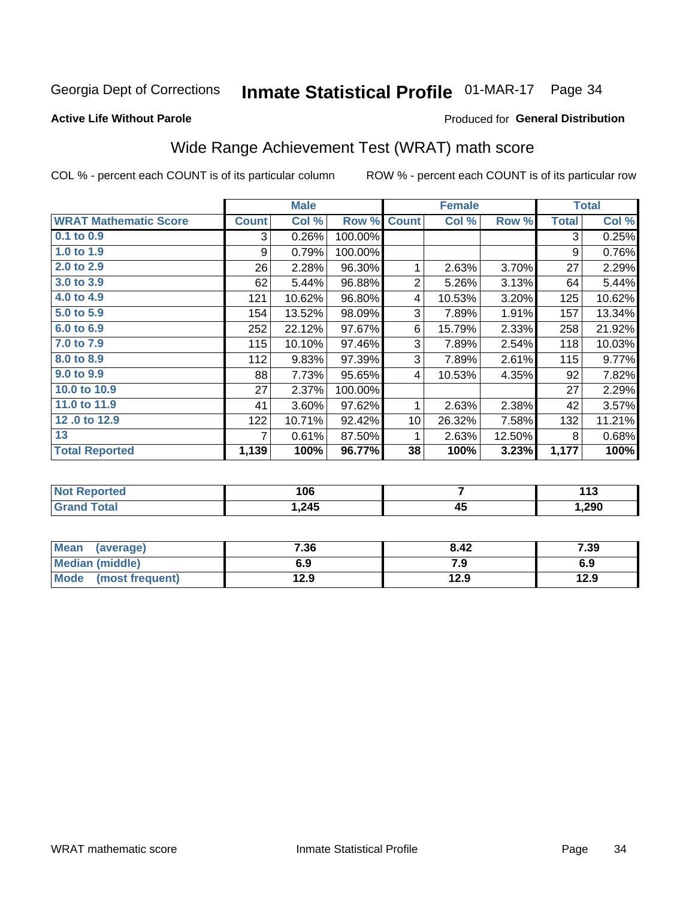Georgia Dept of Corrections **Inmate Statistical Profile** 01-MAR-17

**Active Life Without Parole**

Produced for **General Distribution**

## Wide Range Achievement Test (WRAT) math score

COL % - percent each COUNT is of its particular column ROW % - percent each COUNT is of its particular row

| | Male | | | Female | | | Total | |
|---|---|---|---|---|---|---|---|---|
| **WRAT Mathematic Score** | **Count** | **Col %** | **Row %** | **Count** | **Col %** | **Row %** | **Total** | **Col %** |
| 0.1 to 0.9 | 3 | 0.26% | 100.00% | | | | 3 | 0.25% |
| 1.0 to 1.9 | 9 | 0.79% | 100.00% | | | | 9 | 0.76% |
| 2.0 to 2.9 | 26 | 2.28% | 96.30% | 1 | 2.63% | 3.70% | 27 | 2.29% |
| 3.0 to 3.9 | 62 | 5.44% | 96.88% | 2 | 5.26% | 3.13% | 64 | 5.44% |
| 4.0 to 4.9 | 121 | 10.62% | 96.80% | 4 | 10.53% | 3.20% | 125 | 10.62% |
| 5.0 to 5.9 | 154 | 13.52% | 98.09% | 3 | 7.89% | 1.91% | 157 | 13.34% |
| 6.0 to 6.9 | 252 | 22.12% | 97.67% | 6 | 15.79% | 2.33% | 258 | 21.92% |
| 7.0 to 7.9 | 115 | 10.10% | 97.46% | 3 | 7.89% | 2.54% | 118 | 10.03% |
| 8.0 to 8.9 | 112 | 9.83% | 97.39% | 3 | 7.89% | 2.61% | 115 | 9.77% |
| 9.0 to 9.9 | 88 | 7.73% | 95.65% | 4 | 10.53% | 4.35% | 92 | 7.82% |
| 10.0 to 10.9 | 27 | 2.37% | 100.00% | | | | 27 | 2.29% |
| 11.0 to 11.9 | 41 | 3.60% | 97.62% | 1 | 2.63% | 2.38% | 42 | 3.57% |
| 12 .0 to 12.9 | 122 | 10.71% | 92.42% | 10 | 26.32% | 7.58% | 132 | 11.21% |
| 13 | 7 | 0.61% | 87.50% | 1 | 2.63% | 12.50% | 8 | 0.68% |
| **Total Reported** | **1,139** | **100%** | **96.77%** | **38** | **100%** | **3.23%** | **1,177** | **100%** |

| | Male | Female | Total |
|---|---|---|---|
| Not Reported | 106 | 7 | 113 |
| Grand Total | 1,245 | 45 | 1,290 |

| | Male | Female | Total |
|---|---|---|---|
| Mean (average) | 7.36 | 8.42 | 7.39 |
| Median (middle) | 6.9 | 7.9 | 6.9 |
| Mode (most frequent) | 12.9 | 12.9 | 12.9 |

WRAT mathematic score Inmate Statistical Profile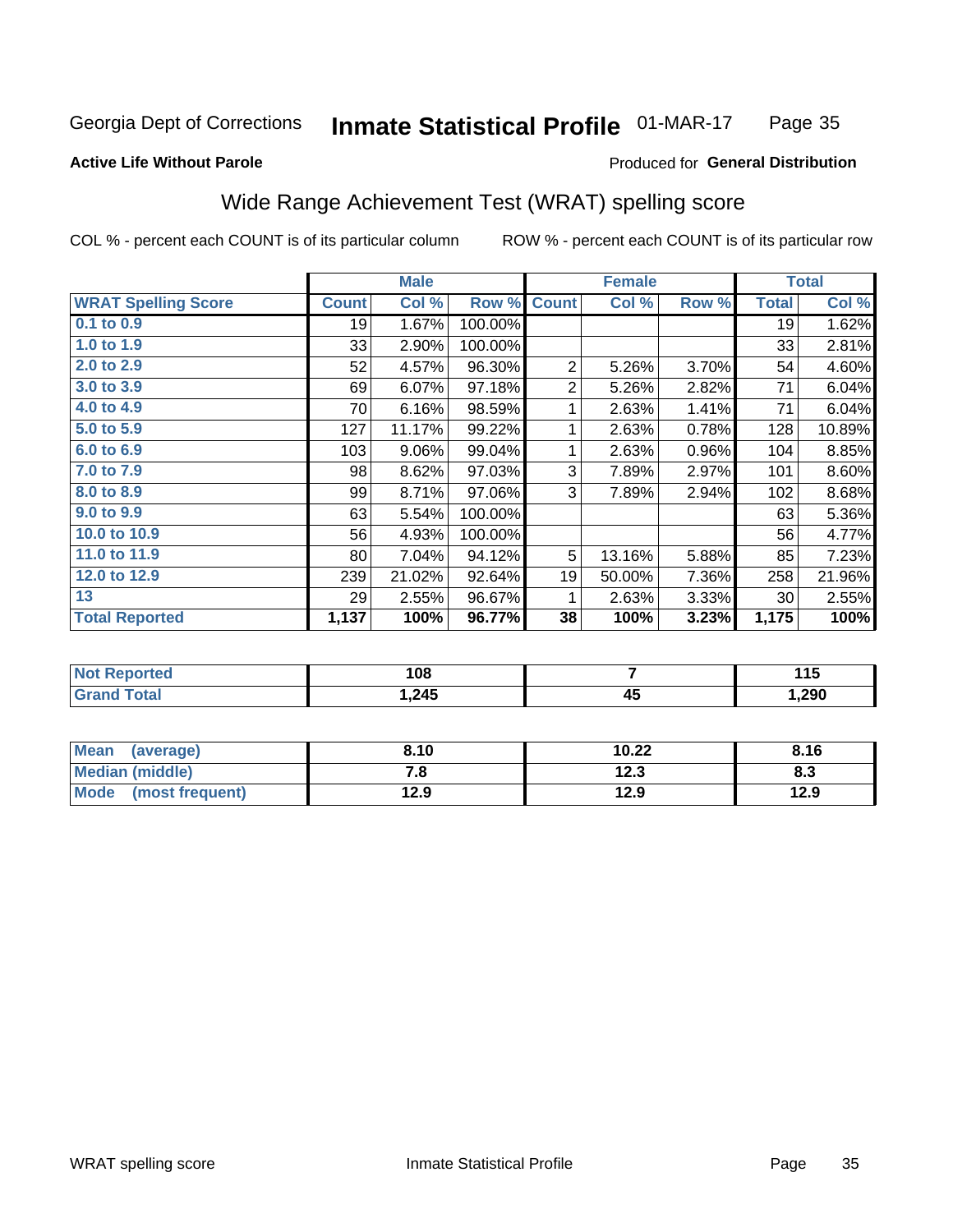Georgia Dept of Corrections **Inmate Statistical Profile** 01-MAR-17

**Active Life Without Parole**

Produced for **General Distribution**

## Wide Range Achievement Test (WRAT) spelling score

COL % - percent each COUNT is of its particular column ROW % - percent each COUNT is of its particular row

| | Male | | | Female | | | Total | |
|---|---|---|---|---|---|---|---|---|
| **WRAT Spelling Score** | **Count** | **Col %** | **Row %** | **Count** | **Col %** | **Row %** | **Total** | **Col %** |
| 0.1 to 0.9 | 19 | 1.67% | 100.00% | | | | 19 | 1.62% |
| 1.0 to 1.9 | 33 | 2.90% | 100.00% | | | | 33 | 2.81% |
| 2.0 to 2.9 | 52 | 4.57% | 96.30% | 2 | 5.26% | 3.70% | 54 | 4.60% |
| 3.0 to 3.9 | 69 | 6.07% | 97.18% | 2 | 5.26% | 2.82% | 71 | 6.04% |
| 4.0 to 4.9 | 70 | 6.16% | 98.59% | 1 | 2.63% | 1.41% | 71 | 6.04% |
| 5.0 to 5.9 | 127 | 11.17% | 99.22% | 1 | 2.63% | 0.78% | 128 | 10.89% |
| 6.0 to 6.9 | 103 | 9.06% | 99.04% | 1 | 2.63% | 0.96% | 104 | 8.85% |
| 7.0 to 7.9 | 98 | 8.62% | 97.03% | 3 | 7.89% | 2.97% | 101 | 8.60% |
| 8.0 to 8.9 | 99 | 8.71% | 97.06% | 3 | 7.89% | 2.94% | 102 | 8.68% |
| 9.0 to 9.9 | 63 | 5.54% | 100.00% | | | | 63 | 5.36% |
| 10.0 to 10.9 | 56 | 4.93% | 100.00% | | | | 56 | 4.77% |
| 11.0 to 11.9 | 80 | 7.04% | 94.12% | 5 | 13.16% | 5.88% | 85 | 7.23% |
| 12.0 to 12.9 | 239 | 21.02% | 92.64% | 19 | 50.00% | 7.36% | 258 | 21.96% |
| 13 | 29 | 2.55% | 96.67% | 1 | 2.63% | 3.33% | 30 | 2.55% |
| **Total Reported** | **1,137** | **100%** | **96.77%** | **38** | **100%** | **3.23%** | **1,175** | **100%** |

| | Male | Female | Total |
|---|---|---|---|
| Not Reported | 108 | 7 | 115 |
| Grand Total | 1,245 | 45 | 1,290 |

| | Male | Female | Total |
|---|---|---|---|
| Mean (average) | 8.10 | 10.22 | 8.16 |
| Median (middle) | 7.8 | 12.3 | 8.3 |
| Mode (most frequent) | 12.9 | 12.9 | 12.9 |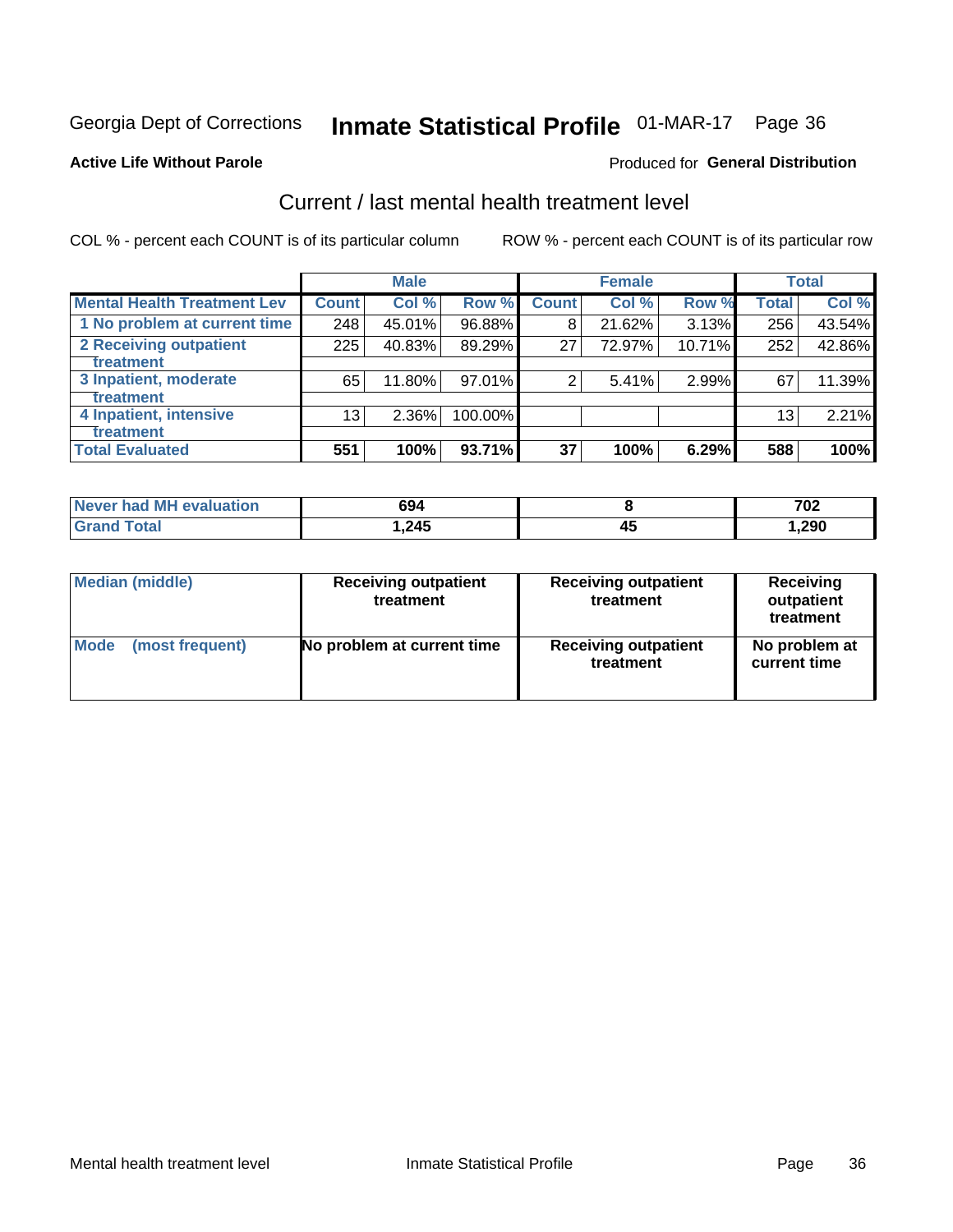Georgia Dept of Corrections **Inmate Statistical Profile** 01-MAR-17

**Active Life Without Parole**

Produced for **General Distribution**

## Current / last mental health treatment level

COL % - percent each COUNT is of its particular column ROW % - percent each COUNT is of its particular row

| | Male | | | Female | | | Total | |
|---|---|---|---|---|---|---|---|---|
| **Mental Health Treatment Lev** | **Count** | **Col %** | **Row %** | **Count** | **Col %** | **Row %** | **Total** | **Col %** |
| 1 No problem at current time | 248 | 45.01% | 96.88% | 8 | 21.62% | 3.13% | 256 | 43.54% |
| 2 Receiving outpatient treatment | 225 | 40.83% | 89.29% | 27 | 72.97% | 10.71% | 252 | 42.86% |
| 3 Inpatient, moderate treatment | 65 | 11.80% | 97.01% | 2 | 5.41% | 2.99% | 67 | 11.39% |
| 4 Inpatient, intensive treatment | 13 | 2.36% | 100.00% | | | | 13 | 2.21% |
| **Total Evaluated** | **551** | **100%** | **93.71%** | **37** | **100%** | **6.29%** | **588** | **100%** |

| | Male | Female | Total |
|---|---|---|---|
| **Never had MH evaluation** | **694** | **8** | **702** |
| **Grand Total** | **1,245** | **45** | **1,290** |

| | Male | Female | Total |
|---|---|---|---|
| **Median (middle)** | **Receiving outpatient treatment** | **Receiving outpatient treatment** | **Receiving outpatient treatment** |
| **Mode (most frequent)** | **No problem at current time** | **Receiving outpatient treatment** | **No problem at current time** |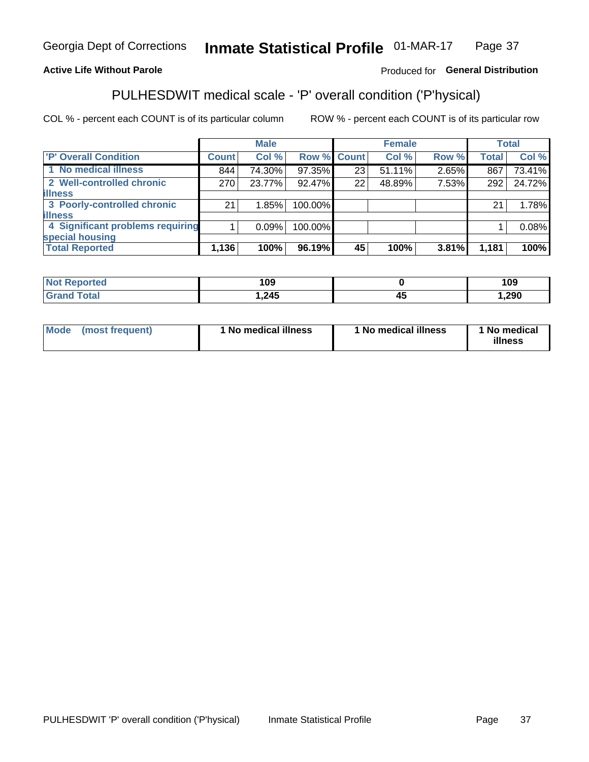Georgia Dept of Corrections **Inmate Statistical Profile** 01-MAR-17

**Active Life Without Parole**

Produced for **General Distribution**

## PULHESDWIT medical scale - 'P' overall condition ('P'hysical)

COL % - percent each COUNT is of its particular column ROW % - percent each COUNT is of its particular row

| | Male | | | Female | | | Total | |
|---|---|---|---|---|---|---|---|---|
| 'P' Overall Condition | Count | Col % | Row % | Count | Col % | Row % | Total | Col % |
| 1 No medical illness | 844 | 74.30% | 97.35% | 23 | 51.11% | 2.65% | 867 | 73.41% |
| 2 Well-controlled chronic illness | 270 | 23.77% | 92.47% | 22 | 48.89% | 7.53% | 292 | 24.72% |
| 3 Poorly-controlled chronic illness | 21 | 1.85% | 100.00% | | | | 21 | 1.78% |
| 4 Significant problems requiring special housing | 1 | 0.09% | 100.00% | | | | 1 | 0.08% |
| **Total Reported** | **1,136** | **100%** | **96.19%** | **45** | **100%** | **3.81%** | **1,181** | **100%** |

| | Male | Female | Total |
|---|---|---|---|
| Not Reported | 109 | 0 | 109 |
| Grand Total | 1,245 | 45 | 1,290 |

| | Male | Female | Total |
|---|---|---|---|
| Mode (most frequent) | 1 No medical illness | 1 No medical illness | 1 No medical illness |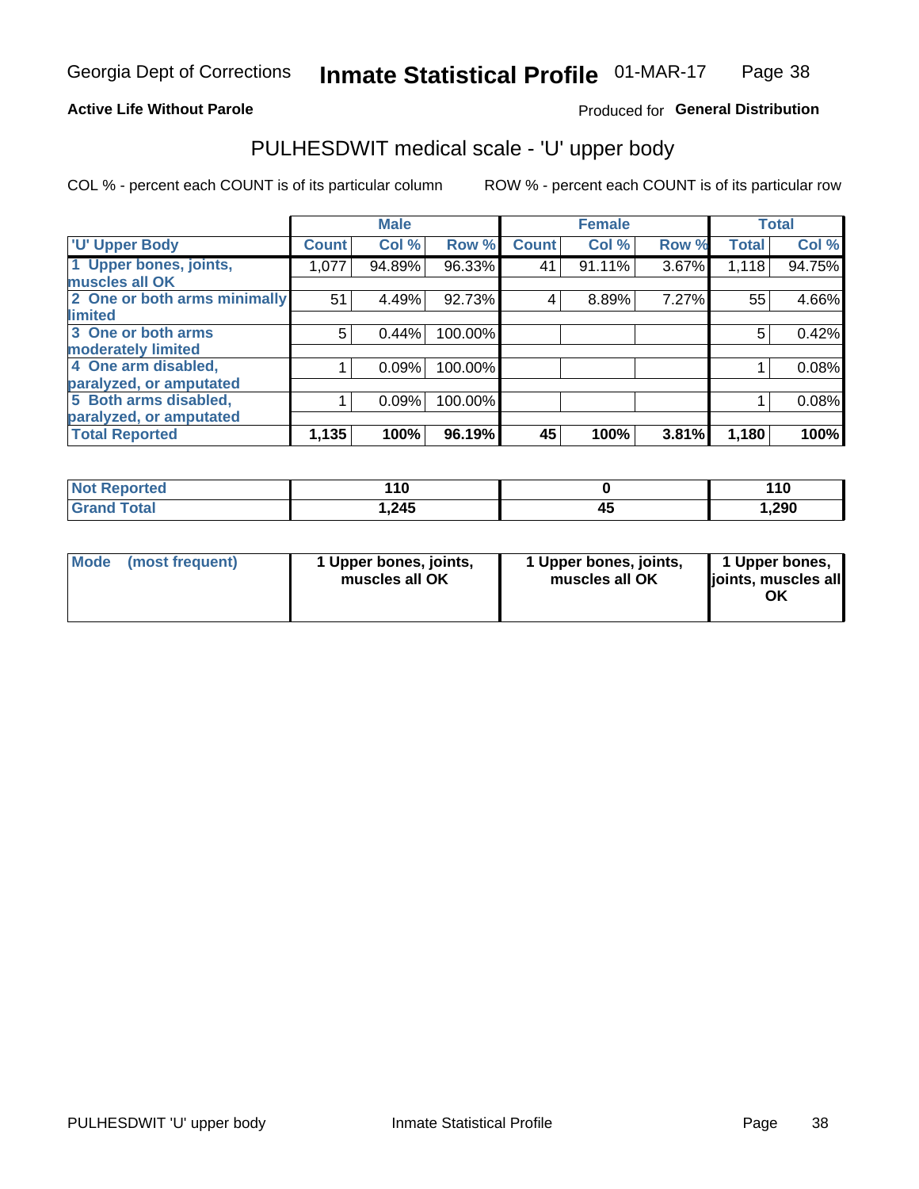Georgia Dept of Corrections **Inmate Statistical Profile** 01-MAR-17

**Active Life Without Parole**

Produced for **General Distribution**

## PULHESDWIT medical scale - 'U' upper body

COL % - percent each COUNT is of its particular column

ROW % - percent each COUNT is of its particular row

| | Male | | | Female | | | Total | |
|---|---|---|---|---|---|---|---|---|
| 'U' Upper Body | Count | Col % | Row % | Count | Col % | Row % | Total | Col % |
| 1 Upper bones, joints, muscles all OK | 1,077 | 94.89% | 96.33% | 41 | 91.11% | 3.67% | 1,118 | 94.75% |
| 2 One or both arms minimally limited | 51 | 4.49% | 92.73% | 4 | 8.89% | 7.27% | 55 | 4.66% |
| 3 One or both arms moderately limited | 5 | 0.44% | 100.00% | | | | 5 | 0.42% |
| 4 One arm disabled, paralyzed, or amputated | 1 | 0.09% | 100.00% | | | | 1 | 0.08% |
| 5 Both arms disabled, paralyzed, or amputated | 1 | 0.09% | 100.00% | | | | 1 | 0.08% |
| **Total Reported** | **1,135** | **100%** | **96.19%** | **45** | **100%** | **3.81%** | **1,180** | **100%** |

| | Male | Female | Total |
|---|---|---|---|
| Not Reported | 110 | 0 | 110 |
| Grand Total | 1,245 | 45 | 1,290 |

| | Male | Female | Total |
|---|---|---|---|
| Mode (most frequent) | 1 Upper bones, joints, muscles all OK | 1 Upper bones, joints, muscles all OK | 1 Upper bones, joints, muscles all OK |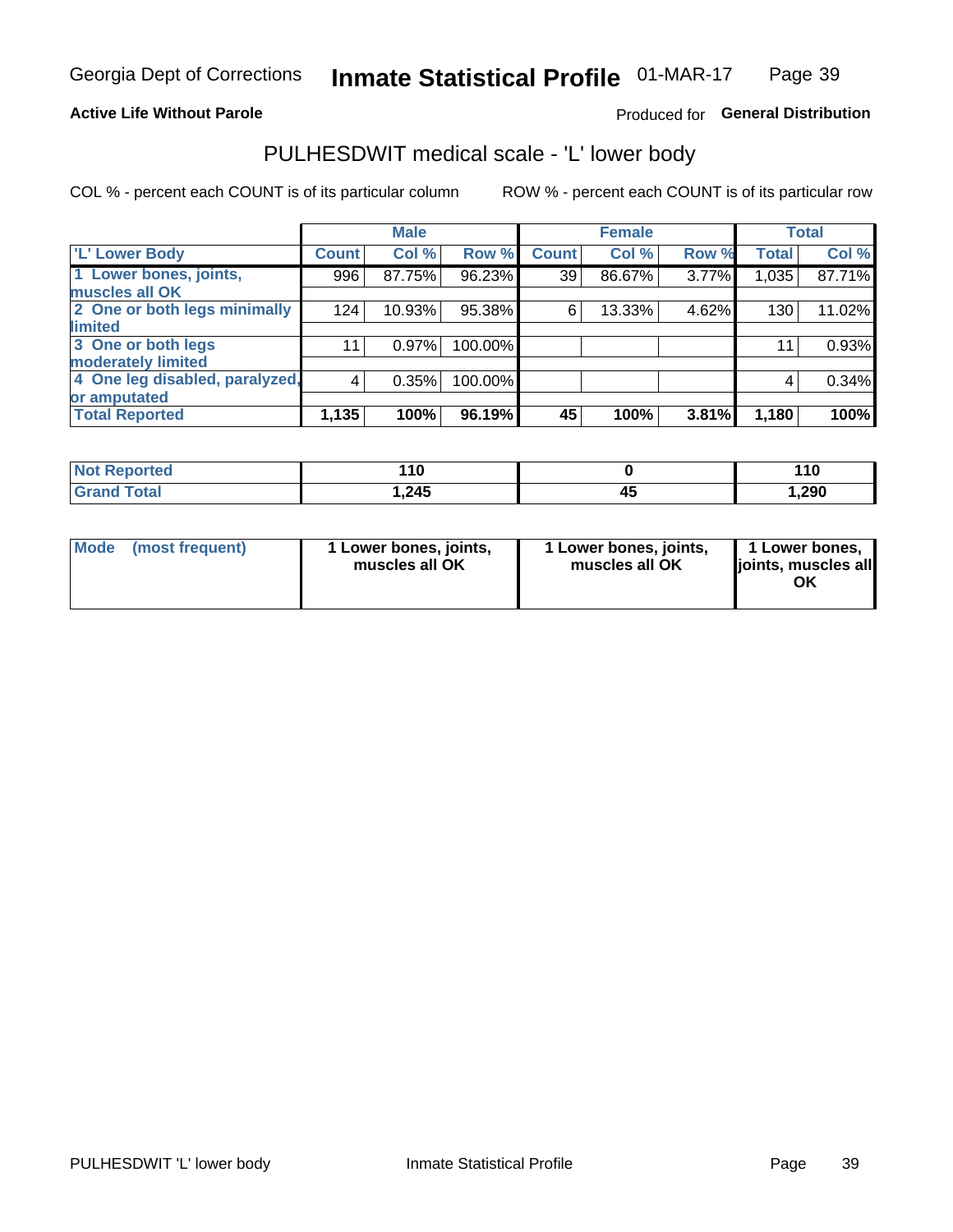Georgia Dept of Corrections **Inmate Statistical Profile** 01-MAR-17

**Active Life Without Parole**

Produced for **General Distribution**

## PULHESDWIT medical scale - 'L' lower body

COL % - percent each COUNT is of its particular column ROW % - percent each COUNT is of its particular row

| | Male | | | Female | | | Total | |
|---|---|---|---|---|---|---|---|---|
| **'L' Lower Body** | **Count** | **Col %** | **Row %** | **Count** | **Col %** | **Row %** | **Total** | **Col %** |
| 1 Lower bones, joints, muscles all OK | 996 | 87.75% | 96.23% | 39 | 86.67% | 3.77% | 1,035 | 87.71% |
| 2 One or both legs minimally limited | 124 | 10.93% | 95.38% | 6 | 13.33% | 4.62% | 130 | 11.02% |
| 3 One or both legs moderately limited | 11 | 0.97% | 100.00% | | | | 11 | 0.93% |
| 4 One leg disabled, paralyzed, or amputated | 4 | 0.35% | 100.00% | | | | 4 | 0.34% |
| **Total Reported** | **1,135** | **100%** | **96.19%** | **45** | **100%** | **3.81%** | **1,180** | **100%** |

| | Male | Female | Total |
|---|---|---|---|
| **Not Reported** | **110** | **0** | **110** |
| **Grand Total** | **1,245** | **45** | **1,290** |

| | Male | Female | Total |
|---|---|---|---|
| **Mode (most frequent)** | **1 Lower bones, joints, muscles all OK** | **1 Lower bones, joints, muscles all OK** | **1 Lower bones, joints, muscles all OK** |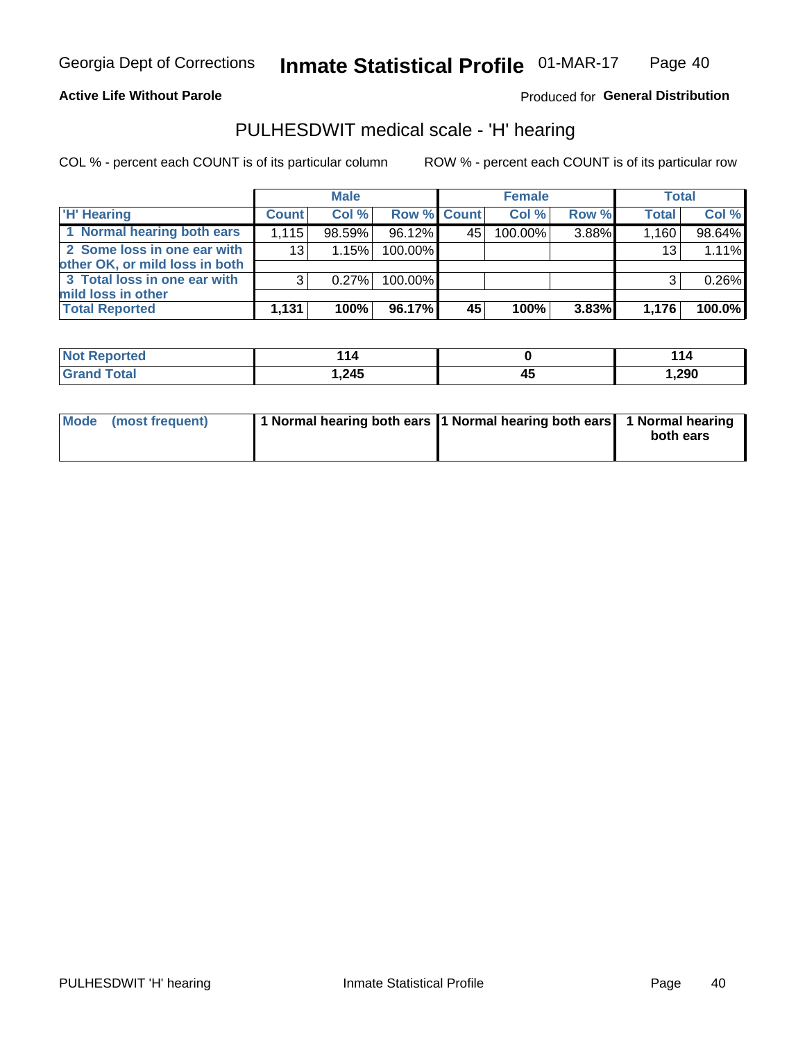Georgia Dept of Corrections **Inmate Statistical Profile** 01-MAR-17

**Active Life Without Parole**

Produced for **General Distribution**

## PULHESDWIT medical scale - 'H' hearing

COL % - percent each COUNT is of its particular column

ROW % - percent each COUNT is of its particular row

| | Male | | | Female | | | Total | |
|---|---|---|---|---|---|---|---|---|
| 'H' Hearing | Count | Col % | Row % | Count | Col % | Row % | Total | Col % |
| 1 Normal hearing both ears | 1,115 | 98.59% | 96.12% | 45 | 100.00% | 3.88% | 1,160 | 98.64% |
| 2 Some loss in one ear with other OK, or mild loss in both | 13 | 1.15% | 100.00% | | | | 13 | 1.11% |
| 3 Total loss in one ear with mild loss in other | 3 | 0.27% | 100.00% | | | | 3 | 0.26% |
| **Total Reported** | **1,131** | **100%** | **96.17%** | **45** | **100%** | **3.83%** | **1,176** | **100.0%** |

| | Male | Female | Total |
|---|---|---|---|
| Not Reported | **114** | **0** | **114** |
| Grand Total | **1,245** | **45** | **1,290** |

| | Male | Female | Total |
|---|---|---|---|
| Mode (most frequent) | **1 Normal hearing both ears** | **1 Normal hearing both ears** | **1 Normal hearing both ears** |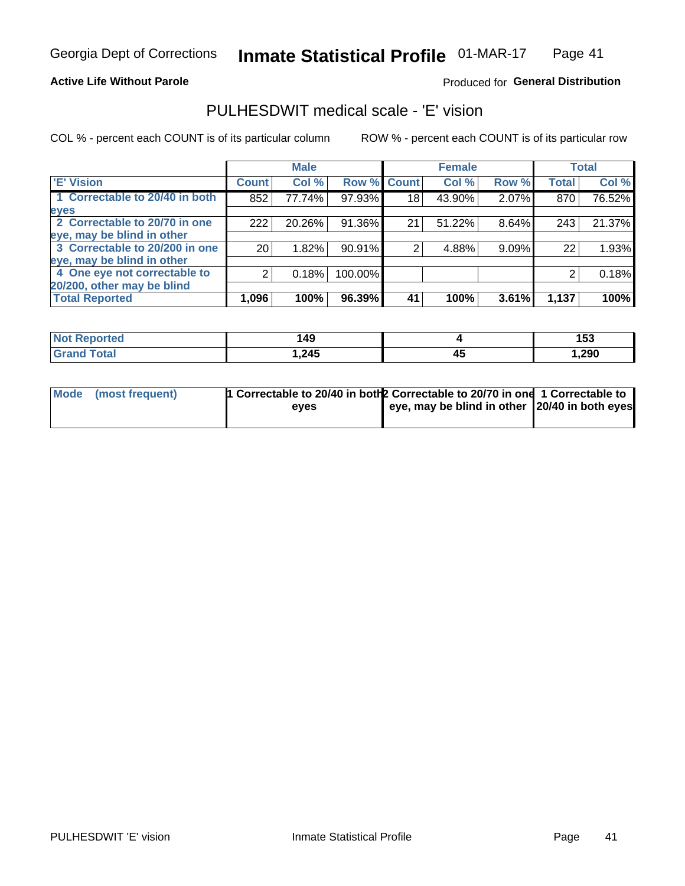Georgia Dept of Corrections **Inmate Statistical Profile** 01-MAR-17

**Active Life Without Parole**

Produced for **General Distribution**

## PULHESDWIT medical scale - 'E' vision

COL % - percent each COUNT is of its particular column ROW % - percent each COUNT is of its particular row

| | Male | | | Female | | | Total | |
|---|---|---|---|---|---|---|---|---|
| 'E' Vision | Count | Col % | Row % | Count | Col % | Row % | Total | Col % |
| 1 Correctable to 20/40 in both eyes | 852 | 77.74% | 97.93% | 18 | 43.90% | 2.07% | 870 | 76.52% |
| 2 Correctable to 20/70 in one eye, may be blind in other | 222 | 20.26% | 91.36% | 21 | 51.22% | 8.64% | 243 | 21.37% |
| 3 Correctable to 20/200 in one eye, may be blind in other | 20 | 1.82% | 90.91% | 2 | 4.88% | 9.09% | 22 | 1.93% |
| 4 One eye not correctable to 20/200, other may be blind | 2 | 0.18% | 100.00% | | | | 2 | 0.18% |
| **Total Reported** | **1,096** | **100%** | **96.39%** | **41** | **100%** | **3.61%** | **1,137** | **100%** |

| | Male | Female | Total |
|---|---|---|---|
| Not Reported | 149 | 4 | 153 |
| Grand Total | 1,245 | 45 | 1,290 |

| | Male | Female | Total |
|---|---|---|---|
| Mode (most frequent) | 1 Correctable to 20/40 in both eyes | 2 Correctable to 20/70 in one eye, may be blind in other | 1 Correctable to 20/40 in both eyes |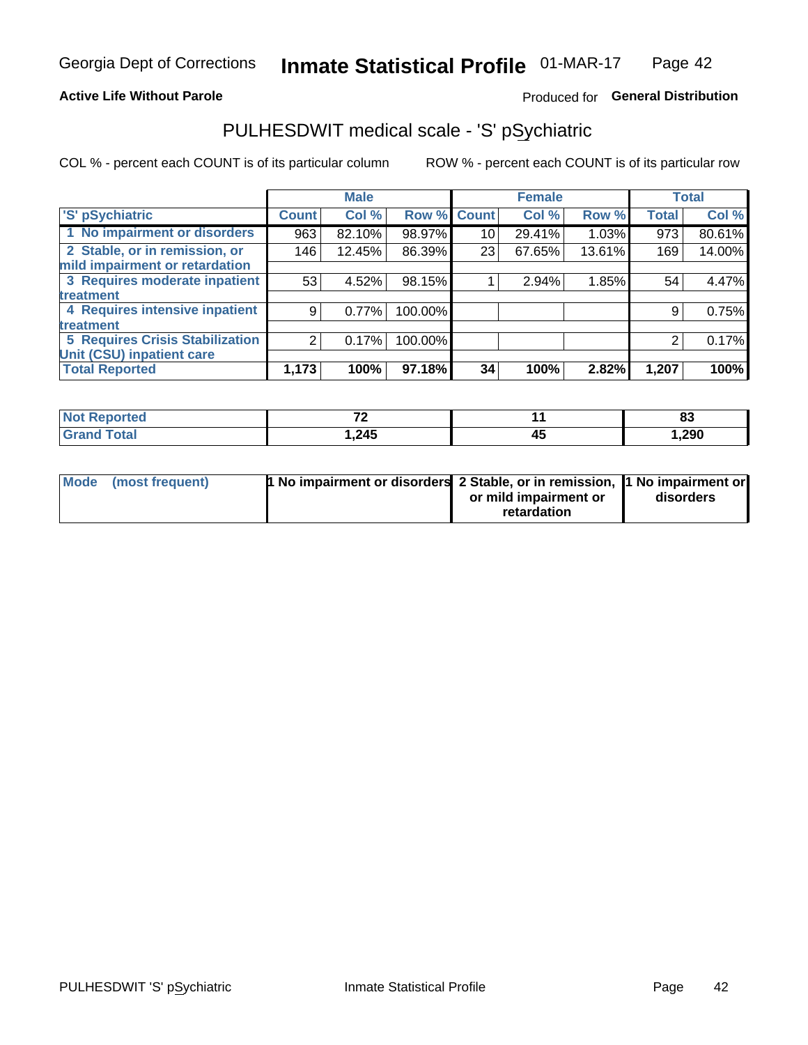Georgia Dept of Corrections **Inmate Statistical Profile** 01-MAR-17

**Active Life Without Parole**

Produced for **General Distribution**

## PULHESDWIT medical scale - 'S' pSychiatric

COL % - percent each COUNT is of its particular column

ROW % - percent each COUNT is of its particular row

| 'S' pSychiatric | Male | | | Female | | | Total | |
|---|---|---|---|---|---|---|---|---|
| | Count | Col % | Row % | Count | Col % | Row % | Total | Col % |
| 1 No impairment or disorders | 963 | 82.10% | 98.97% | 10 | 29.41% | 1.03% | 973 | 80.61% |
| 2 Stable, or in remission, or mild impairment or retardation | 146 | 12.45% | 86.39% | 23 | 67.65% | 13.61% | 169 | 14.00% |
| 3 Requires moderate inpatient treatment | 53 | 4.52% | 98.15% | 1 | 2.94% | 1.85% | 54 | 4.47% |
| 4 Requires intensive inpatient treatment | 9 | 0.77% | 100.00% | | | | 9 | 0.75% |
| 5 Requires Crisis Stabilization Unit (CSU) inpatient care | 2 | 0.17% | 100.00% | | | | 2 | 0.17% |
| **Total Reported** | **1,173** | **100%** | **97.18%** | **34** | **100%** | **2.82%** | **1,207** | **100%** |

| | Male | Female | Total |
|---|---|---|---|
| Not Reported | 72 | 11 | 83 |
| Grand Total | 1,245 | 45 | 1,290 |

| | Male | Female | Total |
|---|---|---|---|
| Mode (most frequent) | 1 No impairment or disorders | 2 Stable, or in remission, or mild impairment or retardation | 1 No impairment or disorders |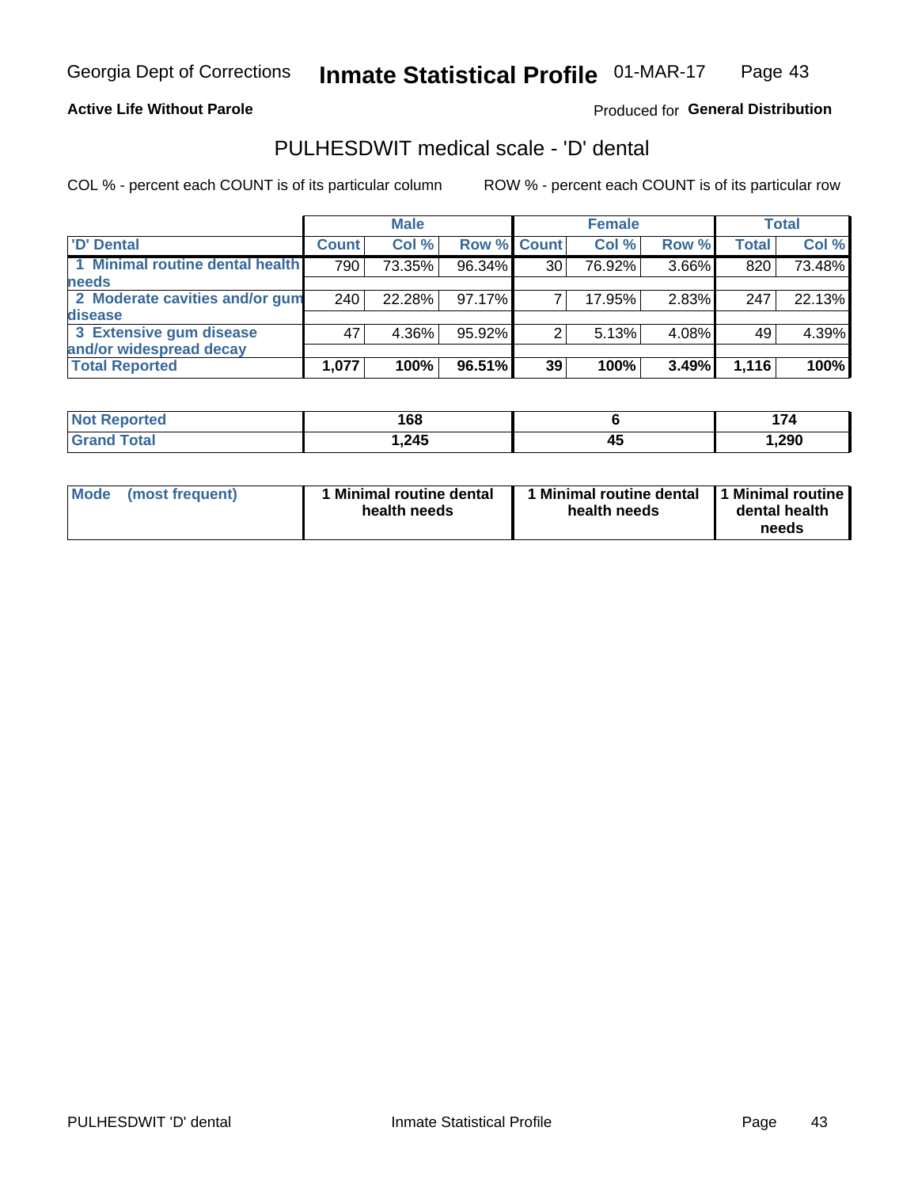Georgia Dept of Corrections **Inmate Statistical Profile** 01-MAR-17

**Active Life Without Parole**

Produced for **General Distribution**

## PULHESDWIT medical scale - 'D' dental

COL % - percent each COUNT is of its particular column     ROW % - percent each COUNT is of its particular row

| | Male | | | Female | | | Total | |
|---|---|---|---|---|---|---|---|---|
| 'D' Dental | Count | Col % | Row % | Count | Col % | Row % | Total | Col % |
| 1 Minimal routine dental health needs | 790 | 73.35% | 96.34% | 30 | 76.92% | 3.66% | 820 | 73.48% |
| 2 Moderate cavities and/or gum disease | 240 | 22.28% | 97.17% | 7 | 17.95% | 2.83% | 247 | 22.13% |
| 3 Extensive gum disease and/or widespread decay | 47 | 4.36% | 95.92% | 2 | 5.13% | 4.08% | 49 | 4.39% |
| **Total Reported** | **1,077** | **100%** | **96.51%** | **39** | **100%** | **3.49%** | **1,116** | **100%** |

| | Male | Female | Total |
|---|---|---|---|
| Not Reported | 168 | 6 | 174 |
| Grand Total | 1,245 | 45 | 1,290 |

| | Male | Female | Total |
|---|---|---|---|
| Mode (most frequent) | 1 Minimal routine dental health needs | 1 Minimal routine dental health needs | 1 Minimal routine dental health needs |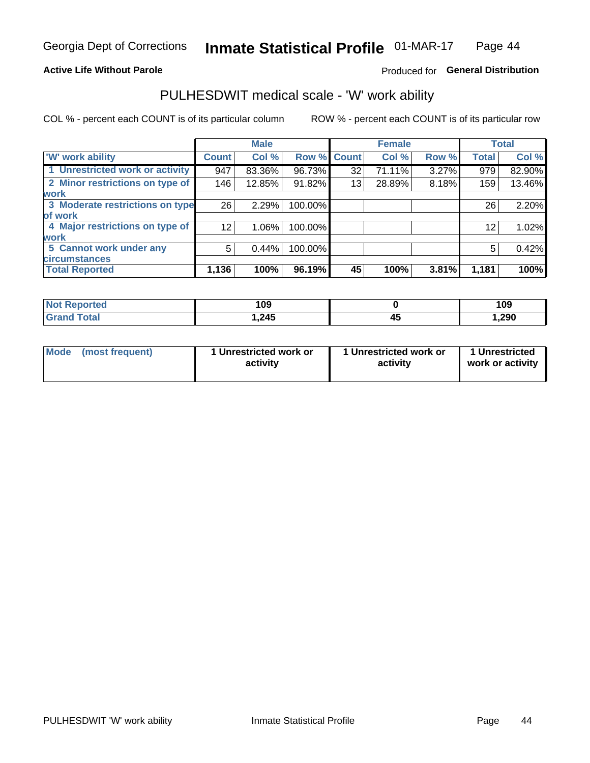Georgia Dept of Corrections **Inmate Statistical Profile** 01-MAR-17

**Active Life Without Parole**

Produced for **General Distribution**

## PULHESDWIT medical scale - 'W' work ability

COL % - percent each COUNT is of its particular column ROW % - percent each COUNT is of its particular row

| | Male | | | Female | | | Total | |
|---|---|---|---|---|---|---|---|---|
| 'W' work ability | Count | Col % | Row % | Count | Col % | Row % | Total | Col % |
| 1 Unrestricted work or activity | 947 | 83.36% | 96.73% | 32 | 71.11% | 3.27% | 979 | 82.90% |
| 2 Minor restrictions on type of work | 146 | 12.85% | 91.82% | 13 | 28.89% | 8.18% | 159 | 13.46% |
| 3 Moderate restrictions on type of work | 26 | 2.29% | 100.00% | | | | 26 | 2.20% |
| 4 Major restrictions on type of work | 12 | 1.06% | 100.00% | | | | 12 | 1.02% |
| 5 Cannot work under any circumstances | 5 | 0.44% | 100.00% | | | | 5 | 0.42% |
| **Total Reported** | **1,136** | **100%** | **96.19%** | **45** | **100%** | **3.81%** | **1,181** | **100%** |

| | Male | Female | Total |
|---|---|---|---|
| Not Reported | 109 | 0 | 109 |
| Grand Total | 1,245 | 45 | 1,290 |

| | Male | Female | Total |
|---|---|---|---|
| Mode (most frequent) | 1 Unrestricted work or activity | 1 Unrestricted work or activity | 1 Unrestricted work or activity |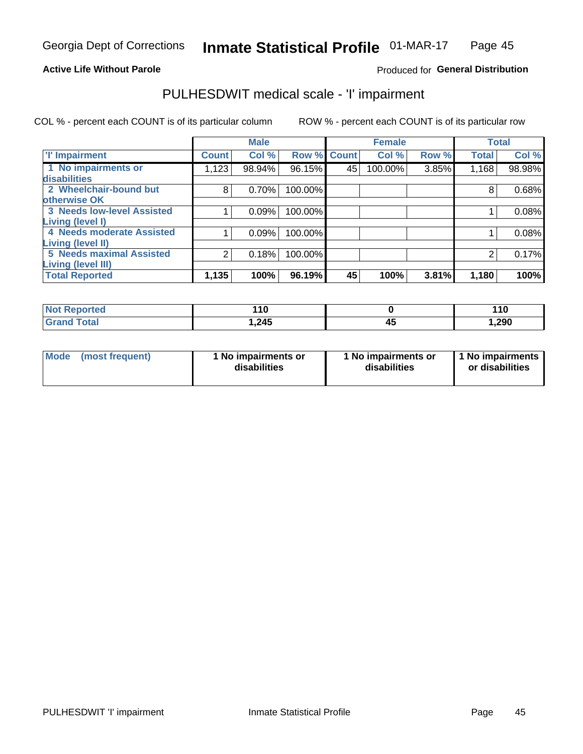**Active Life Without Parole**

Produced for **General Distribution**

## PULHESDWIT medical scale - 'I' impairment

COL % - percent each COUNT is of its particular column        ROW % - percent each COUNT is of its particular row

| | Male | | | Female | | | Total | |
|---|---|---|---|---|---|---|---|---|
| 'I' Impairment | Count | Col % | Row % | Count | Col % | Row % | Total | Col % |
| 1 No impairments or disabilities | 1,123 | 98.94% | 96.15% | 45 | 100.00% | 3.85% | 1,168 | 98.98% |
| 2 Wheelchair-bound but otherwise OK | 8 | 0.70% | 100.00% | | | | 8 | 0.68% |
| 3 Needs low-level Assisted Living (level I) | 1 | 0.09% | 100.00% | | | | 1 | 0.08% |
| 4 Needs moderate Assisted Living (level II) | 1 | 0.09% | 100.00% | | | | 1 | 0.08% |
| 5 Needs maximal Assisted Living (level III) | 2 | 0.18% | 100.00% | | | | 2 | 0.17% |
| **Total Reported** | **1,135** | **100%** | **96.19%** | **45** | **100%** | **3.81%** | **1,180** | **100%** |

| | Male | Female | Total |
|---|---|---|---|
| Not Reported | 110 | 0 | 110 |
| Grand Total | 1,245 | 45 | 1,290 |

| | Male | Female | Total |
|---|---|---|---|
| Mode (most frequent) | 1 No impairments or disabilities | 1 No impairments or disabilities | 1 No impairments or disabilities |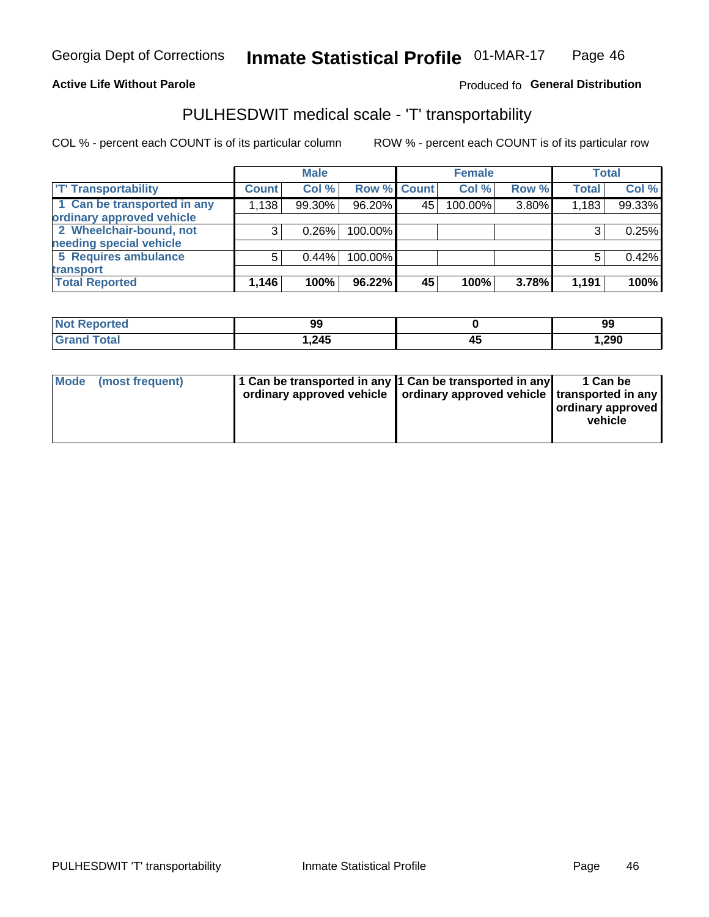Georgia Dept of Corrections **Inmate Statistical Profile** 01-MAR-17

**Active Life Without Parole** Produced fo **General Distribution**

## PULHESDWIT medical scale - 'T' transportability

COL % - percent each COUNT is of its particular column ROW % - percent each COUNT is of its particular row

| | Male | | | Female | | | Total | |
|---|---|---|---|---|---|---|---|---|
| 'T' Transportability | Count | Col % | Row % | Count | Col % | Row % | Total | Col % |
| 1 Can be transported in any ordinary approved vehicle | 1,138 | 99.30% | 96.20% | 45 | 100.00% | 3.80% | 1,183 | 99.33% |
| 2 Wheelchair-bound, not needing special vehicle | 3 | 0.26% | 100.00% | | | | 3 | 0.25% |
| 5 Requires ambulance transport | 5 | 0.44% | 100.00% | | | | 5 | 0.42% |
| **Total Reported** | **1,146** | **100%** | **96.22%** | **45** | **100%** | **3.78%** | **1,191** | **100%** |

| | Male | Female | Total |
|---|---|---|---|
| Not Reported | 99 | 0 | 99 |
| Grand Total | 1,245 | 45 | 1,290 |

| | Male | Female | Total |
|---|---|---|---|
| Mode (most frequent) | 1 Can be transported in any ordinary approved vehicle | 1 Can be transported in any ordinary approved vehicle | 1 Can be transported in any ordinary approved vehicle |

PULHESDWIT 'T' transportability Inmate Statistical Profile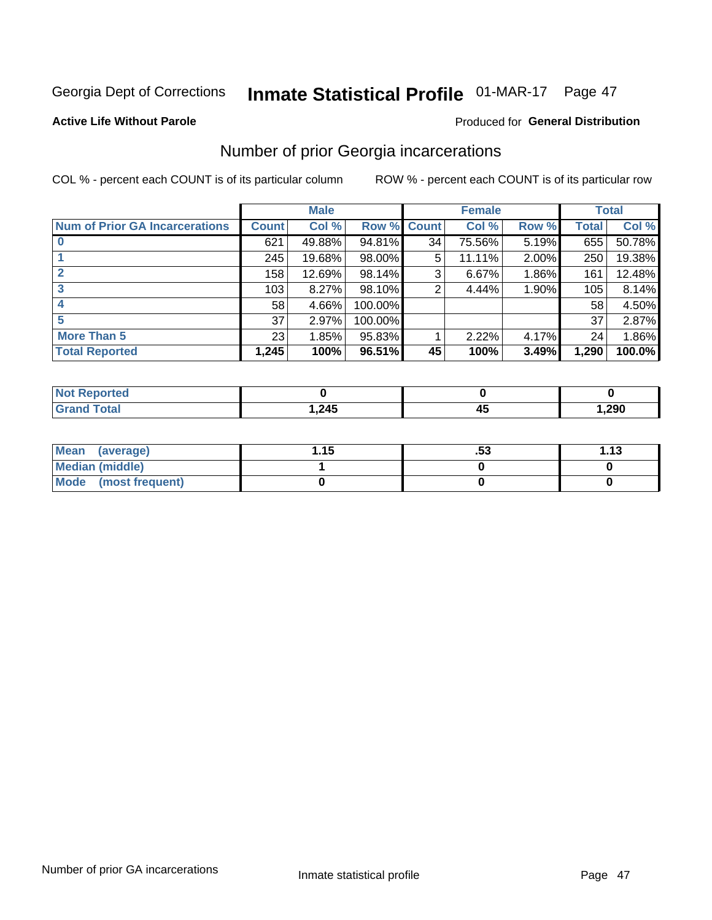Georgia Dept of Corrections **Inmate Statistical Profile** 01-MAR-17

**Active Life Without Parole**

Produced for **General Distribution**

## Number of prior Georgia incarcerations

COL % - percent each COUNT is of its particular column

ROW % - percent each COUNT is of its particular row

| | Male | | | Female | | | Total | |
|---|---|---|---|---|---|---|---|---|
| **Num of Prior GA Incarcerations** | **Count** | **Col %** | **Row %** | **Count** | **Col %** | **Row %** | **Total** | **Col %** |
| **0** | 621 | 49.88% | 94.81% | 34 | 75.56% | 5.19% | 655 | 50.78% |
| **1** | 245 | 19.68% | 98.00% | 5 | 11.11% | 2.00% | 250 | 19.38% |
| **2** | 158 | 12.69% | 98.14% | 3 | 6.67% | 1.86% | 161 | 12.48% |
| **3** | 103 | 8.27% | 98.10% | 2 | 4.44% | 1.90% | 105 | 8.14% |
| **4** | 58 | 4.66% | 100.00% | | | | 58 | 4.50% |
| **5** | 37 | 2.97% | 100.00% | | | | 37 | 2.87% |
| **More Than 5** | 23 | 1.85% | 95.83% | 1 | 2.22% | 4.17% | 24 | 1.86% |
| **Total Reported** | **1,245** | **100%** | **96.51%** | **45** | **100%** | **3.49%** | **1,290** | **100.0%** |

| | Male | Female | Total |
|---|---|---|---|
| **Not Reported** | **0** | **0** | **0** |
| **Grand Total** | **1,245** | **45** | **1,290** |

| | Male | Female | Total |
|---|---|---|---|
| **Mean (average)** | **1.15** | **.53** | **1.13** |
| **Median (middle)** | **1** | **0** | **0** |
| **Mode (most frequent)** | **0** | **0** | **0** |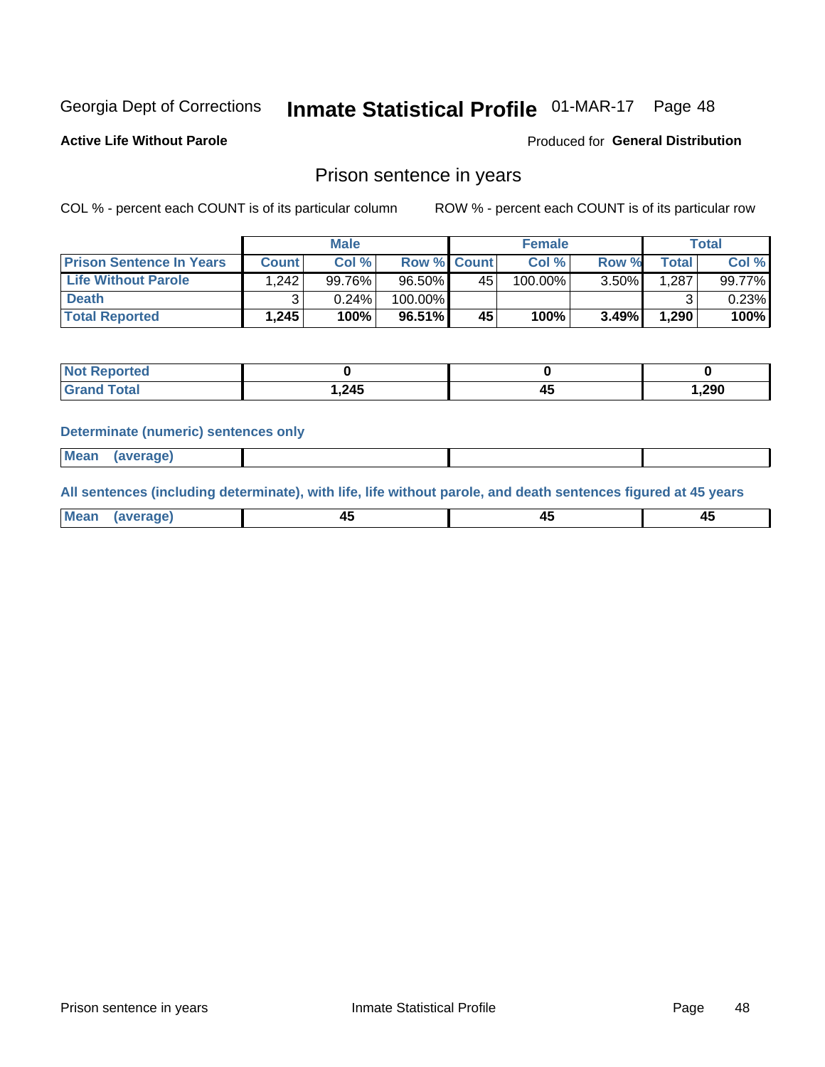Georgia Dept of Corrections **Inmate Statistical Profile** 01-MAR-17

**Active Life Without Parole**

Produced for **General Distribution**

## Prison sentence in years

COL % - percent each COUNT is of its particular column    ROW % - percent each COUNT is of its particular row

| | Male | | | Female | | | Total | |
|---|---|---|---|---|---|---|---|---|
| **Prison Sentence In Years** | **Count** | **Col %** | **Row %** | **Count** | **Col %** | **Row %** | **Total** | **Col %** |
| **Life Without Parole** | 1,242 | 99.76% | 96.50% | 45 | 100.00% | 3.50% | 1,287 | 99.77% |
| **Death** | 3 | 0.24% | 100.00% | | | | 3 | 0.23% |
| **Total Reported** | **1,245** | **100%** | **96.51%** | **45** | **100%** | **3.49%** | **1,290** | **100%** |

| | Male | Female | Total |
|---|---|---|---|
| **Not Reported** | **0** | **0** | **0** |
| **Grand Total** | **1,245** | **45** | **1,290** |

**Determinate (numeric) sentences only**

| | Male | Female | Total |
|---|---|---|---|
| **Mean (average)** | | | |

**All sentences (including determinate), with life, life without parole, and death sentences figured at 45 years**

| | Male | Female | Total |
|---|---|---|---|
| **Mean (average)** | **45** | **45** | **45** |

Prison sentence in years    Inmate Statistical Profile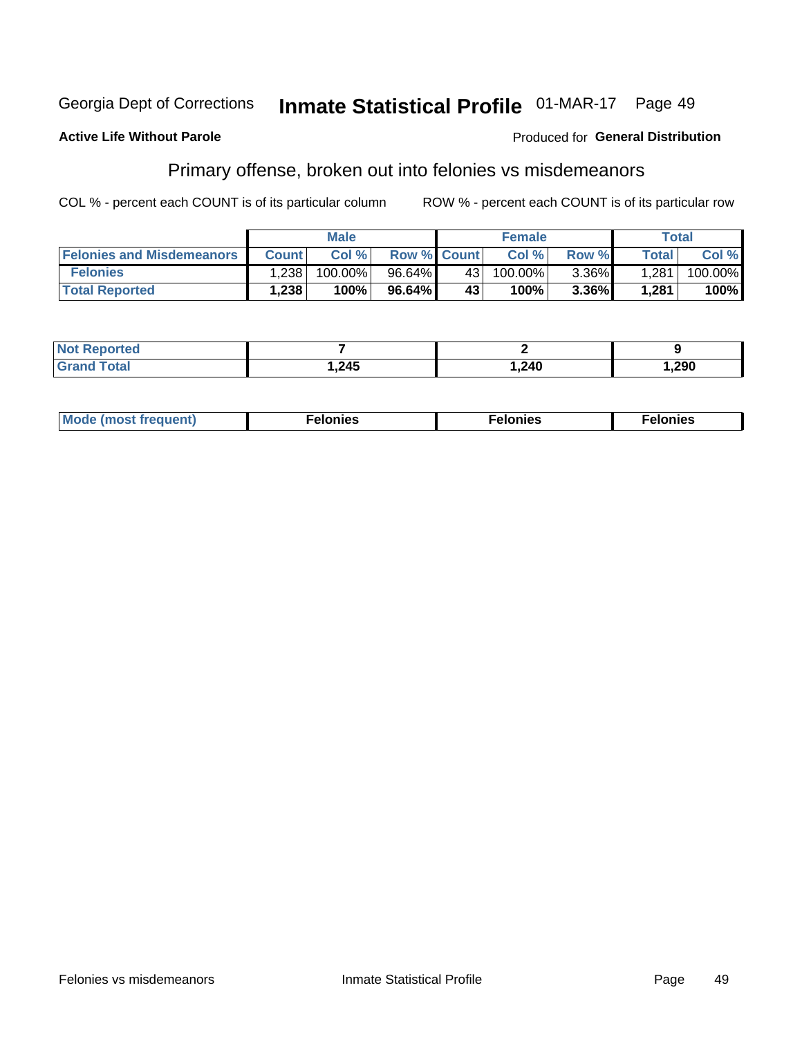Georgia Dept of Corrections **Inmate Statistical Profile** 01-MAR-17

**Active Life Without Parole** Produced for **General Distribution**

## Primary offense, broken out into felonies vs misdemeanors

COL % - percent each COUNT is of its particular column ROW % - percent each COUNT is of its particular row

| | Male | | | Female | | | Total | |
|---|---|---|---|---|---|---|---|---|
| **Felonies and Misdemeanors** | **Count** | **Col %** | **Row %** | **Count** | **Col %** | **Row %** | **Total** | **Col %** |
| **Felonies** | 1,238 | 100.00% | 96.64% | 43 | 100.00% | 3.36% | 1,281 | 100.00% |
| **Total Reported** | **1,238** | **100%** | **96.64%** | **43** | **100%** | **3.36%** | **1,281** | **100%** |

| | Male | Female | Total |
|---|---|---|---|
| **Not Reported** | **7** | **2** | **9** |
| **Grand Total** | **1,245** | **1,240** | **1,290** |

| | Male | Female | Total |
|---|---|---|---|
| **Mode (most frequent)** | **Felonies** | **Felonies** | **Felonies** |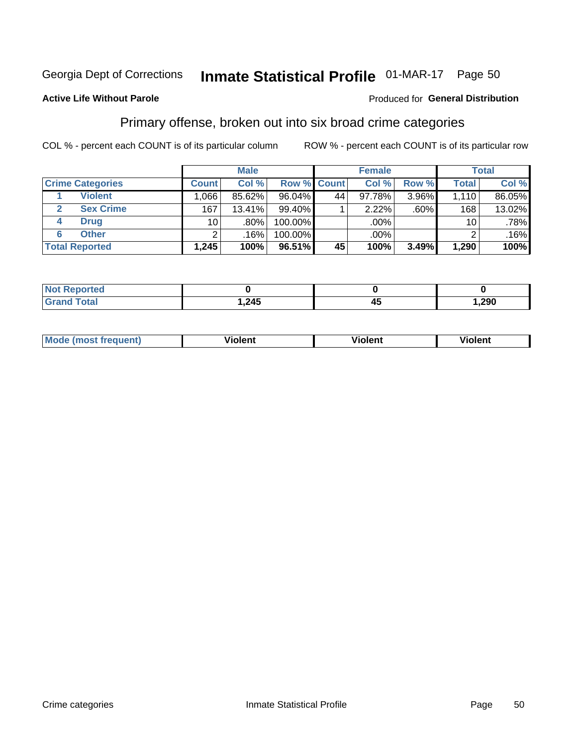Georgia Dept of Corrections **Inmate Statistical Profile** 01-MAR-17 Page 50

**Active Life Without Parole**

Produced for **General Distribution**

## Primary offense, broken out into six broad crime categories

COL % - percent each COUNT is of its particular column     ROW % - percent each COUNT is of its particular row

| | | Male | | | Female | | | Total | |
|---|---|---|---|---|---|---|---|---|---|
| **Crime Categories** | | **Count** | **Col %** | **Row %** | **Count** | **Col %** | **Row %** | **Total** | **Col %** |
| 1 | Violent | 1,066 | 85.62% | 96.04% | 44 | 97.78% | 3.96% | 1,110 | 86.05% |
| 2 | Sex Crime | 167 | 13.41% | 99.40% | 1 | 2.22% | .60% | 168 | 13.02% |
| 4 | Drug | 10 | .80% | 100.00% | | .00% | | 10 | .78% |
| 6 | Other | 2 | .16% | 100.00% | | .00% | | 2 | .16% |
| **Total Reported** | | **1,245** | **100%** | **96.51%** | **45** | **100%** | **3.49%** | **1,290** | **100%** |

| | Male | Female | Total |
|---|---|---|---|
| **Not Reported** | **0** | **0** | **0** |
| **Grand Total** | **1,245** | **45** | **1,290** |

| | Male | Female | Total |
|---|---|---|---|
| **Mode (most frequent)** | **Violent** | **Violent** | **Violent** |

Crime categories     Inmate Statistical Profile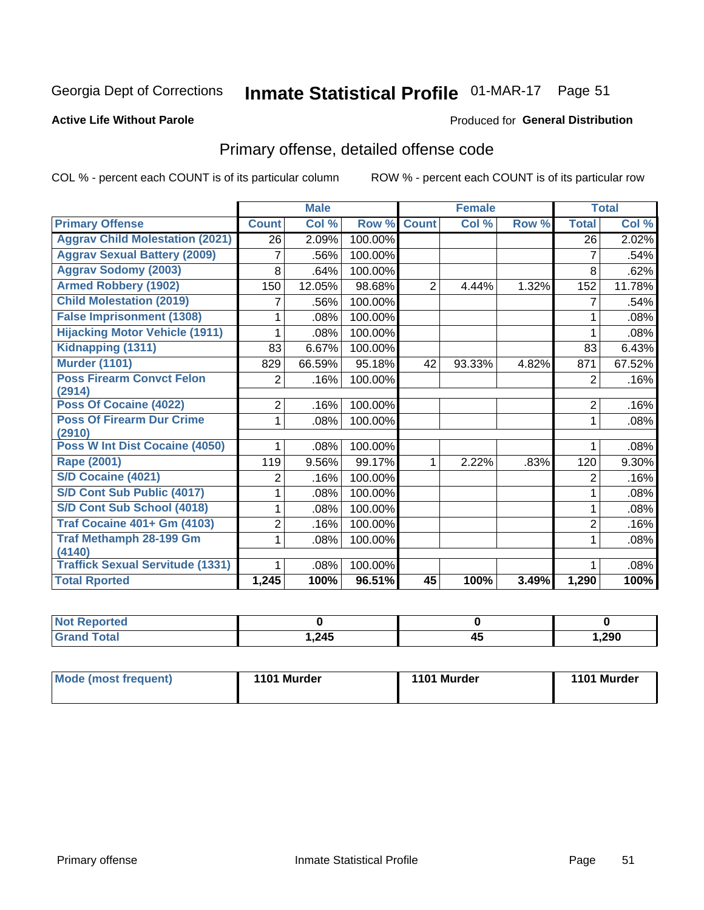Georgia Dept of Corrections **Inmate Statistical Profile** 01-MAR-17

**Active Life Without Parole**

Produced for **General Distribution**

## Primary offense, detailed offense code

COL % - percent each COUNT is of its particular column

ROW % - percent each COUNT is of its particular row

| | Male | | | Female | | | Total | |
|---|---|---|---|---|---|---|---|---|
| **Primary Offense** | **Count** | **Col %** | **Row %** | **Count** | **Col %** | **Row %** | **Total** | **Col %** |
| Aggrav Child Molestation (2021) | 26 | 2.09% | 100.00% | | | | 26 | 2.02% |
| Aggrav Sexual Battery (2009) | 7 | .56% | 100.00% | | | | 7 | .54% |
| Aggrav Sodomy (2003) | 8 | .64% | 100.00% | | | | 8 | .62% |
| Armed Robbery (1902) | 150 | 12.05% | 98.68% | 2 | 4.44% | 1.32% | 152 | 11.78% |
| Child Molestation (2019) | 7 | .56% | 100.00% | | | | 7 | .54% |
| False Imprisonment (1308) | 1 | .08% | 100.00% | | | | 1 | .08% |
| Hijacking Motor Vehicle (1911) | 1 | .08% | 100.00% | | | | 1 | .08% |
| Kidnapping (1311) | 83 | 6.67% | 100.00% | | | | 83 | 6.43% |
| Murder (1101) | 829 | 66.59% | 95.18% | 42 | 93.33% | 4.82% | 871 | 67.52% |
| Poss Firearm Convct Felon (2914) | 2 | .16% | 100.00% | | | | 2 | .16% |
| Poss Of Cocaine (4022) | 2 | .16% | 100.00% | | | | 2 | .16% |
| Poss Of Firearm Dur Crime (2910) | 1 | .08% | 100.00% | | | | 1 | .08% |
| Poss W Int Dist Cocaine (4050) | 1 | .08% | 100.00% | | | | 1 | .08% |
| Rape (2001) | 119 | 9.56% | 99.17% | 1 | 2.22% | .83% | 120 | 9.30% |
| S/D Cocaine (4021) | 2 | .16% | 100.00% | | | | 2 | .16% |
| S/D Cont Sub Public (4017) | 1 | .08% | 100.00% | | | | 1 | .08% |
| S/D Cont Sub School (4018) | 1 | .08% | 100.00% | | | | 1 | .08% |
| Traf Cocaine 401+ Gm (4103) | 2 | .16% | 100.00% | | | | 2 | .16% |
| Traf Methamph 28-199 Gm (4140) | 1 | .08% | 100.00% | | | | 1 | .08% |
| Traffick Sexual Servitude (1331) | 1 | .08% | 100.00% | | | | 1 | .08% |
| **Total Rported** | **1,245** | **100%** | **96.51%** | **45** | **100%** | **3.49%** | **1,290** | **100%** |

| | Male | Female | Total |
|---|---|---|---|
| Not Reported | 0 | 0 | 0 |
| Grand Total | 1,245 | 45 | 1,290 |

| | Male | Female | Total |
|---|---|---|---|
| Mode (most frequent) | 1101 Murder | 1101 Murder | 1101 Murder |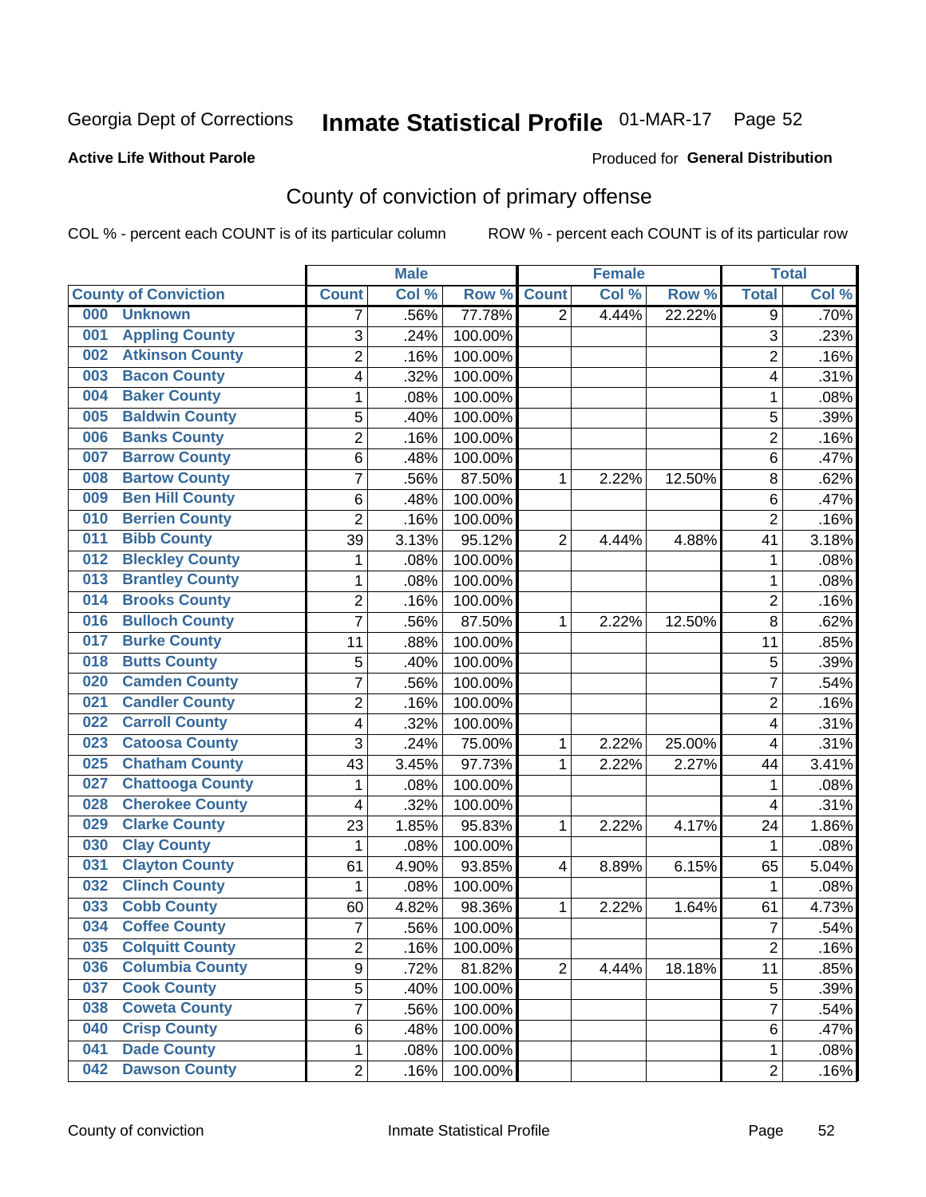Georgia Dept of Corrections **Inmate Statistical Profile** 01-MAR-17

**Active Life Without Parole**

Produced for **General Distribution**

## County of conviction of primary offense

COL % - percent each COUNT is of its particular column ROW % - percent each COUNT is of its particular row

| County of Conviction | Male | | | Female | | | Total | |
|---|---|---|---|---|---|---|---|---|
| | Count | Col % | Row % | Count | Col % | Row % | Total | Col % |
| 000 Unknown | 7 | .56% | 77.78% | 2 | 4.44% | 22.22% | 9 | .70% |
| 001 Appling County | 3 | .24% | 100.00% | | | | 3 | .23% |
| 002 Atkinson County | 2 | .16% | 100.00% | | | | 2 | .16% |
| 003 Bacon County | 4 | .32% | 100.00% | | | | 4 | .31% |
| 004 Baker County | 1 | .08% | 100.00% | | | | 1 | .08% |
| 005 Baldwin County | 5 | .40% | 100.00% | | | | 5 | .39% |
| 006 Banks County | 2 | .16% | 100.00% | | | | 2 | .16% |
| 007 Barrow County | 6 | .48% | 100.00% | | | | 6 | .47% |
| 008 Bartow County | 7 | .56% | 87.50% | 1 | 2.22% | 12.50% | 8 | .62% |
| 009 Ben Hill County | 6 | .48% | 100.00% | | | | 6 | .47% |
| 010 Berrien County | 2 | .16% | 100.00% | | | | 2 | .16% |
| 011 Bibb County | 39 | 3.13% | 95.12% | 2 | 4.44% | 4.88% | 41 | 3.18% |
| 012 Bleckley County | 1 | .08% | 100.00% | | | | 1 | .08% |
| 013 Brantley County | 1 | .08% | 100.00% | | | | 1 | .08% |
| 014 Brooks County | 2 | .16% | 100.00% | | | | 2 | .16% |
| 016 Bulloch County | 7 | .56% | 87.50% | 1 | 2.22% | 12.50% | 8 | .62% |
| 017 Burke County | 11 | .88% | 100.00% | | | | 11 | .85% |
| 018 Butts County | 5 | .40% | 100.00% | | | | 5 | .39% |
| 020 Camden County | 7 | .56% | 100.00% | | | | 7 | .54% |
| 021 Candler County | 2 | .16% | 100.00% | | | | 2 | .16% |
| 022 Carroll County | 4 | .32% | 100.00% | | | | 4 | .31% |
| 023 Catoosa County | 3 | .24% | 75.00% | 1 | 2.22% | 25.00% | 4 | .31% |
| 025 Chatham County | 43 | 3.45% | 97.73% | 1 | 2.22% | 2.27% | 44 | 3.41% |
| 027 Chattooga County | 1 | .08% | 100.00% | | | | 1 | .08% |
| 028 Cherokee County | 4 | .32% | 100.00% | | | | 4 | .31% |
| 029 Clarke County | 23 | 1.85% | 95.83% | 1 | 2.22% | 4.17% | 24 | 1.86% |
| 030 Clay County | 1 | .08% | 100.00% | | | | 1 | .08% |
| 031 Clayton County | 61 | 4.90% | 93.85% | 4 | 8.89% | 6.15% | 65 | 5.04% |
| 032 Clinch County | 1 | .08% | 100.00% | | | | 1 | .08% |
| 033 Cobb County | 60 | 4.82% | 98.36% | 1 | 2.22% | 1.64% | 61 | 4.73% |
| 034 Coffee County | 7 | .56% | 100.00% | | | | 7 | .54% |
| 035 Colquitt County | 2 | .16% | 100.00% | | | | 2 | .16% |
| 036 Columbia County | 9 | .72% | 81.82% | 2 | 4.44% | 18.18% | 11 | .85% |
| 037 Cook County | 5 | .40% | 100.00% | | | | 5 | .39% |
| 038 Coweta County | 7 | .56% | 100.00% | | | | 7 | .54% |
| 040 Crisp County | 6 | .48% | 100.00% | | | | 6 | .47% |
| 041 Dade County | 1 | .08% | 100.00% | | | | 1 | .08% |
| 042 Dawson County | 2 | .16% | 100.00% | | | | 2 | .16% |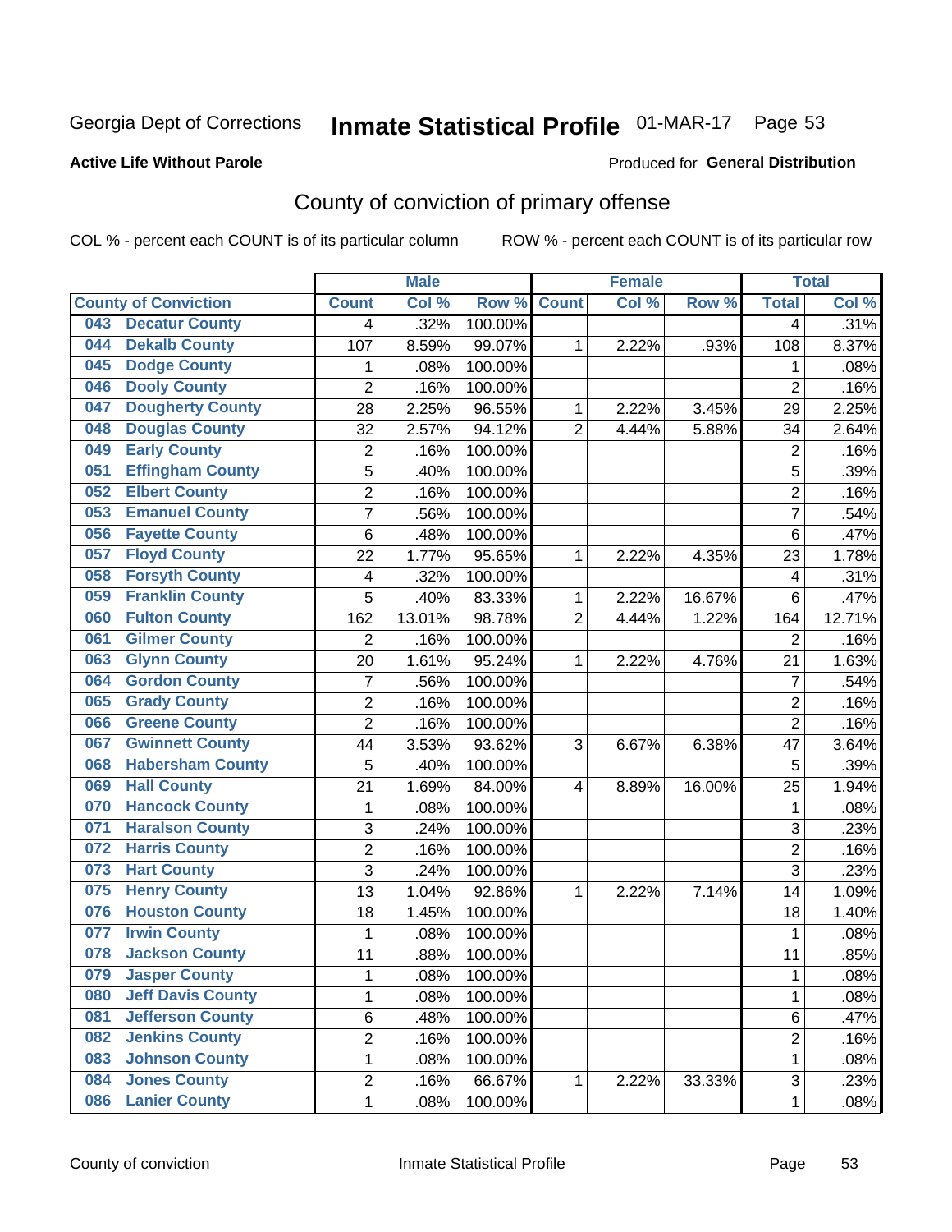Georgia Dept of Corrections **Inmate Statistical Profile** 01-MAR-17

**Active Life Without Parole**

Produced for **General Distribution**

## County of conviction of primary offense

COL % - percent each COUNT is of its particular column

ROW % - percent each COUNT is of its particular row

| County of Conviction | Male | | | Female | | | Total | |
|---|---|---|---|---|---|---|---|---|
| | Count | Col % | Row % | Count | Col % | Row % | Total | Col % |
| 043 Decatur County | 4 | .32% | 100.00% | | | | 4 | .31% |
| 044 Dekalb County | 107 | 8.59% | 99.07% | 1 | 2.22% | .93% | 108 | 8.37% |
| 045 Dodge County | 1 | .08% | 100.00% | | | | 1 | .08% |
| 046 Dooly County | 2 | .16% | 100.00% | | | | 2 | .16% |
| 047 Dougherty County | 28 | 2.25% | 96.55% | 1 | 2.22% | 3.45% | 29 | 2.25% |
| 048 Douglas County | 32 | 2.57% | 94.12% | 2 | 4.44% | 5.88% | 34 | 2.64% |
| 049 Early County | 2 | .16% | 100.00% | | | | 2 | .16% |
| 051 Effingham County | 5 | .40% | 100.00% | | | | 5 | .39% |
| 052 Elbert County | 2 | .16% | 100.00% | | | | 2 | .16% |
| 053 Emanuel County | 7 | .56% | 100.00% | | | | 7 | .54% |
| 056 Fayette County | 6 | .48% | 100.00% | | | | 6 | .47% |
| 057 Floyd County | 22 | 1.77% | 95.65% | 1 | 2.22% | 4.35% | 23 | 1.78% |
| 058 Forsyth County | 4 | .32% | 100.00% | | | | 4 | .31% |
| 059 Franklin County | 5 | .40% | 83.33% | 1 | 2.22% | 16.67% | 6 | .47% |
| 060 Fulton County | 162 | 13.01% | 98.78% | 2 | 4.44% | 1.22% | 164 | 12.71% |
| 061 Gilmer County | 2 | .16% | 100.00% | | | | 2 | .16% |
| 063 Glynn County | 20 | 1.61% | 95.24% | 1 | 2.22% | 4.76% | 21 | 1.63% |
| 064 Gordon County | 7 | .56% | 100.00% | | | | 7 | .54% |
| 065 Grady County | 2 | .16% | 100.00% | | | | 2 | .16% |
| 066 Greene County | 2 | .16% | 100.00% | | | | 2 | .16% |
| 067 Gwinnett County | 44 | 3.53% | 93.62% | 3 | 6.67% | 6.38% | 47 | 3.64% |
| 068 Habersham County | 5 | .40% | 100.00% | | | | 5 | .39% |
| 069 Hall County | 21 | 1.69% | 84.00% | 4 | 8.89% | 16.00% | 25 | 1.94% |
| 070 Hancock County | 1 | .08% | 100.00% | | | | 1 | .08% |
| 071 Haralson County | 3 | .24% | 100.00% | | | | 3 | .23% |
| 072 Harris County | 2 | .16% | 100.00% | | | | 2 | .16% |
| 073 Hart County | 3 | .24% | 100.00% | | | | 3 | .23% |
| 075 Henry County | 13 | 1.04% | 92.86% | 1 | 2.22% | 7.14% | 14 | 1.09% |
| 076 Houston County | 18 | 1.45% | 100.00% | | | | 18 | 1.40% |
| 077 Irwin County | 1 | .08% | 100.00% | | | | 1 | .08% |
| 078 Jackson County | 11 | .88% | 100.00% | | | | 11 | .85% |
| 079 Jasper County | 1 | .08% | 100.00% | | | | 1 | .08% |
| 080 Jeff Davis County | 1 | .08% | 100.00% | | | | 1 | .08% |
| 081 Jefferson County | 6 | .48% | 100.00% | | | | 6 | .47% |
| 082 Jenkins County | 2 | .16% | 100.00% | | | | 2 | .16% |
| 083 Johnson County | 1 | .08% | 100.00% | | | | 1 | .08% |
| 084 Jones County | 2 | .16% | 66.67% | 1 | 2.22% | 33.33% | 3 | .23% |
| 086 Lanier County | 1 | .08% | 100.00% | | | | 1 | .08% |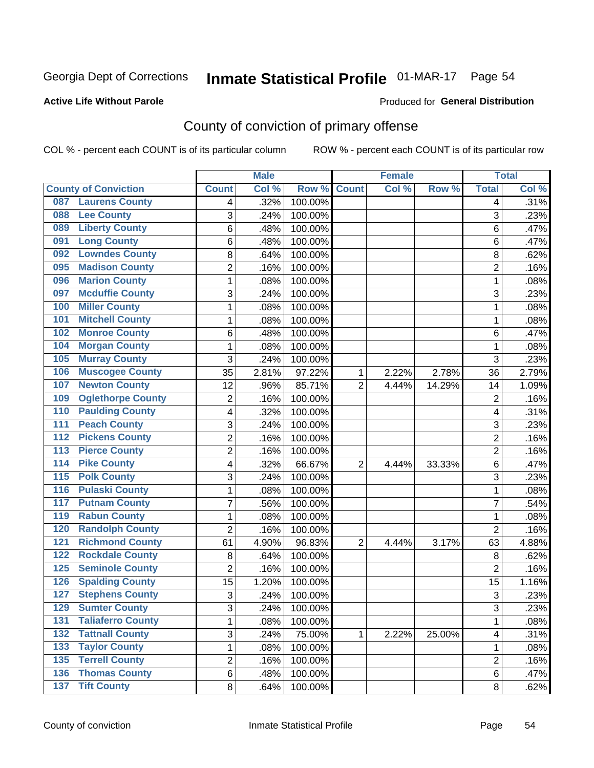Georgia Dept of Corrections **Inmate Statistical Profile** 01-MAR-17 Page 54

**Active Life Without Parole**

Produced for **General Distribution**

## County of conviction of primary offense

COL % - percent each COUNT is of its particular column ROW % - percent each COUNT is of its particular row

| County of Conviction | Male | | | Female | | | Total | |
|---|---|---|---|---|---|---|---|---|
| | Count | Col % | Row % | Count | Col % | Row % | Total | Col % |
| 087 Laurens County | 4 | .32% | 100.00% | | | | 4 | .31% |
| 088 Lee County | 3 | .24% | 100.00% | | | | 3 | .23% |
| 089 Liberty County | 6 | .48% | 100.00% | | | | 6 | .47% |
| 091 Long County | 6 | .48% | 100.00% | | | | 6 | .47% |
| 092 Lowndes County | 8 | .64% | 100.00% | | | | 8 | .62% |
| 095 Madison County | 2 | .16% | 100.00% | | | | 2 | .16% |
| 096 Marion County | 1 | .08% | 100.00% | | | | 1 | .08% |
| 097 Mcduffie County | 3 | .24% | 100.00% | | | | 3 | .23% |
| 100 Miller County | 1 | .08% | 100.00% | | | | 1 | .08% |
| 101 Mitchell County | 1 | .08% | 100.00% | | | | 1 | .08% |
| 102 Monroe County | 6 | .48% | 100.00% | | | | 6 | .47% |
| 104 Morgan County | 1 | .08% | 100.00% | | | | 1 | .08% |
| 105 Murray County | 3 | .24% | 100.00% | | | | 3 | .23% |
| 106 Muscogee County | 35 | 2.81% | 97.22% | 1 | 2.22% | 2.78% | 36 | 2.79% |
| 107 Newton County | 12 | .96% | 85.71% | 2 | 4.44% | 14.29% | 14 | 1.09% |
| 109 Oglethorpe County | 2 | .16% | 100.00% | | | | 2 | .16% |
| 110 Paulding County | 4 | .32% | 100.00% | | | | 4 | .31% |
| 111 Peach County | 3 | .24% | 100.00% | | | | 3 | .23% |
| 112 Pickens County | 2 | .16% | 100.00% | | | | 2 | .16% |
| 113 Pierce County | 2 | .16% | 100.00% | | | | 2 | .16% |
| 114 Pike County | 4 | .32% | 66.67% | 2 | 4.44% | 33.33% | 6 | .47% |
| 115 Polk County | 3 | .24% | 100.00% | | | | 3 | .23% |
| 116 Pulaski County | 1 | .08% | 100.00% | | | | 1 | .08% |
| 117 Putnam County | 7 | .56% | 100.00% | | | | 7 | .54% |
| 119 Rabun County | 1 | .08% | 100.00% | | | | 1 | .08% |
| 120 Randolph County | 2 | .16% | 100.00% | | | | 2 | .16% |
| 121 Richmond County | 61 | 4.90% | 96.83% | 2 | 4.44% | 3.17% | 63 | 4.88% |
| 122 Rockdale County | 8 | .64% | 100.00% | | | | 8 | .62% |
| 125 Seminole County | 2 | .16% | 100.00% | | | | 2 | .16% |
| 126 Spalding County | 15 | 1.20% | 100.00% | | | | 15 | 1.16% |
| 127 Stephens County | 3 | .24% | 100.00% | | | | 3 | .23% |
| 129 Sumter County | 3 | .24% | 100.00% | | | | 3 | .23% |
| 131 Taliaferro County | 1 | .08% | 100.00% | | | | 1 | .08% |
| 132 Tattnall County | 3 | .24% | 75.00% | 1 | 2.22% | 25.00% | 4 | .31% |
| 133 Taylor County | 1 | .08% | 100.00% | | | | 1 | .08% |
| 135 Terrell County | 2 | .16% | 100.00% | | | | 2 | .16% |
| 136 Thomas County | 6 | .48% | 100.00% | | | | 6 | .47% |
| 137 Tift County | 8 | .64% | 100.00% | | | | 8 | .62% |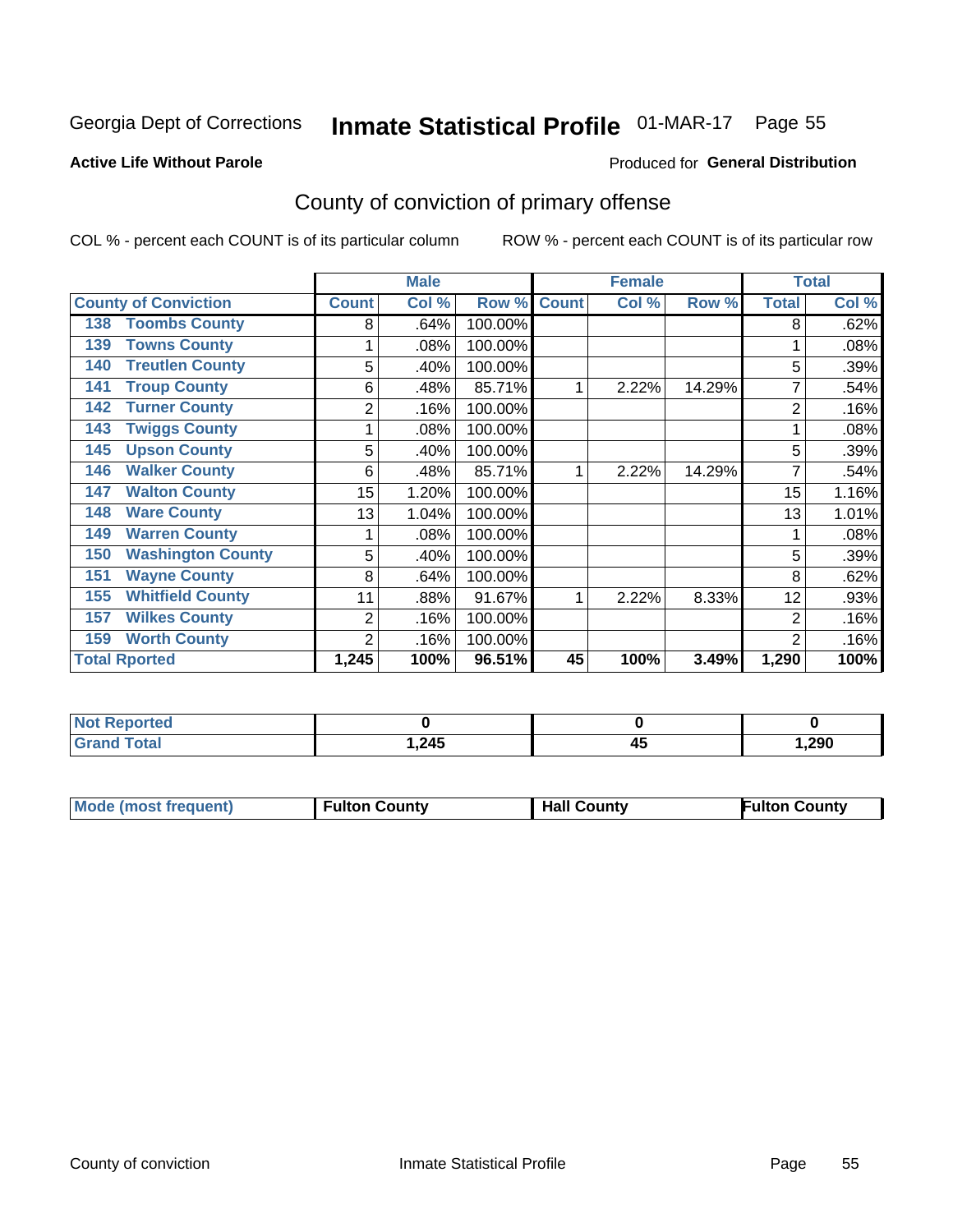Georgia Dept of Corrections **Inmate Statistical Profile** 01-MAR-17 Page 55

**Active Life Without Parole**

Produced for **General Distribution**

## County of conviction of primary offense

COL % - percent each COUNT is of its particular column ROW % - percent each COUNT is of its particular row

| County of Conviction | Male | | | Female | | | Total | |
|---|---|---|---|---|---|---|---|---|
| | Count | Col % | Row % | Count | Col % | Row % | Total | Col % |
| 138 Toombs County | 8 | .64% | 100.00% | | | | 8 | .62% |
| 139 Towns County | 1 | .08% | 100.00% | | | | 1 | .08% |
| 140 Treutlen County | 5 | .40% | 100.00% | | | | 5 | .39% |
| 141 Troup County | 6 | .48% | 85.71% | 1 | 2.22% | 14.29% | 7 | .54% |
| 142 Turner County | 2 | .16% | 100.00% | | | | 2 | .16% |
| 143 Twiggs County | 1 | .08% | 100.00% | | | | 1 | .08% |
| 145 Upson County | 5 | .40% | 100.00% | | | | 5 | .39% |
| 146 Walker County | 6 | .48% | 85.71% | 1 | 2.22% | 14.29% | 7 | .54% |
| 147 Walton County | 15 | 1.20% | 100.00% | | | | 15 | 1.16% |
| 148 Ware County | 13 | 1.04% | 100.00% | | | | 13 | 1.01% |
| 149 Warren County | 1 | .08% | 100.00% | | | | 1 | .08% |
| 150 Washington County | 5 | .40% | 100.00% | | | | 5 | .39% |
| 151 Wayne County | 8 | .64% | 100.00% | | | | 8 | .62% |
| 155 Whitfield County | 11 | .88% | 91.67% | 1 | 2.22% | 8.33% | 12 | .93% |
| 157 Wilkes County | 2 | .16% | 100.00% | | | | 2 | .16% |
| 159 Worth County | 2 | .16% | 100.00% | | | | 2 | .16% |
| **Total Rported** | **1,245** | **100%** | **96.51%** | **45** | **100%** | **3.49%** | **1,290** | **100%** |

| | Male | Female | Total |
|---|---|---|---|
| Not Reported | **0** | **0** | **0** |
| Grand Total | **1,245** | **45** | **1,290** |

| | Male | Female | Total |
|---|---|---|---|
| Mode (most frequent) | **Fulton County** | **Hall County** | **Fulton County** |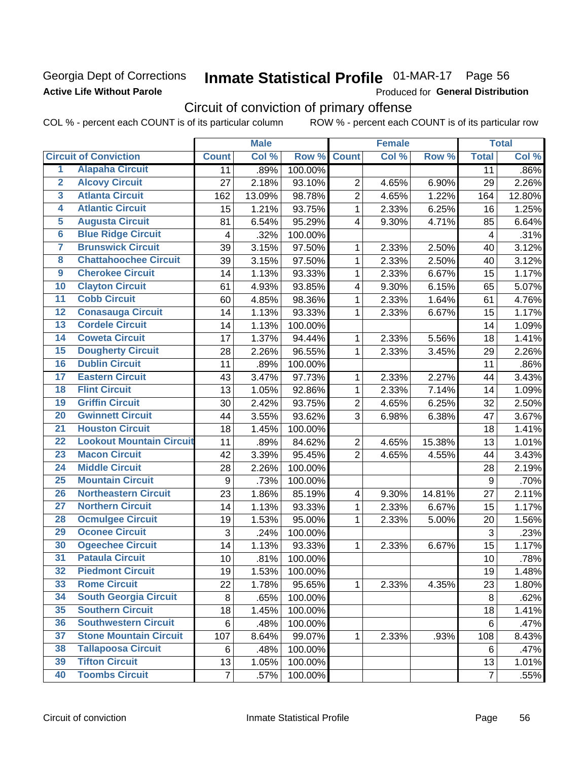Georgia Dept of Corrections
**Active Life Without Parole**

# Inmate Statistical Profile 01-MAR-17 Page 56

Produced for **General Distribution**

## Circuit of conviction of primary offense

COL % - percent each COUNT is of its particular column ROW % - percent each COUNT is of its particular row

| | | Male | | | Female | | | Total | |
|---|---|---|---|---|---|---|---|---|---|
| **Circuit of Conviction** | | **Count** | **Col %** | **Row %** | **Count** | **Col %** | **Row %** | **Total** | **Col %** |
| 1 | Alapaha Circuit | 11 | .89% | 100.00% | | | | 11 | .86% |
| 2 | Alcovy Circuit | 27 | 2.18% | 93.10% | 2 | 4.65% | 6.90% | 29 | 2.26% |
| 3 | Atlanta Circuit | 162 | 13.09% | 98.78% | 2 | 4.65% | 1.22% | 164 | 12.80% |
| 4 | Atlantic Circuit | 15 | 1.21% | 93.75% | 1 | 2.33% | 6.25% | 16 | 1.25% |
| 5 | Augusta Circuit | 81 | 6.54% | 95.29% | 4 | 9.30% | 4.71% | 85 | 6.64% |
| 6 | Blue Ridge Circuit | 4 | .32% | 100.00% | | | | 4 | .31% |
| 7 | Brunswick Circuit | 39 | 3.15% | 97.50% | 1 | 2.33% | 2.50% | 40 | 3.12% |
| 8 | Chattahoochee Circuit | 39 | 3.15% | 97.50% | 1 | 2.33% | 2.50% | 40 | 3.12% |
| 9 | Cherokee Circuit | 14 | 1.13% | 93.33% | 1 | 2.33% | 6.67% | 15 | 1.17% |
| 10 | Clayton Circuit | 61 | 4.93% | 93.85% | 4 | 9.30% | 6.15% | 65 | 5.07% |
| 11 | Cobb Circuit | 60 | 4.85% | 98.36% | 1 | 2.33% | 1.64% | 61 | 4.76% |
| 12 | Conasauga Circuit | 14 | 1.13% | 93.33% | 1 | 2.33% | 6.67% | 15 | 1.17% |
| 13 | Cordele Circuit | 14 | 1.13% | 100.00% | | | | 14 | 1.09% |
| 14 | Coweta Circuit | 17 | 1.37% | 94.44% | 1 | 2.33% | 5.56% | 18 | 1.41% |
| 15 | Dougherty Circuit | 28 | 2.26% | 96.55% | 1 | 2.33% | 3.45% | 29 | 2.26% |
| 16 | Dublin Circuit | 11 | .89% | 100.00% | | | | 11 | .86% |
| 17 | Eastern Circuit | 43 | 3.47% | 97.73% | 1 | 2.33% | 2.27% | 44 | 3.43% |
| 18 | Flint Circuit | 13 | 1.05% | 92.86% | 1 | 2.33% | 7.14% | 14 | 1.09% |
| 19 | Griffin Circuit | 30 | 2.42% | 93.75% | 2 | 4.65% | 6.25% | 32 | 2.50% |
| 20 | Gwinnett Circuit | 44 | 3.55% | 93.62% | 3 | 6.98% | 6.38% | 47 | 3.67% |
| 21 | Houston Circuit | 18 | 1.45% | 100.00% | | | | 18 | 1.41% |
| 22 | Lookout Mountain Circuit | 11 | .89% | 84.62% | 2 | 4.65% | 15.38% | 13 | 1.01% |
| 23 | Macon Circuit | 42 | 3.39% | 95.45% | 2 | 4.65% | 4.55% | 44 | 3.43% |
| 24 | Middle Circuit | 28 | 2.26% | 100.00% | | | | 28 | 2.19% |
| 25 | Mountain Circuit | 9 | .73% | 100.00% | | | | 9 | .70% |
| 26 | Northeastern Circuit | 23 | 1.86% | 85.19% | 4 | 9.30% | 14.81% | 27 | 2.11% |
| 27 | Northern Circuit | 14 | 1.13% | 93.33% | 1 | 2.33% | 6.67% | 15 | 1.17% |
| 28 | Ocmulgee Circuit | 19 | 1.53% | 95.00% | 1 | 2.33% | 5.00% | 20 | 1.56% |
| 29 | Oconee Circuit | 3 | .24% | 100.00% | | | | 3 | .23% |
| 30 | Ogeechee Circuit | 14 | 1.13% | 93.33% | 1 | 2.33% | 6.67% | 15 | 1.17% |
| 31 | Pataula Circuit | 10 | .81% | 100.00% | | | | 10 | .78% |
| 32 | Piedmont Circuit | 19 | 1.53% | 100.00% | | | | 19 | 1.48% |
| 33 | Rome Circuit | 22 | 1.78% | 95.65% | 1 | 2.33% | 4.35% | 23 | 1.80% |
| 34 | South Georgia Circuit | 8 | .65% | 100.00% | | | | 8 | .62% |
| 35 | Southern Circuit | 18 | 1.45% | 100.00% | | | | 18 | 1.41% |
| 36 | Southwestern Circuit | 6 | .48% | 100.00% | | | | 6 | .47% |
| 37 | Stone Mountain Circuit | 107 | 8.64% | 99.07% | 1 | 2.33% | .93% | 108 | 8.43% |
| 38 | Tallapoosa Circuit | 6 | .48% | 100.00% | | | | 6 | .47% |
| 39 | Tifton Circuit | 13 | 1.05% | 100.00% | | | | 13 | 1.01% |
| 40 | Toombs Circuit | 7 | .57% | 100.00% | | | | 7 | .55% |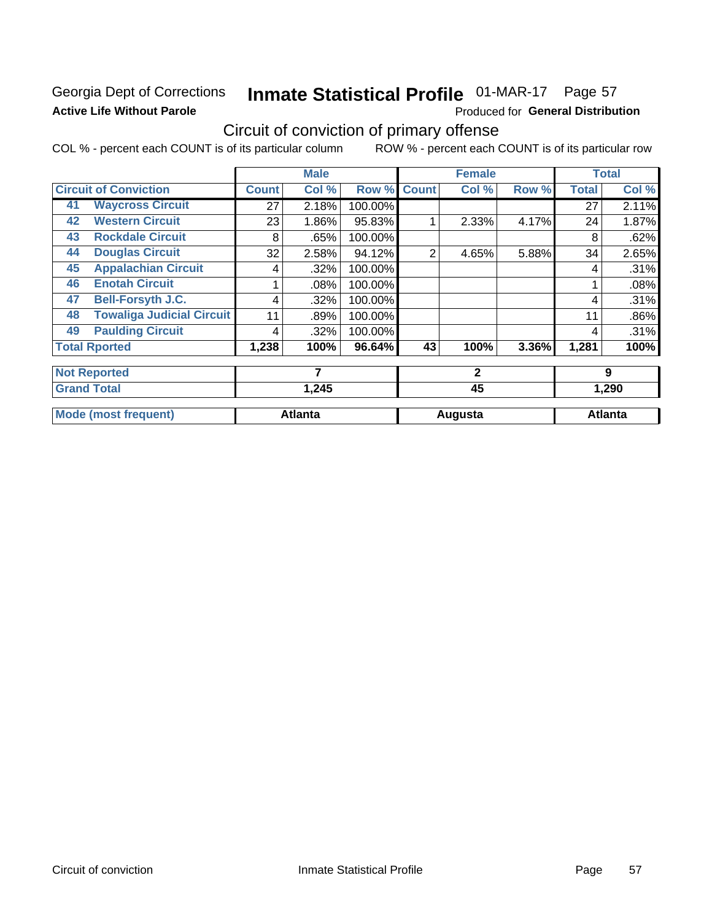Georgia Dept of Corrections
**Active Life Without Parole**

# Inmate Statistical Profile 01-MAR-17 Page 57

Produced for **General Distribution**

## Circuit of conviction of primary offense

COL % - percent each COUNT is of its particular column ROW % - percent each COUNT is of its particular row

| Circuit of Conviction | | Male | | | Female | | | Total | |
|---|---|---|---|---|---|---|---|---|---|
| | | Count | Col % | Row % | Count | Col % | Row % | Total | Col % |
| 41 | Waycross Circuit | 27 | 2.18% | 100.00% | | | | 27 | 2.11% |
| 42 | Western Circuit | 23 | 1.86% | 95.83% | 1 | 2.33% | 4.17% | 24 | 1.87% |
| 43 | Rockdale Circuit | 8 | .65% | 100.00% | | | | 8 | .62% |
| 44 | Douglas Circuit | 32 | 2.58% | 94.12% | 2 | 4.65% | 5.88% | 34 | 2.65% |
| 45 | Appalachian Circuit | 4 | .32% | 100.00% | | | | 4 | .31% |
| 46 | Enotah Circuit | 1 | .08% | 100.00% | | | | 1 | .08% |
| 47 | Bell-Forsyth J.C. | 4 | .32% | 100.00% | | | | 4 | .31% |
| 48 | Towaliga Judicial Circuit | 11 | .89% | 100.00% | | | | 11 | .86% |
| 49 | Paulding Circuit | 4 | .32% | 100.00% | | | | 4 | .31% |
| **Total Rported** | | **1,238** | **100%** | **96.64%** | **43** | **100%** | **3.36%** | **1,281** | **100%** |
| **Not Reported** | | **7** | | | **2** | | | **9** | |
| **Grand Total** | | **1,245** | | | **45** | | | **1,290** | |
| **Mode (most frequent)** | | **Atlanta** | | | **Augusta** | | | **Atlanta** | |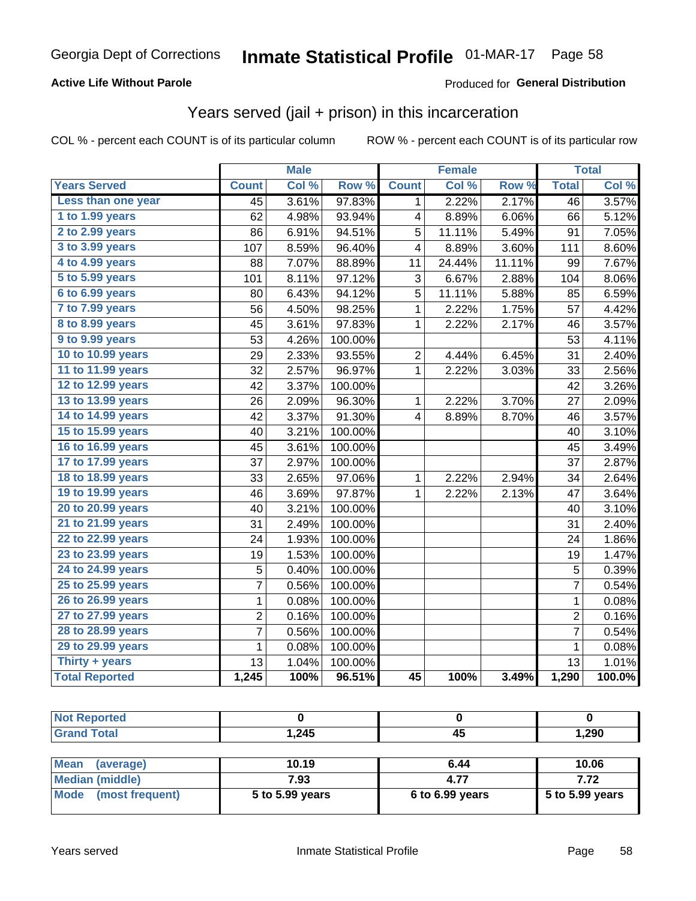Georgia Dept of Corrections **Inmate Statistical Profile** 01-MAR-17

**Active Life Without Parole**

Produced for **General Distribution**

## Years served (jail + prison) in this incarceration

COL % - percent each COUNT is of its particular column    ROW % - percent each COUNT is of its particular row

| | Male | | | Female | | | Total | |
|---|---|---|---|---|---|---|---|---|
| **Years Served** | **Count** | **Col %** | **Row %** | **Count** | **Col %** | **Row %** | **Total** | **Col %** |
| Less than one year | 45 | 3.61% | 97.83% | 1 | 2.22% | 2.17% | 46 | 3.57% |
| 1 to 1.99 years | 62 | 4.98% | 93.94% | 4 | 8.89% | 6.06% | 66 | 5.12% |
| 2 to 2.99 years | 86 | 6.91% | 94.51% | 5 | 11.11% | 5.49% | 91 | 7.05% |
| 3 to 3.99 years | 107 | 8.59% | 96.40% | 4 | 8.89% | 3.60% | 111 | 8.60% |
| 4 to 4.99 years | 88 | 7.07% | 88.89% | 11 | 24.44% | 11.11% | 99 | 7.67% |
| 5 to 5.99 years | 101 | 8.11% | 97.12% | 3 | 6.67% | 2.88% | 104 | 8.06% |
| 6 to 6.99 years | 80 | 6.43% | 94.12% | 5 | 11.11% | 5.88% | 85 | 6.59% |
| 7 to 7.99 years | 56 | 4.50% | 98.25% | 1 | 2.22% | 1.75% | 57 | 4.42% |
| 8 to 8.99 years | 45 | 3.61% | 97.83% | 1 | 2.22% | 2.17% | 46 | 3.57% |
| 9 to 9.99 years | 53 | 4.26% | 100.00% | | | | 53 | 4.11% |
| 10 to 10.99 years | 29 | 2.33% | 93.55% | 2 | 4.44% | 6.45% | 31 | 2.40% |
| 11 to 11.99 years | 32 | 2.57% | 96.97% | 1 | 2.22% | 3.03% | 33 | 2.56% |
| 12 to 12.99 years | 42 | 3.37% | 100.00% | | | | 42 | 3.26% |
| 13 to 13.99 years | 26 | 2.09% | 96.30% | 1 | 2.22% | 3.70% | 27 | 2.09% |
| 14 to 14.99 years | 42 | 3.37% | 91.30% | 4 | 8.89% | 8.70% | 46 | 3.57% |
| 15 to 15.99 years | 40 | 3.21% | 100.00% | | | | 40 | 3.10% |
| 16 to 16.99 years | 45 | 3.61% | 100.00% | | | | 45 | 3.49% |
| 17 to 17.99 years | 37 | 2.97% | 100.00% | | | | 37 | 2.87% |
| 18 to 18.99 years | 33 | 2.65% | 97.06% | 1 | 2.22% | 2.94% | 34 | 2.64% |
| 19 to 19.99 years | 46 | 3.69% | 97.87% | 1 | 2.22% | 2.13% | 47 | 3.64% |
| 20 to 20.99 years | 40 | 3.21% | 100.00% | | | | 40 | 3.10% |
| 21 to 21.99 years | 31 | 2.49% | 100.00% | | | | 31 | 2.40% |
| 22 to 22.99 years | 24 | 1.93% | 100.00% | | | | 24 | 1.86% |
| 23 to 23.99 years | 19 | 1.53% | 100.00% | | | | 19 | 1.47% |
| 24 to 24.99 years | 5 | 0.40% | 100.00% | | | | 5 | 0.39% |
| 25 to 25.99 years | 7 | 0.56% | 100.00% | | | | 7 | 0.54% |
| 26 to 26.99 years | 1 | 0.08% | 100.00% | | | | 1 | 0.08% |
| 27 to 27.99 years | 2 | 0.16% | 100.00% | | | | 2 | 0.16% |
| 28 to 28.99 years | 7 | 0.56% | 100.00% | | | | 7 | 0.54% |
| 29 to 29.99 years | 1 | 0.08% | 100.00% | | | | 1 | 0.08% |
| Thirty + years | 13 | 1.04% | 100.00% | | | | 13 | 1.01% |
| **Total Reported** | **1,245** | **100%** | **96.51%** | **45** | **100%** | **3.49%** | **1,290** | **100.0%** |

| | Male | Female | Total |
|---|---|---|---|
| Not Reported | 0 | 0 | 0 |
| Grand Total | 1,245 | 45 | 1,290 |

| | Male | Female | Total |
|---|---|---|---|
| Mean (average) | 10.19 | 6.44 | 10.06 |
| Median (middle) | 7.93 | 4.77 | 7.72 |
| Mode (most frequent) | 5 to 5.99 years | 6 to 6.99 years | 5 to 5.99 years |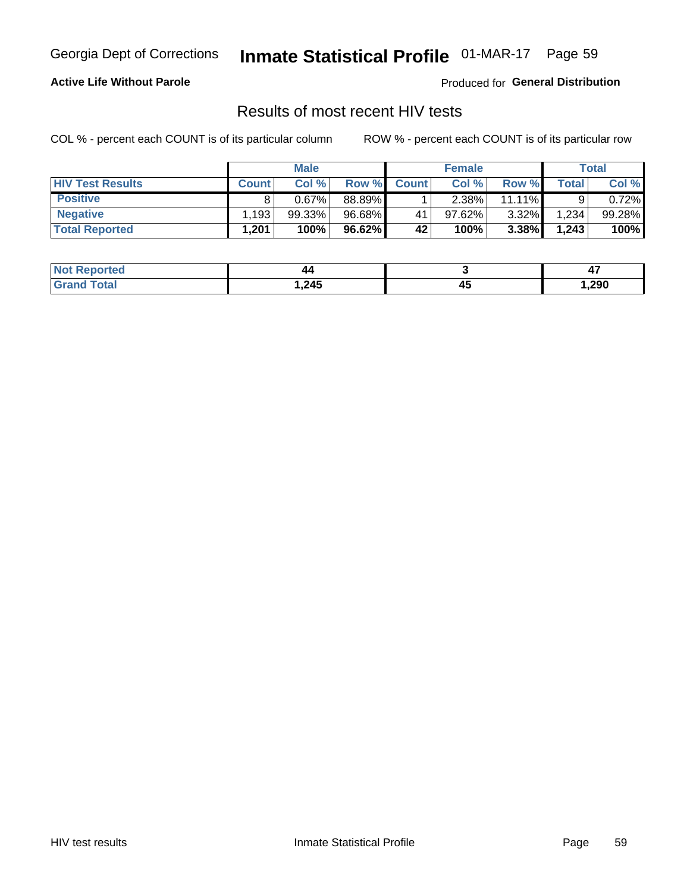Georgia Dept of Corrections **Inmate Statistical Profile** 01-MAR-17

**Active Life Without Parole**

Produced for **General Distribution**

## Results of most recent HIV tests

COL % - percent each COUNT is of its particular column

ROW % - percent each COUNT is of its particular row

| | Male | | | Female | | | Total | |
|---|---|---|---|---|---|---|---|---|
| **HIV Test Results** | **Count** | **Col %** | **Row %** | **Count** | **Col %** | **Row %** | **Total** | **Col %** |
| **Positive** | 8 | 0.67% | 88.89% | 1 | 2.38% | 11.11% | 9 | 0.72% |
| **Negative** | 1,193 | 99.33% | 96.68% | 41 | 97.62% | 3.32% | 1,234 | 99.28% |
| **Total Reported** | **1,201** | **100%** | **96.62%** | **42** | **100%** | **3.38%** | **1,243** | **100%** |

| | Male | Female | Total |
|---|---|---|---|
| **Not Reported** | **44** | **3** | **47** |
| **Grand Total** | **1,245** | **45** | **1,290** |

HIV test results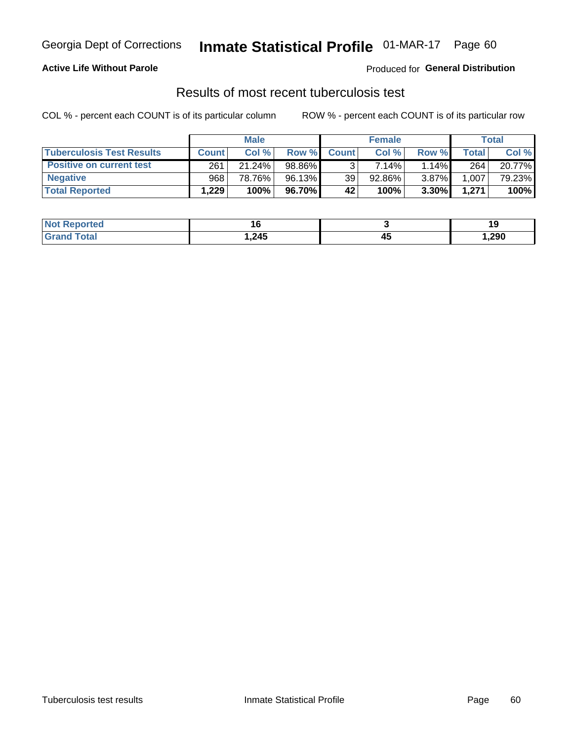Georgia Dept of Corrections **Inmate Statistical Profile** 01-MAR-17 Page 60

**Active Life Without Parole**

Produced for **General Distribution**

## Results of most recent tuberculosis test

COL % - percent each COUNT is of its particular column ROW % - percent each COUNT is of its particular row

| | Male | | | Female | | | Total | |
|---|---|---|---|---|---|---|---|---|
| **Tuberculosis Test Results** | **Count** | **Col %** | **Row %** | **Count** | **Col %** | **Row %** | **Total** | **Col %** |
| **Positive on current test** | 261 | 21.24% | 98.86% | 3 | 7.14% | 1.14% | 264 | 20.77% |
| **Negative** | 968 | 78.76% | 96.13% | 39 | 92.86% | 3.87% | 1,007 | 79.23% |
| **Total Reported** | **1,229** | **100%** | **96.70%** | **42** | **100%** | **3.30%** | **1,271** | **100%** |

| | Male | Female | Total |
|---|---|---|---|
| **Not Reported** | **16** | **3** | **19** |
| **Grand Total** | **1,245** | **45** | **1,290** |

Tuberculosis test results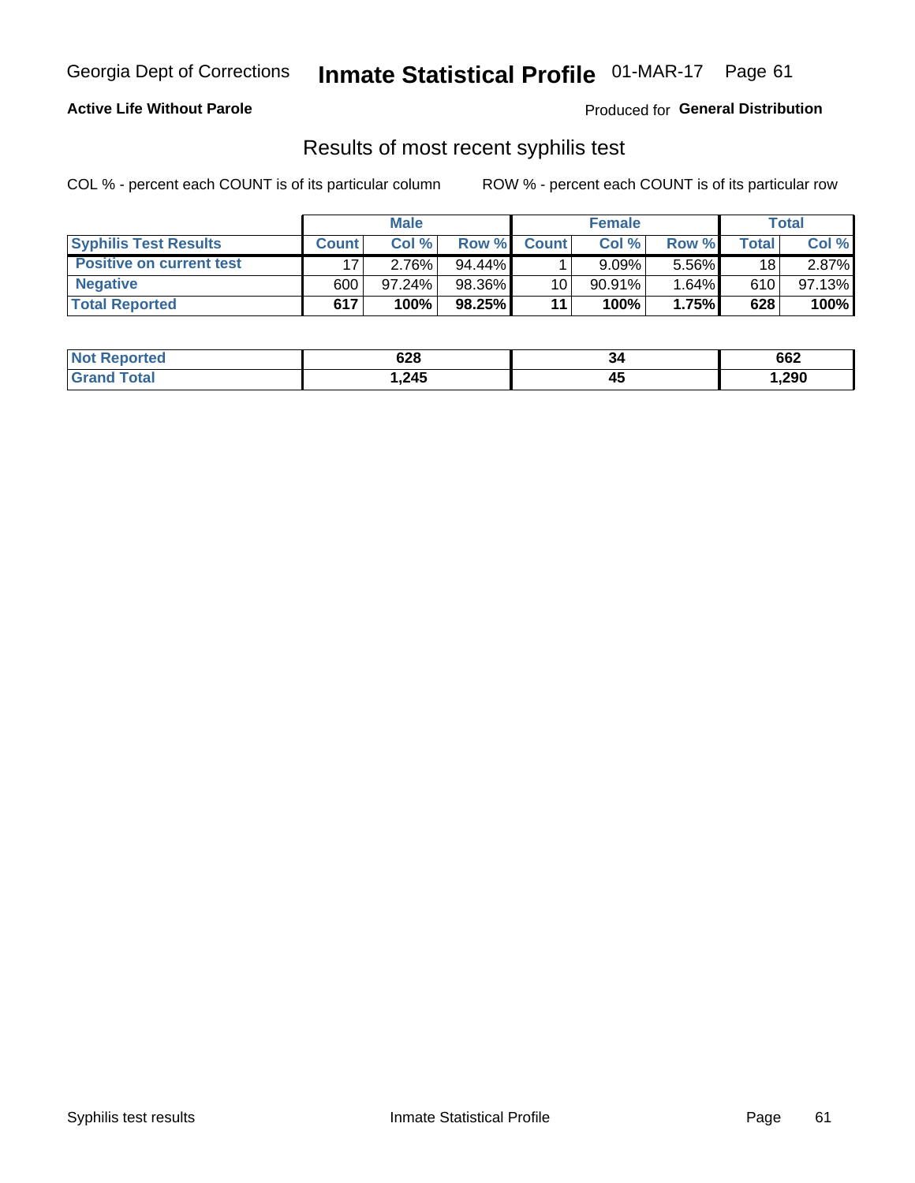Georgia Dept of Corrections **Inmate Statistical Profile** 01-MAR-17 Page 61

**Active Life Without Parole**

Produced for **General Distribution**

## Results of most recent syphilis test

COL % - percent each COUNT is of its particular column ROW % - percent each COUNT is of its particular row

| | Male | | | Female | | | Total | |
|---|---|---|---|---|---|---|---|---|
| **Syphilis Test Results** | **Count** | **Col %** | **Row %** | **Count** | **Col %** | **Row %** | **Total** | **Col %** |
| **Positive on current test** | 17 | 2.76% | 94.44% | 1 | 9.09% | 5.56% | 18 | 2.87% |
| **Negative** | 600 | 97.24% | 98.36% | 10 | 90.91% | 1.64% | 610 | 97.13% |
| **Total Reported** | **617** | **100%** | **98.25%** | **11** | **100%** | **1.75%** | **628** | **100%** |

| | Male | Female | Total |
|---|---|---|---|
| **Not Reported** | **628** | **34** | **662** |
| **Grand Total** | **1,245** | **45** | **1,290** |

Syphilis test results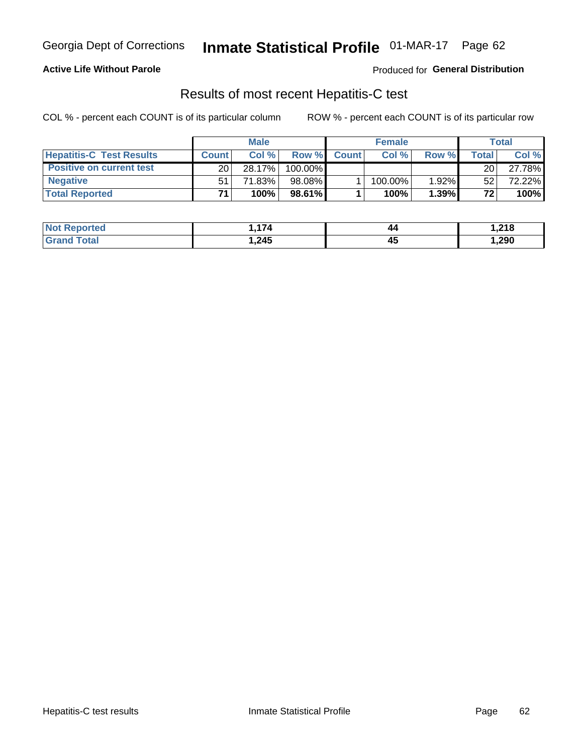Georgia Dept of Corrections **Inmate Statistical Profile** 01-MAR-17 Page 62

**Active Life Without Parole**

Produced for **General Distribution**

## Results of most recent Hepatitis-C test

COL % - percent each COUNT is of its particular column     ROW % - percent each COUNT is of its particular row

| | Male | | | Female | | | Total | |
|---|---|---|---|---|---|---|---|---|
| **Hepatitis-C Test Results** | **Count** | **Col %** | **Row %** | **Count** | **Col %** | **Row %** | **Total** | **Col %** |
| **Positive on current test** | 20 | 28.17% | 100.00% | | | | 20 | 27.78% |
| **Negative** | 51 | 71.83% | 98.08% | 1 | 100.00% | 1.92% | 52 | 72.22% |
| **Total Reported** | **71** | **100%** | **98.61%** | **1** | **100%** | **1.39%** | **72** | **100%** |

| | Male | Female | Total |
|---|---|---|---|
| **Not Reported** | **1,174** | **44** | **1,218** |
| **Grand Total** | **1,245** | **45** | **1,290** |